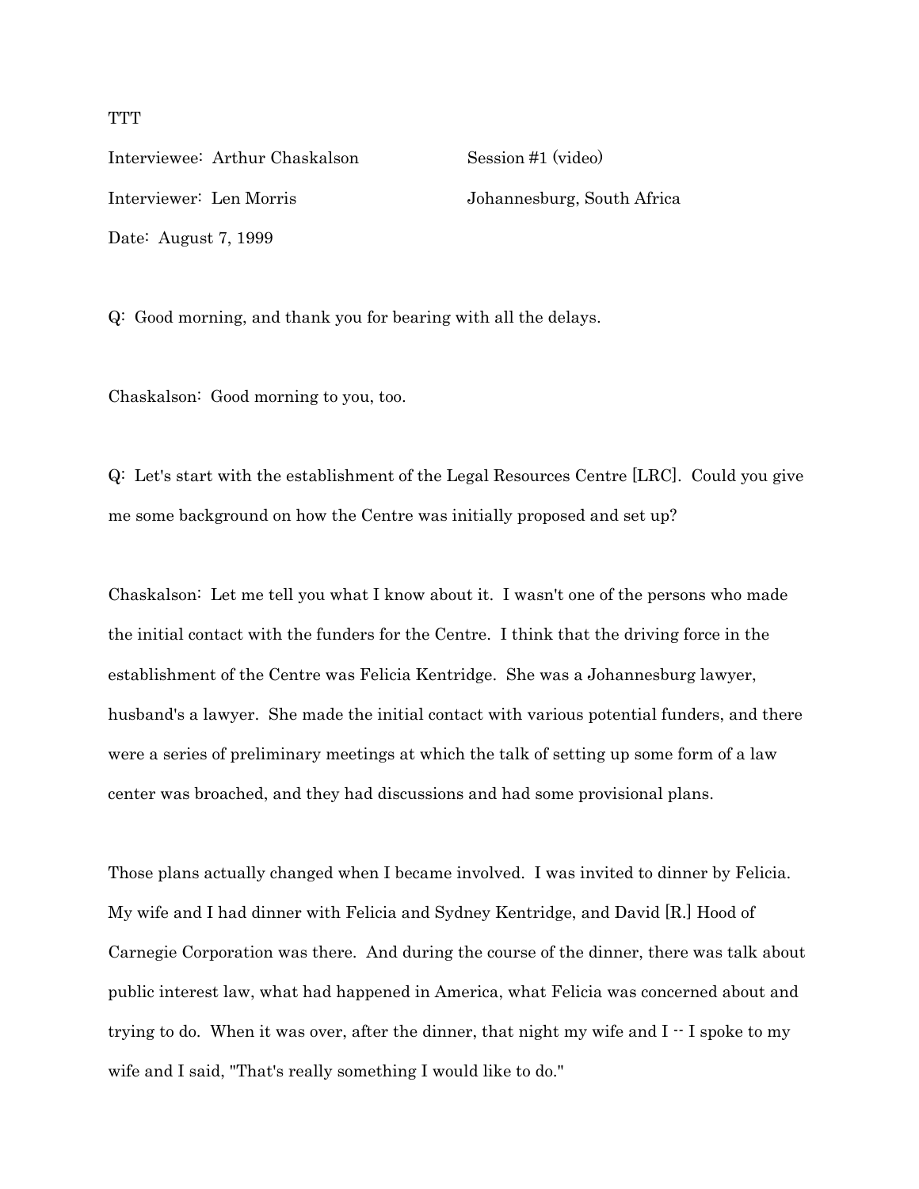TTT

Interviewee: Arthur Chaskalson                Session #1 (video)

Interviewer: Len Morris                Johannesburg, South Africa

Date: August 7, 1999

Q: Good morning, and thank you for bearing with all the delays.

Chaskalson: Good morning to you, too.

Q: Let's start with the establishment of the Legal Resources Centre [LRC]. Could you give me some background on how the Centre was initially proposed and set up?

Chaskalson: Let me tell you what I know about it. I wasn't one of the persons who made the initial contact with the funders for the Centre. I think that the driving force in the establishment of the Centre was Felicia Kentridge. She was a Johannesburg lawyer, husband's a lawyer. She made the initial contact with various potential funders, and there were a series of preliminary meetings at which the talk of setting up some form of a law center was broached, and they had discussions and had some provisional plans.

Those plans actually changed when I became involved. I was invited to dinner by Felicia. My wife and I had dinner with Felicia and Sydney Kentridge, and David [R.] Hood of Carnegie Corporation was there. And during the course of the dinner, there was talk about public interest law, what had happened in America, what Felicia was concerned about and trying to do. When it was over, after the dinner, that night my wife and I -- I spoke to my wife and I said, "That's really something I would like to do."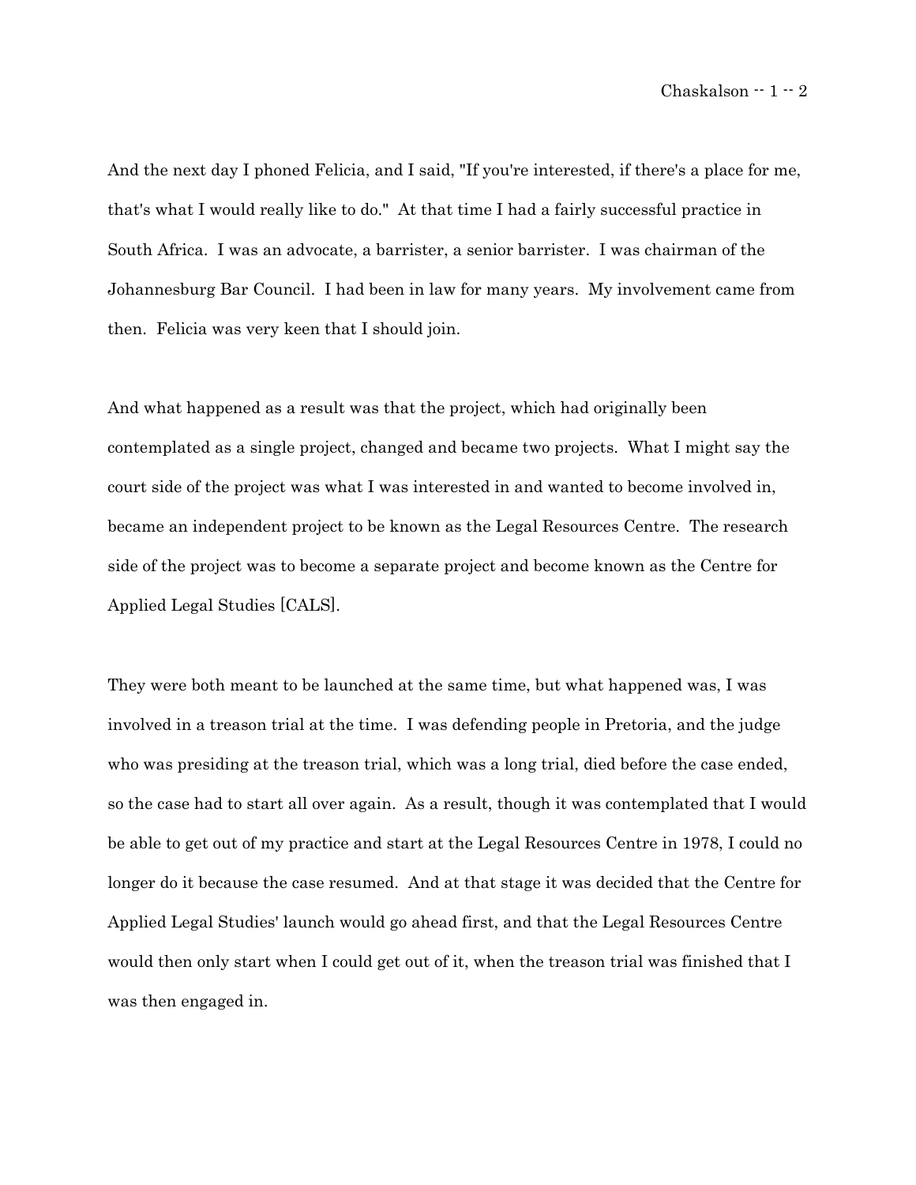And the next day I phoned Felicia, and I said, "If you're interested, if there's a place for me, that's what I would really like to do." At that time I had a fairly successful practice in South Africa. I was an advocate, a barrister, a senior barrister. I was chairman of the Johannesburg Bar Council. I had been in law for many years. My involvement came from then. Felicia was very keen that I should join.

And what happened as a result was that the project, which had originally been contemplated as a single project, changed and became two projects. What I might say the court side of the project was what I was interested in and wanted to become involved in, became an independent project to be known as the Legal Resources Centre. The research side of the project was to become a separate project and become known as the Centre for Applied Legal Studies [CALS].

They were both meant to be launched at the same time, but what happened was, I was involved in a treason trial at the time. I was defending people in Pretoria, and the judge who was presiding at the treason trial, which was a long trial, died before the case ended, so the case had to start all over again. As a result, though it was contemplated that I would be able to get out of my practice and start at the Legal Resources Centre in 1978, I could no longer do it because the case resumed. And at that stage it was decided that the Centre for Applied Legal Studies' launch would go ahead first, and that the Legal Resources Centre would then only start when I could get out of it, when the treason trial was finished that I was then engaged in.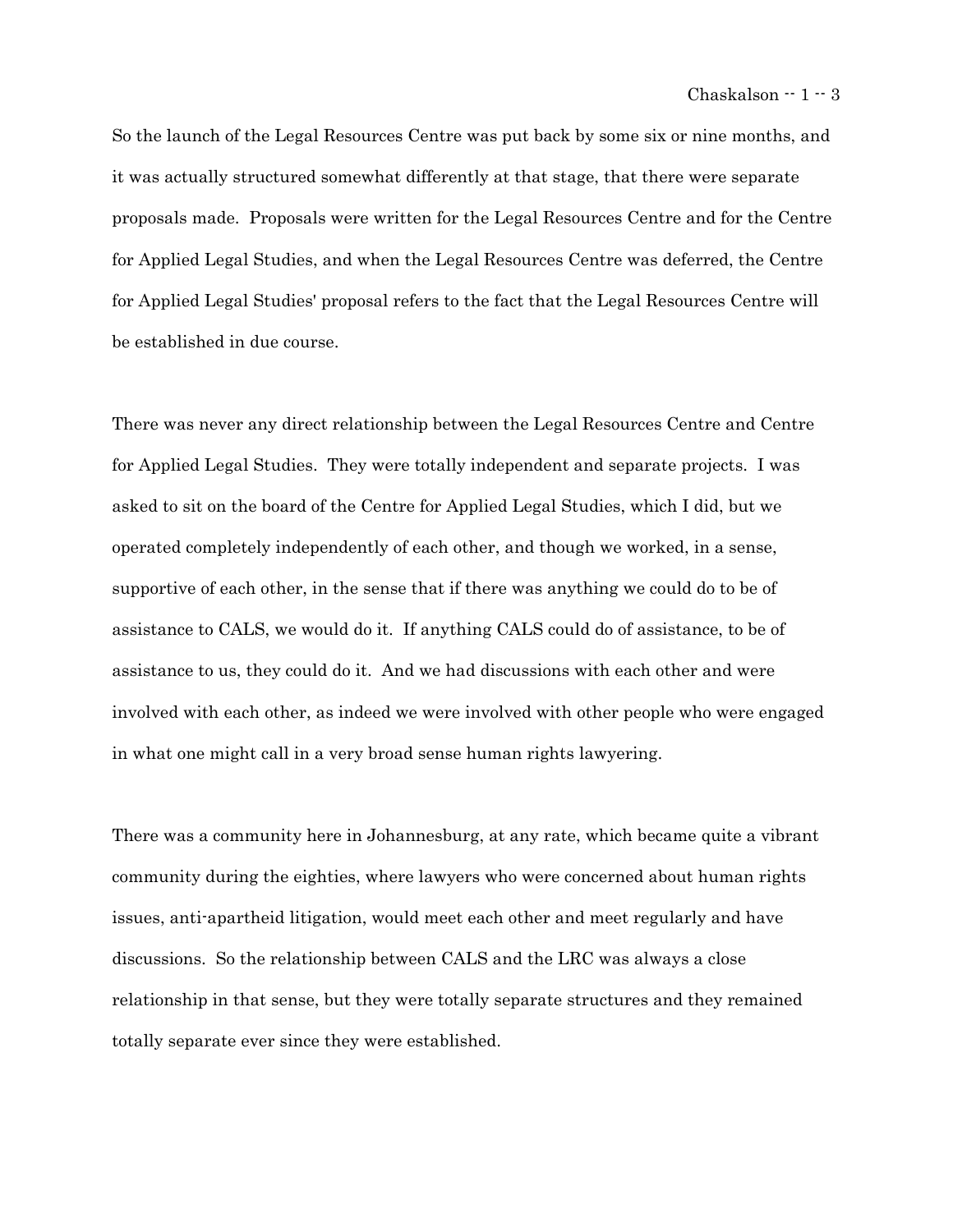So the launch of the Legal Resources Centre was put back by some six or nine months, and it was actually structured somewhat differently at that stage, that there were separate proposals made. Proposals were written for the Legal Resources Centre and for the Centre for Applied Legal Studies, and when the Legal Resources Centre was deferred, the Centre for Applied Legal Studies' proposal refers to the fact that the Legal Resources Centre will be established in due course.

There was never any direct relationship between the Legal Resources Centre and Centre for Applied Legal Studies. They were totally independent and separate projects. I was asked to sit on the board of the Centre for Applied Legal Studies, which I did, but we operated completely independently of each other, and though we worked, in a sense, supportive of each other, in the sense that if there was anything we could do to be of assistance to CALS, we would do it. If anything CALS could do of assistance, to be of assistance to us, they could do it. And we had discussions with each other and were involved with each other, as indeed we were involved with other people who were engaged in what one might call in a very broad sense human rights lawyering.

There was a community here in Johannesburg, at any rate, which became quite a vibrant community during the eighties, where lawyers who were concerned about human rights issues, anti-apartheid litigation, would meet each other and meet regularly and have discussions. So the relationship between CALS and the LRC was always a close relationship in that sense, but they were totally separate structures and they remained totally separate ever since they were established.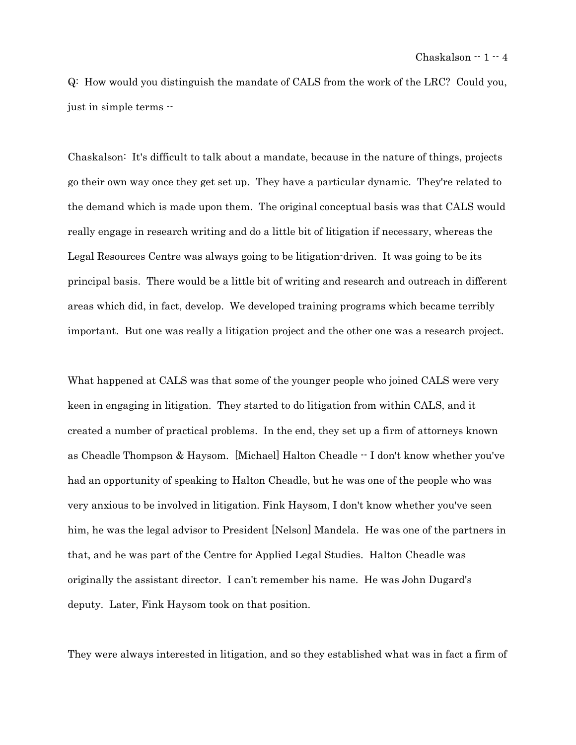Q: How would you distinguish the mandate of CALS from the work of the LRC? Could you, just in simple terms --

Chaskalson: It's difficult to talk about a mandate, because in the nature of things, projects go their own way once they get set up. They have a particular dynamic. They're related to the demand which is made upon them. The original conceptual basis was that CALS would really engage in research writing and do a little bit of litigation if necessary, whereas the Legal Resources Centre was always going to be litigation-driven. It was going to be its principal basis. There would be a little bit of writing and research and outreach in different areas which did, in fact, develop. We developed training programs which became terribly important. But one was really a litigation project and the other one was a research project.

What happened at CALS was that some of the younger people who joined CALS were very keen in engaging in litigation. They started to do litigation from within CALS, and it created a number of practical problems. In the end, they set up a firm of attorneys known as Cheadle Thompson & Haysom. [Michael] Halton Cheadle -- I don't know whether you've had an opportunity of speaking to Halton Cheadle, but he was one of the people who was very anxious to be involved in litigation. Fink Haysom, I don't know whether you've seen him, he was the legal advisor to President [Nelson] Mandela. He was one of the partners in that, and he was part of the Centre for Applied Legal Studies. Halton Cheadle was originally the assistant director. I can't remember his name. He was John Dugard's deputy. Later, Fink Haysom took on that position.

They were always interested in litigation, and so they established what was in fact a firm of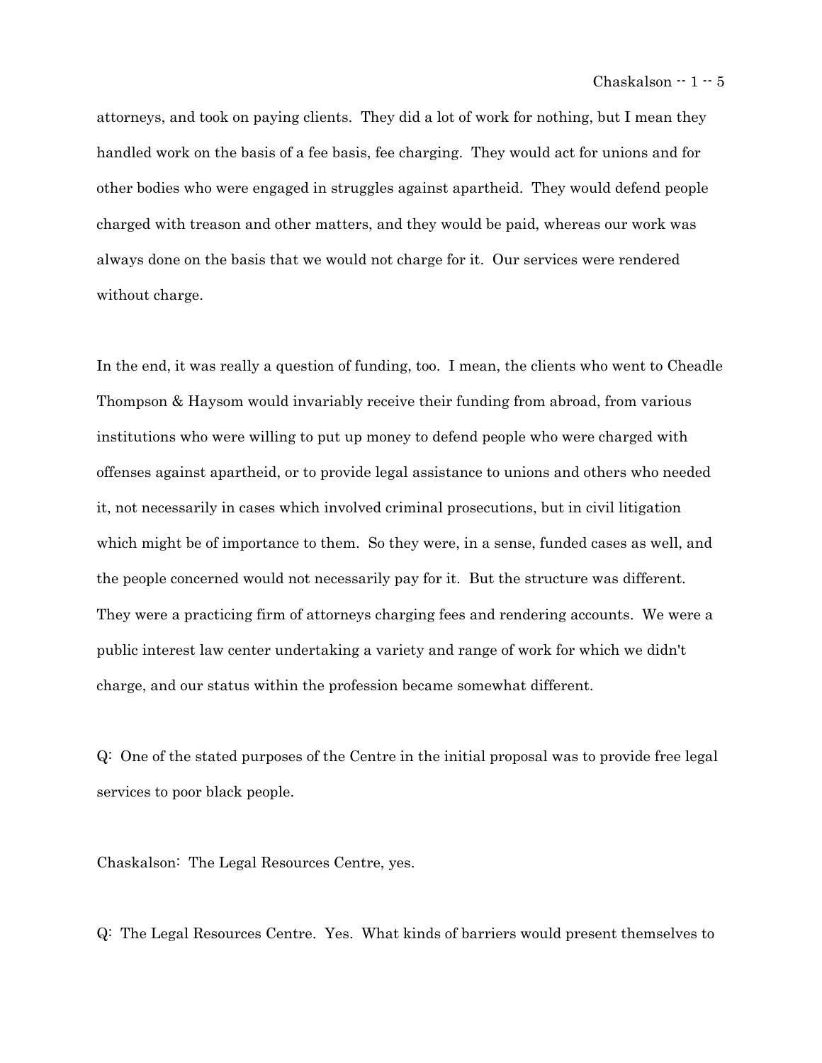attorneys, and took on paying clients. They did a lot of work for nothing, but I mean they handled work on the basis of a fee basis, fee charging. They would act for unions and for other bodies who were engaged in struggles against apartheid. They would defend people charged with treason and other matters, and they would be paid, whereas our work was always done on the basis that we would not charge for it. Our services were rendered without charge.

In the end, it was really a question of funding, too. I mean, the clients who went to Cheadle Thompson & Haysom would invariably receive their funding from abroad, from various institutions who were willing to put up money to defend people who were charged with offenses against apartheid, or to provide legal assistance to unions and others who needed it, not necessarily in cases which involved criminal prosecutions, but in civil litigation which might be of importance to them. So they were, in a sense, funded cases as well, and the people concerned would not necessarily pay for it. But the structure was different. They were a practicing firm of attorneys charging fees and rendering accounts. We were a public interest law center undertaking a variety and range of work for which we didn't charge, and our status within the profession became somewhat different.

Q: One of the stated purposes of the Centre in the initial proposal was to provide free legal services to poor black people.

Chaskalson: The Legal Resources Centre, yes.

Q: The Legal Resources Centre. Yes. What kinds of barriers would present themselves to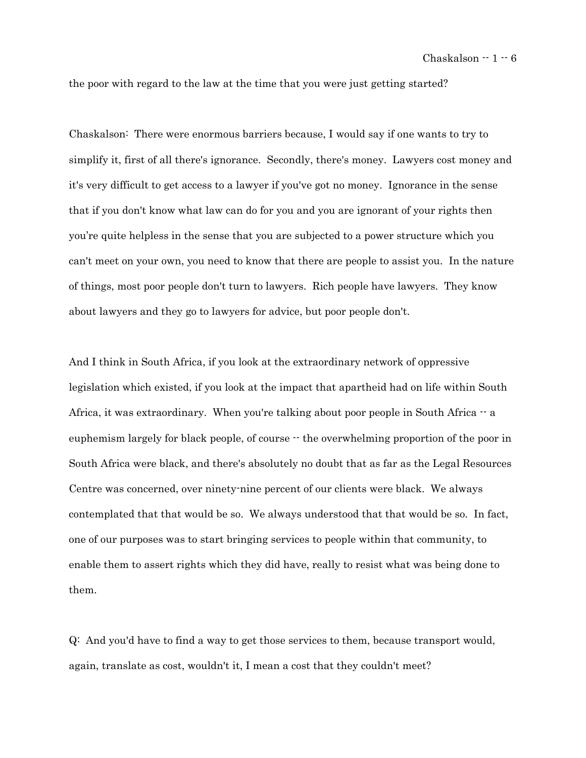the poor with regard to the law at the time that you were just getting started?

Chaskalson: There were enormous barriers because, I would say if one wants to try to simplify it, first of all there's ignorance. Secondly, there's money. Lawyers cost money and it's very difficult to get access to a lawyer if you've got no money. Ignorance in the sense that if you don't know what law can do for you and you are ignorant of your rights then you're quite helpless in the sense that you are subjected to a power structure which you can't meet on your own, you need to know that there are people to assist you. In the nature of things, most poor people don't turn to lawyers. Rich people have lawyers. They know about lawyers and they go to lawyers for advice, but poor people don't.

And I think in South Africa, if you look at the extraordinary network of oppressive legislation which existed, if you look at the impact that apartheid had on life within South Africa, it was extraordinary. When you're talking about poor people in South Africa -- a euphemism largely for black people, of course -- the overwhelming proportion of the poor in South Africa were black, and there's absolutely no doubt that as far as the Legal Resources Centre was concerned, over ninety-nine percent of our clients were black. We always contemplated that that would be so. We always understood that that would be so. In fact, one of our purposes was to start bringing services to people within that community, to enable them to assert rights which they did have, really to resist what was being done to them.

Q: And you'd have to find a way to get those services to them, because transport would, again, translate as cost, wouldn't it, I mean a cost that they couldn't meet?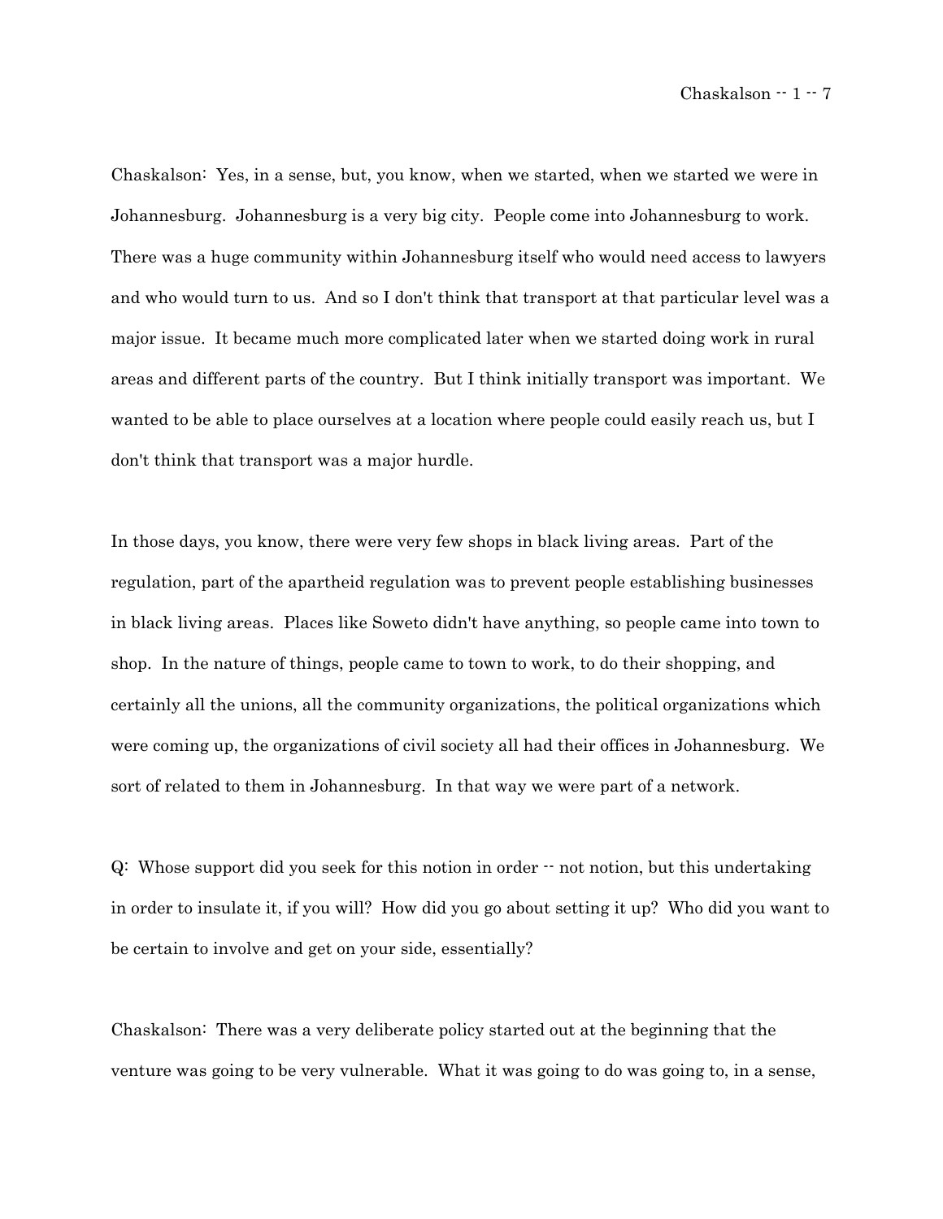Chaskalson: Yes, in a sense, but, you know, when we started, when we started we were in Johannesburg. Johannesburg is a very big city. People come into Johannesburg to work. There was a huge community within Johannesburg itself who would need access to lawyers and who would turn to us. And so I don't think that transport at that particular level was a major issue. It became much more complicated later when we started doing work in rural areas and different parts of the country. But I think initially transport was important. We wanted to be able to place ourselves at a location where people could easily reach us, but I don't think that transport was a major hurdle.

In those days, you know, there were very few shops in black living areas. Part of the regulation, part of the apartheid regulation was to prevent people establishing businesses in black living areas. Places like Soweto didn't have anything, so people came into town to shop. In the nature of things, people came to town to work, to do their shopping, and certainly all the unions, all the community organizations, the political organizations which were coming up, the organizations of civil society all had their offices in Johannesburg. We sort of related to them in Johannesburg. In that way we were part of a network.

Q: Whose support did you seek for this notion in order -- not notion, but this undertaking in order to insulate it, if you will? How did you go about setting it up? Who did you want to be certain to involve and get on your side, essentially?

Chaskalson: There was a very deliberate policy started out at the beginning that the venture was going to be very vulnerable. What it was going to do was going to, in a sense,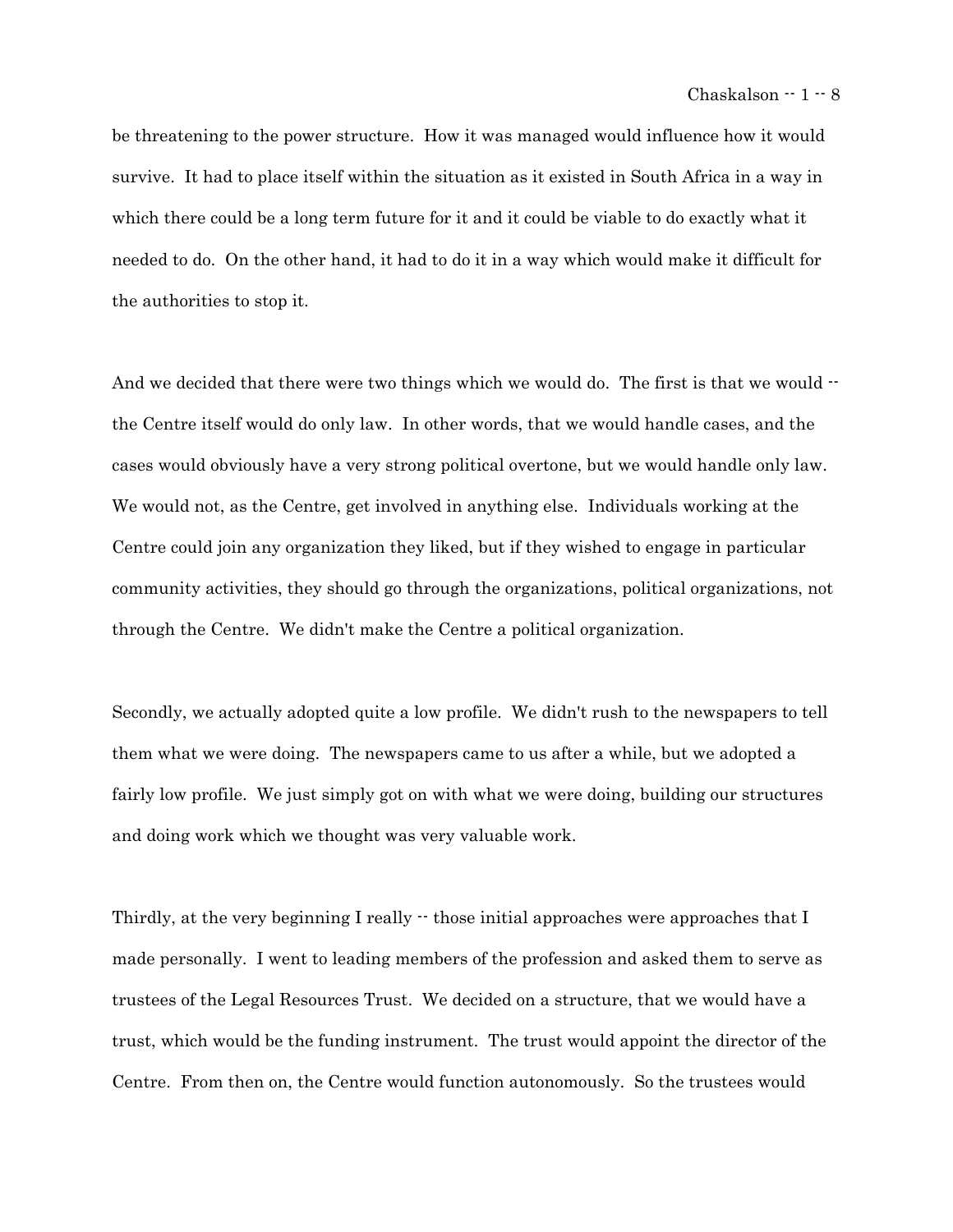be threatening to the power structure. How it was managed would influence how it would survive. It had to place itself within the situation as it existed in South Africa in a way in which there could be a long term future for it and it could be viable to do exactly what it needed to do. On the other hand, it had to do it in a way which would make it difficult for the authorities to stop it.

And we decided that there were two things which we would do. The first is that we would -- the Centre itself would do only law. In other words, that we would handle cases, and the cases would obviously have a very strong political overtone, but we would handle only law. We would not, as the Centre, get involved in anything else. Individuals working at the Centre could join any organization they liked, but if they wished to engage in particular community activities, they should go through the organizations, political organizations, not through the Centre. We didn't make the Centre a political organization.

Secondly, we actually adopted quite a low profile. We didn't rush to the newspapers to tell them what we were doing. The newspapers came to us after a while, but we adopted a fairly low profile. We just simply got on with what we were doing, building our structures and doing work which we thought was very valuable work.

Thirdly, at the very beginning I really -- those initial approaches were approaches that I made personally. I went to leading members of the profession and asked them to serve as trustees of the Legal Resources Trust. We decided on a structure, that we would have a trust, which would be the funding instrument. The trust would appoint the director of the Centre. From then on, the Centre would function autonomously. So the trustees would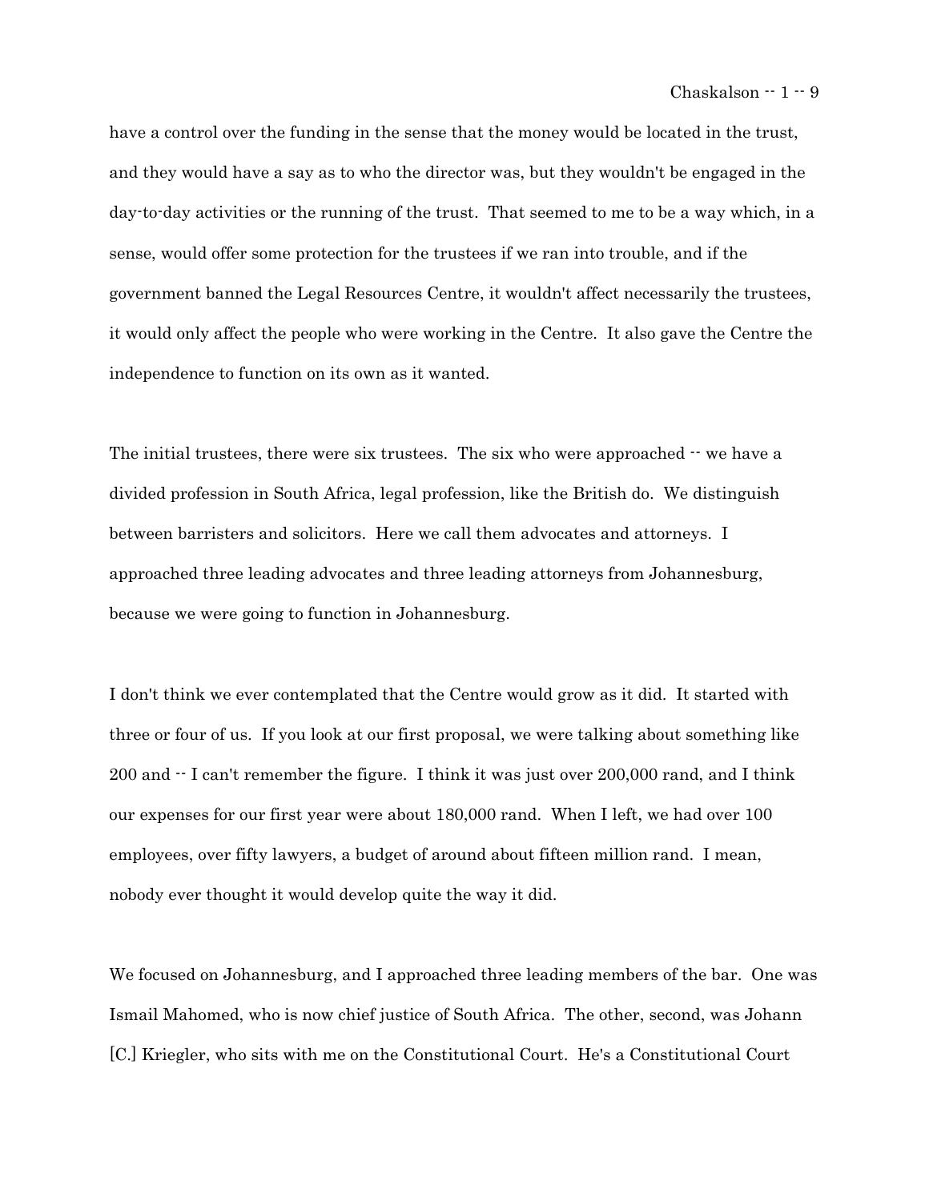have a control over the funding in the sense that the money would be located in the trust, and they would have a say as to who the director was, but they wouldn't be engaged in the day-to-day activities or the running of the trust. That seemed to me to be a way which, in a sense, would offer some protection for the trustees if we ran into trouble, and if the government banned the Legal Resources Centre, it wouldn't affect necessarily the trustees, it would only affect the people who were working in the Centre. It also gave the Centre the independence to function on its own as it wanted.

The initial trustees, there were six trustees. The six who were approached -- we have a divided profession in South Africa, legal profession, like the British do. We distinguish between barristers and solicitors. Here we call them advocates and attorneys. I approached three leading advocates and three leading attorneys from Johannesburg, because we were going to function in Johannesburg.

I don't think we ever contemplated that the Centre would grow as it did. It started with three or four of us. If you look at our first proposal, we were talking about something like 200 and -- I can't remember the figure. I think it was just over 200,000 rand, and I think our expenses for our first year were about 180,000 rand. When I left, we had over 100 employees, over fifty lawyers, a budget of around about fifteen million rand. I mean, nobody ever thought it would develop quite the way it did.

We focused on Johannesburg, and I approached three leading members of the bar. One was Ismail Mahomed, who is now chief justice of South Africa. The other, second, was Johann [C.] Kriegler, who sits with me on the Constitutional Court. He's a Constitutional Court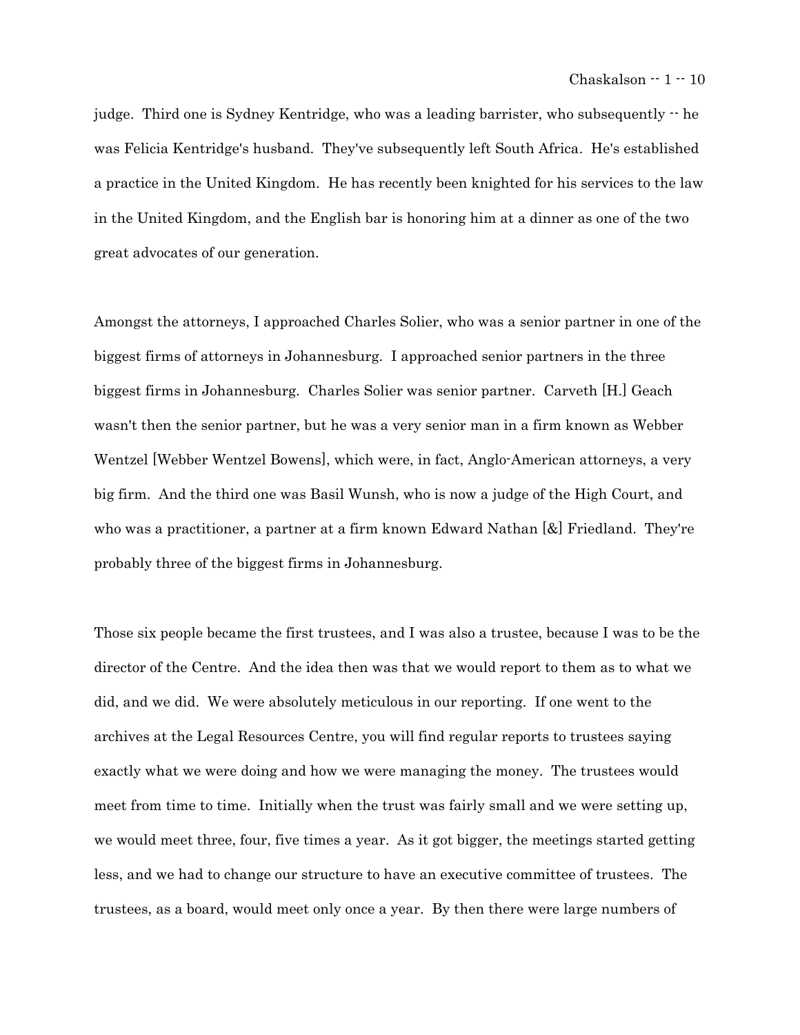judge. Third one is Sydney Kentridge, who was a leading barrister, who subsequently -- he was Felicia Kentridge's husband. They've subsequently left South Africa. He's established a practice in the United Kingdom. He has recently been knighted for his services to the law in the United Kingdom, and the English bar is honoring him at a dinner as one of the two great advocates of our generation.

Amongst the attorneys, I approached Charles Solier, who was a senior partner in one of the biggest firms of attorneys in Johannesburg. I approached senior partners in the three biggest firms in Johannesburg. Charles Solier was senior partner. Carveth [H.] Geach wasn't then the senior partner, but he was a very senior man in a firm known as Webber Wentzel [Webber Wentzel Bowens], which were, in fact, Anglo-American attorneys, a very big firm. And the third one was Basil Wunsh, who is now a judge of the High Court, and who was a practitioner, a partner at a firm known Edward Nathan [&] Friedland. They're probably three of the biggest firms in Johannesburg.

Those six people became the first trustees, and I was also a trustee, because I was to be the director of the Centre. And the idea then was that we would report to them as to what we did, and we did. We were absolutely meticulous in our reporting. If one went to the archives at the Legal Resources Centre, you will find regular reports to trustees saying exactly what we were doing and how we were managing the money. The trustees would meet from time to time. Initially when the trust was fairly small and we were setting up, we would meet three, four, five times a year. As it got bigger, the meetings started getting less, and we had to change our structure to have an executive committee of trustees. The trustees, as a board, would meet only once a year. By then there were large numbers of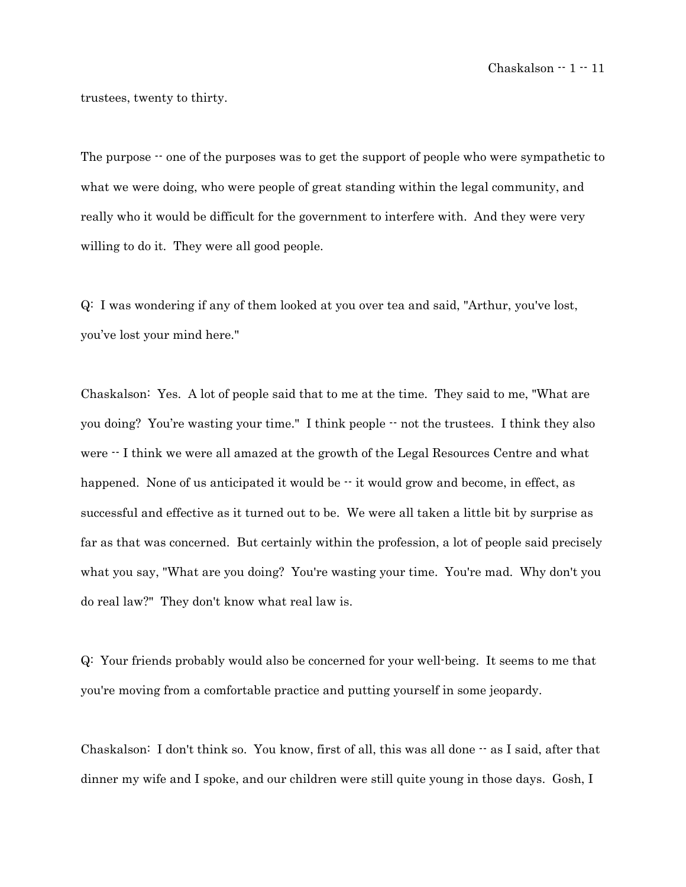trustees, twenty to thirty.

The purpose -- one of the purposes was to get the support of people who were sympathetic to what we were doing, who were people of great standing within the legal community, and really who it would be difficult for the government to interfere with. And they were very willing to do it. They were all good people.

Q: I was wondering if any of them looked at you over tea and said, "Arthur, you've lost, you've lost your mind here."

Chaskalson: Yes. A lot of people said that to me at the time. They said to me, "What are you doing? You're wasting your time." I think people -- not the trustees. I think they also were -- I think we were all amazed at the growth of the Legal Resources Centre and what happened. None of us anticipated it would be -- it would grow and become, in effect, as successful and effective as it turned out to be. We were all taken a little bit by surprise as far as that was concerned. But certainly within the profession, a lot of people said precisely what you say, "What are you doing? You're wasting your time. You're mad. Why don't you do real law?" They don't know what real law is.

Q: Your friends probably would also be concerned for your well-being. It seems to me that you're moving from a comfortable practice and putting yourself in some jeopardy.

Chaskalson: I don't think so. You know, first of all, this was all done -- as I said, after that dinner my wife and I spoke, and our children were still quite young in those days. Gosh, I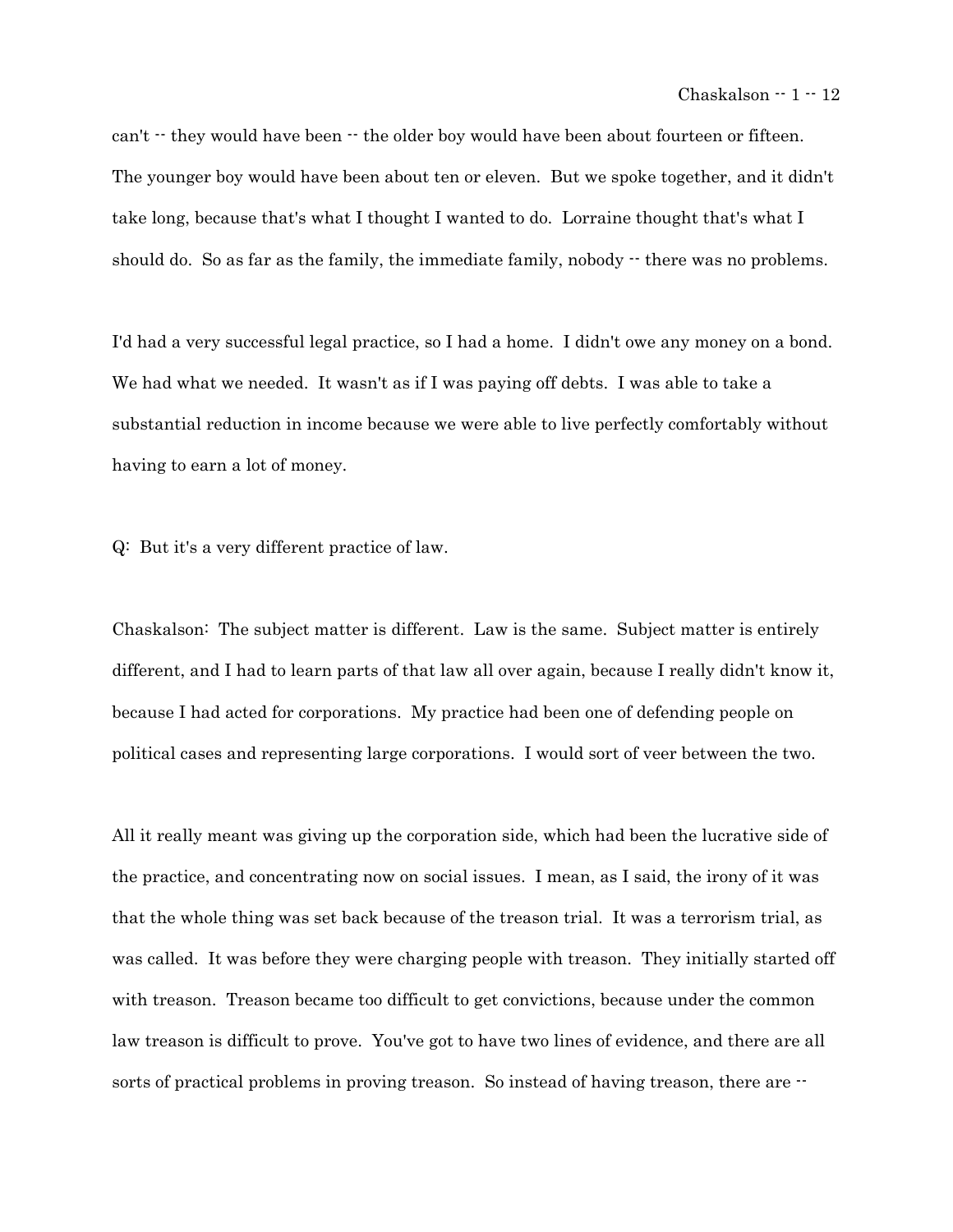can't -- they would have been -- the older boy would have been about fourteen or fifteen. The younger boy would have been about ten or eleven. But we spoke together, and it didn't take long, because that's what I thought I wanted to do. Lorraine thought that's what I should do. So as far as the family, the immediate family, nobody -- there was no problems.

I'd had a very successful legal practice, so I had a home. I didn't owe any money on a bond. We had what we needed. It wasn't as if I was paying off debts. I was able to take a substantial reduction in income because we were able to live perfectly comfortably without having to earn a lot of money.

Q: But it's a very different practice of law.

Chaskalson: The subject matter is different. Law is the same. Subject matter is entirely different, and I had to learn parts of that law all over again, because I really didn't know it, because I had acted for corporations. My practice had been one of defending people on political cases and representing large corporations. I would sort of veer between the two.

All it really meant was giving up the corporation side, which had been the lucrative side of the practice, and concentrating now on social issues. I mean, as I said, the irony of it was that the whole thing was set back because of the treason trial. It was a terrorism trial, as was called. It was before they were charging people with treason. They initially started off with treason. Treason became too difficult to get convictions, because under the common law treason is difficult to prove. You've got to have two lines of evidence, and there are all sorts of practical problems in proving treason. So instead of having treason, there are --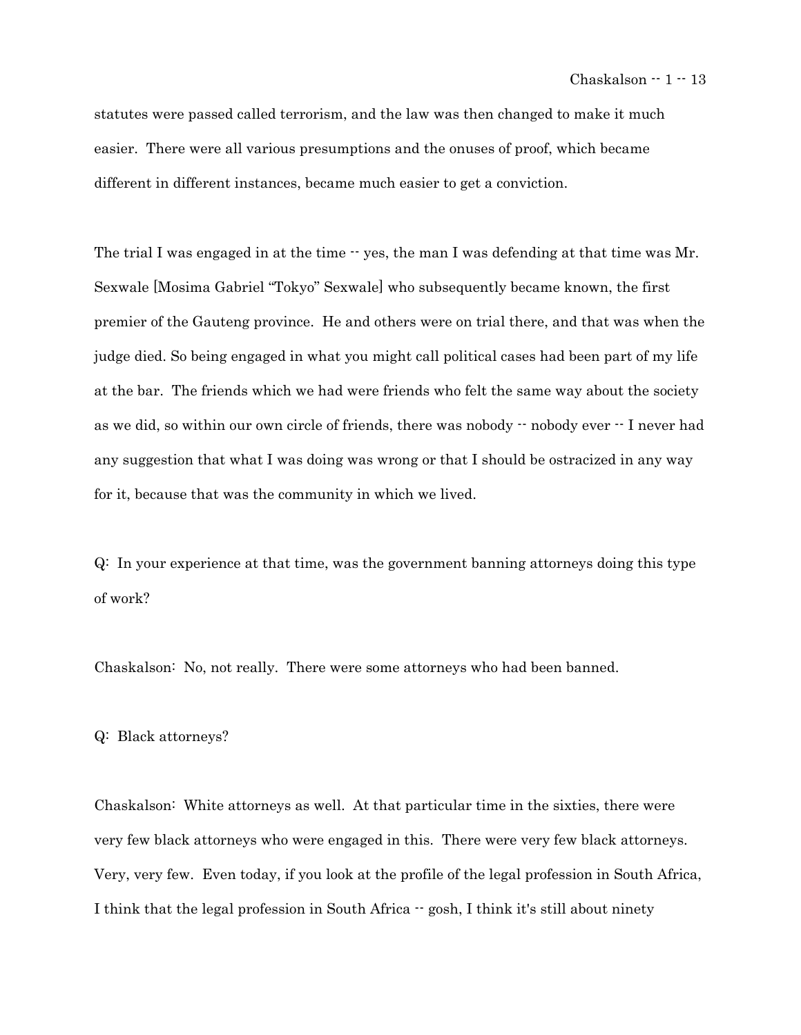statutes were passed called terrorism, and the law was then changed to make it much easier. There were all various presumptions and the onuses of proof, which became different in different instances, became much easier to get a conviction.

The trial I was engaged in at the time -- yes, the man I was defending at that time was Mr. Sexwale [Mosima Gabriel "Tokyo" Sexwale] who subsequently became known, the first premier of the Gauteng province. He and others were on trial there, and that was when the judge died. So being engaged in what you might call political cases had been part of my life at the bar. The friends which we had were friends who felt the same way about the society as we did, so within our own circle of friends, there was nobody -- nobody ever -- I never had any suggestion that what I was doing was wrong or that I should be ostracized in any way for it, because that was the community in which we lived.

Q: In your experience at that time, was the government banning attorneys doing this type of work?

Chaskalson: No, not really. There were some attorneys who had been banned.

Q: Black attorneys?

Chaskalson: White attorneys as well. At that particular time in the sixties, there were very few black attorneys who were engaged in this. There were very few black attorneys. Very, very few. Even today, if you look at the profile of the legal profession in South Africa, I think that the legal profession in South Africa -- gosh, I think it's still about ninety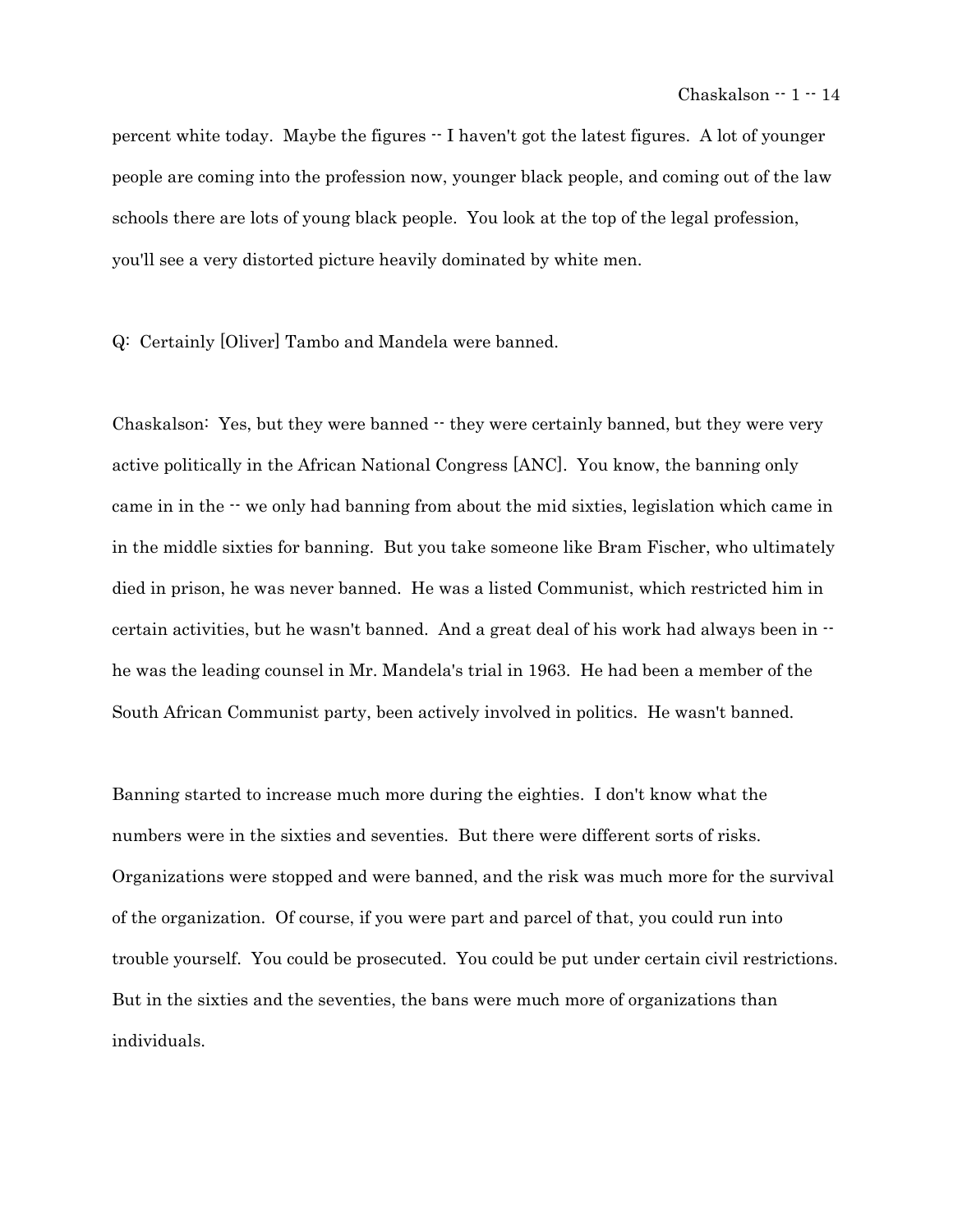percent white today. Maybe the figures -- I haven't got the latest figures. A lot of younger people are coming into the profession now, younger black people, and coming out of the law schools there are lots of young black people. You look at the top of the legal profession, you'll see a very distorted picture heavily dominated by white men.

Q: Certainly [Oliver] Tambo and Mandela were banned.

Chaskalson: Yes, but they were banned -- they were certainly banned, but they were very active politically in the African National Congress [ANC]. You know, the banning only came in in the -- we only had banning from about the mid sixties, legislation which came in in the middle sixties for banning. But you take someone like Bram Fischer, who ultimately died in prison, he was never banned. He was a listed Communist, which restricted him in certain activities, but he wasn't banned. And a great deal of his work had always been in -- he was the leading counsel in Mr. Mandela's trial in 1963. He had been a member of the South African Communist party, been actively involved in politics. He wasn't banned.

Banning started to increase much more during the eighties. I don't know what the numbers were in the sixties and seventies. But there were different sorts of risks. Organizations were stopped and were banned, and the risk was much more for the survival of the organization. Of course, if you were part and parcel of that, you could run into trouble yourself. You could be prosecuted. You could be put under certain civil restrictions. But in the sixties and the seventies, the bans were much more of organizations than individuals.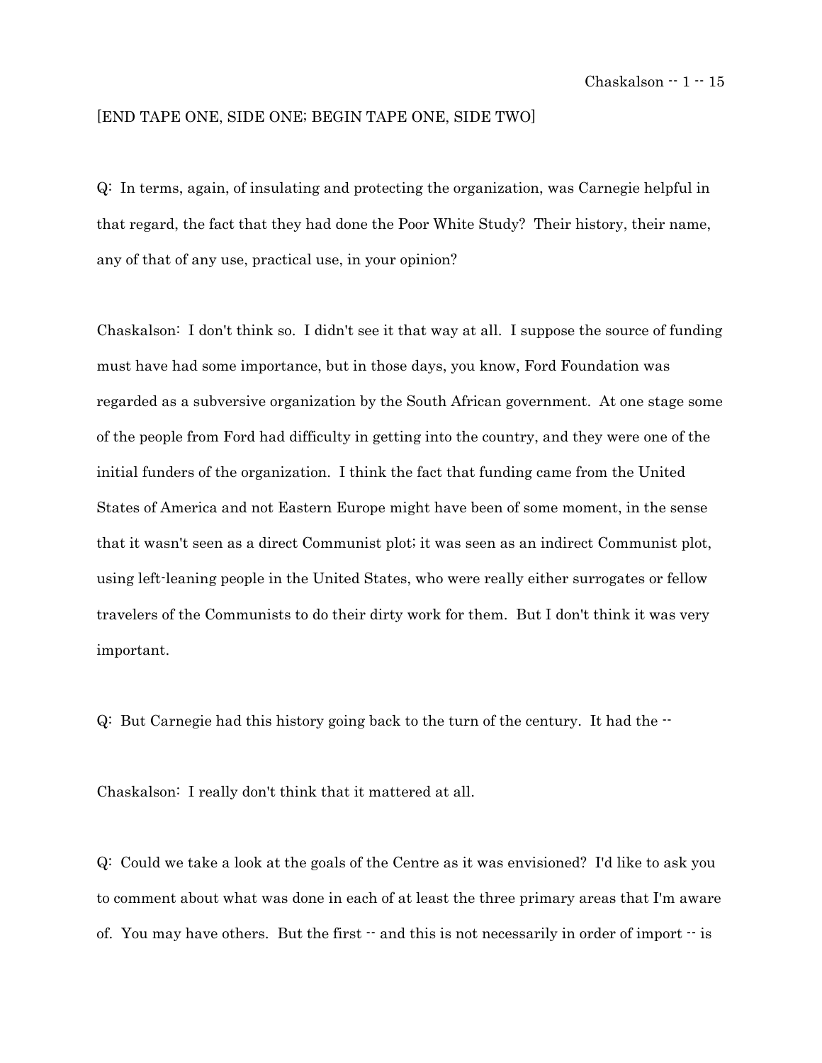[END TAPE ONE, SIDE ONE; BEGIN TAPE ONE, SIDE TWO]

Q: In terms, again, of insulating and protecting the organization, was Carnegie helpful in that regard, the fact that they had done the Poor White Study? Their history, their name, any of that of any use, practical use, in your opinion?

Chaskalson: I don't think so. I didn't see it that way at all. I suppose the source of funding must have had some importance, but in those days, you know, Ford Foundation was regarded as a subversive organization by the South African government. At one stage some of the people from Ford had difficulty in getting into the country, and they were one of the initial funders of the organization. I think the fact that funding came from the United States of America and not Eastern Europe might have been of some moment, in the sense that it wasn't seen as a direct Communist plot; it was seen as an indirect Communist plot, using left-leaning people in the United States, who were really either surrogates or fellow travelers of the Communists to do their dirty work for them. But I don't think it was very important.

Q: But Carnegie had this history going back to the turn of the century. It had the --

Chaskalson: I really don't think that it mattered at all.

Q: Could we take a look at the goals of the Centre as it was envisioned? I'd like to ask you to comment about what was done in each of at least the three primary areas that I'm aware of. You may have others. But the first -- and this is not necessarily in order of import -- is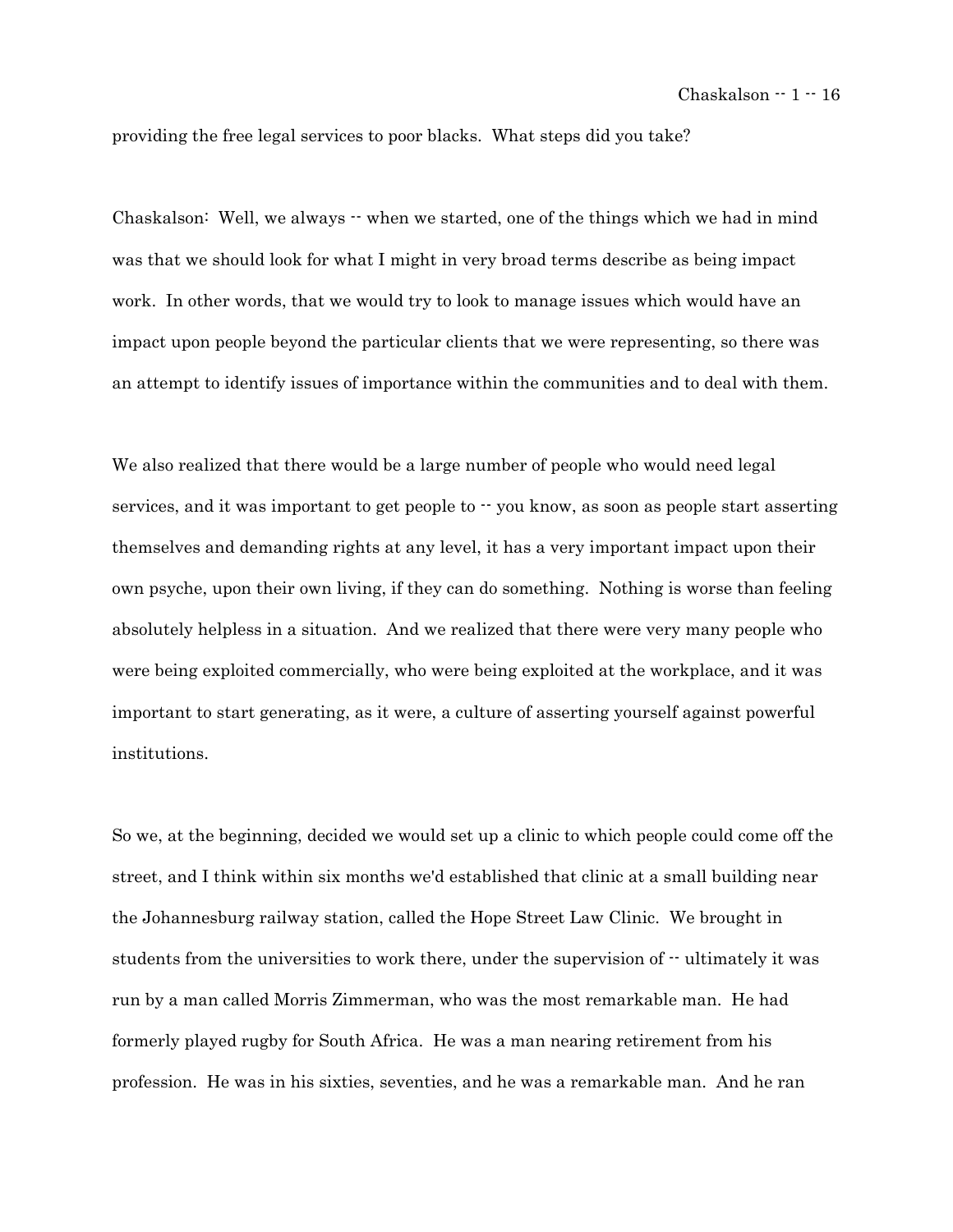providing the free legal services to poor blacks. What steps did you take?

Chaskalson: Well, we always -- when we started, one of the things which we had in mind was that we should look for what I might in very broad terms describe as being impact work. In other words, that we would try to look to manage issues which would have an impact upon people beyond the particular clients that we were representing, so there was an attempt to identify issues of importance within the communities and to deal with them.

We also realized that there would be a large number of people who would need legal services, and it was important to get people to -- you know, as soon as people start asserting themselves and demanding rights at any level, it has a very important impact upon their own psyche, upon their own living, if they can do something. Nothing is worse than feeling absolutely helpless in a situation. And we realized that there were very many people who were being exploited commercially, who were being exploited at the workplace, and it was important to start generating, as it were, a culture of asserting yourself against powerful institutions.

So we, at the beginning, decided we would set up a clinic to which people could come off the street, and I think within six months we'd established that clinic at a small building near the Johannesburg railway station, called the Hope Street Law Clinic. We brought in students from the universities to work there, under the supervision of -- ultimately it was run by a man called Morris Zimmerman, who was the most remarkable man. He had formerly played rugby for South Africa. He was a man nearing retirement from his profession. He was in his sixties, seventies, and he was a remarkable man. And he ran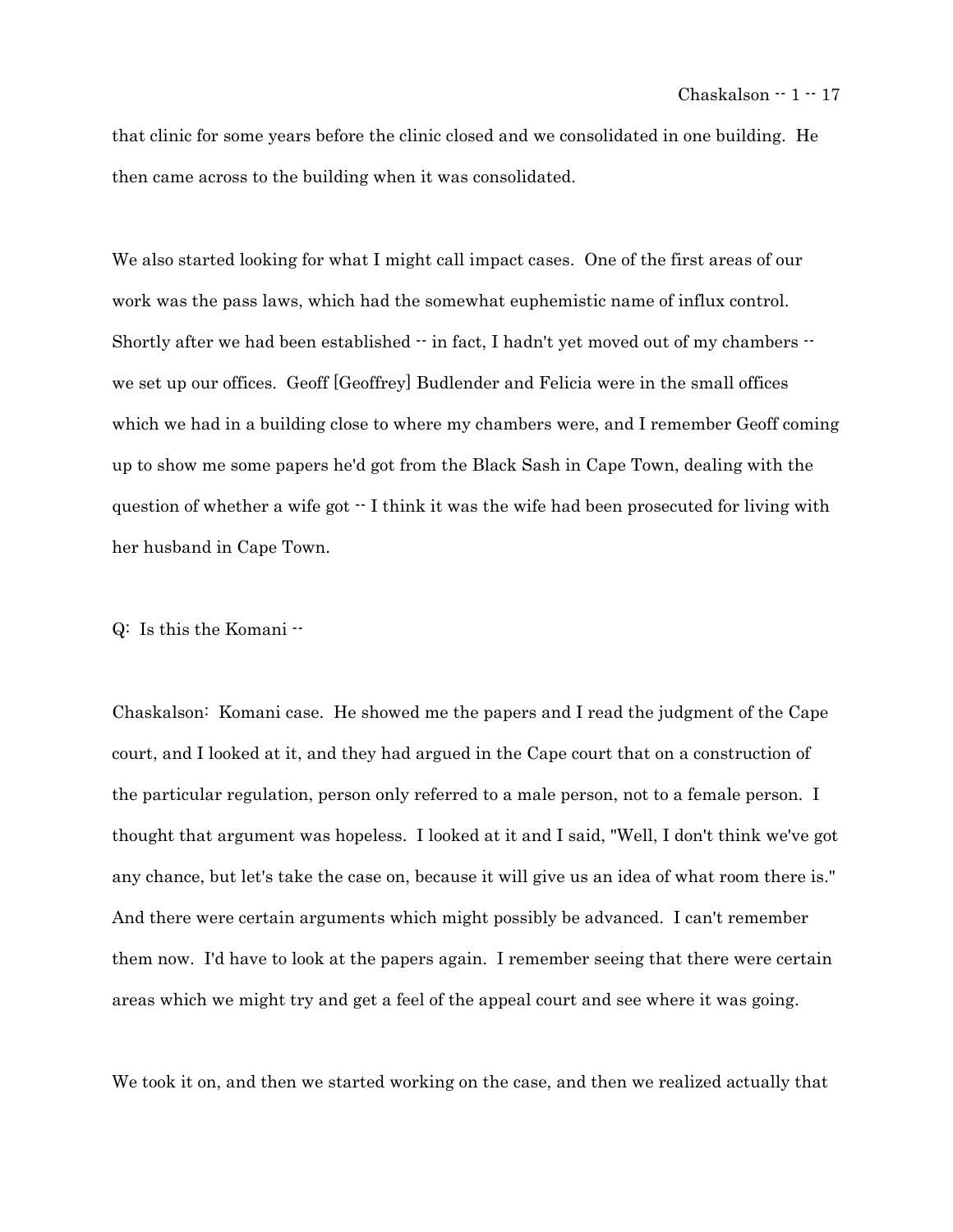that clinic for some years before the clinic closed and we consolidated in one building. He then came across to the building when it was consolidated.

We also started looking for what I might call impact cases. One of the first areas of our work was the pass laws, which had the somewhat euphemistic name of influx control. Shortly after we had been established -- in fact, I hadn't yet moved out of my chambers -- we set up our offices. Geoff [Geoffrey] Budlender and Felicia were in the small offices which we had in a building close to where my chambers were, and I remember Geoff coming up to show me some papers he'd got from the Black Sash in Cape Town, dealing with the question of whether a wife got -- I think it was the wife had been prosecuted for living with her husband in Cape Town.

Q: Is this the Komani --

Chaskalson: Komani case. He showed me the papers and I read the judgment of the Cape court, and I looked at it, and they had argued in the Cape court that on a construction of the particular regulation, person only referred to a male person, not to a female person. I thought that argument was hopeless. I looked at it and I said, "Well, I don't think we've got any chance, but let's take the case on, because it will give us an idea of what room there is." And there were certain arguments which might possibly be advanced. I can't remember them now. I'd have to look at the papers again. I remember seeing that there were certain areas which we might try and get a feel of the appeal court and see where it was going.

We took it on, and then we started working on the case, and then we realized actually that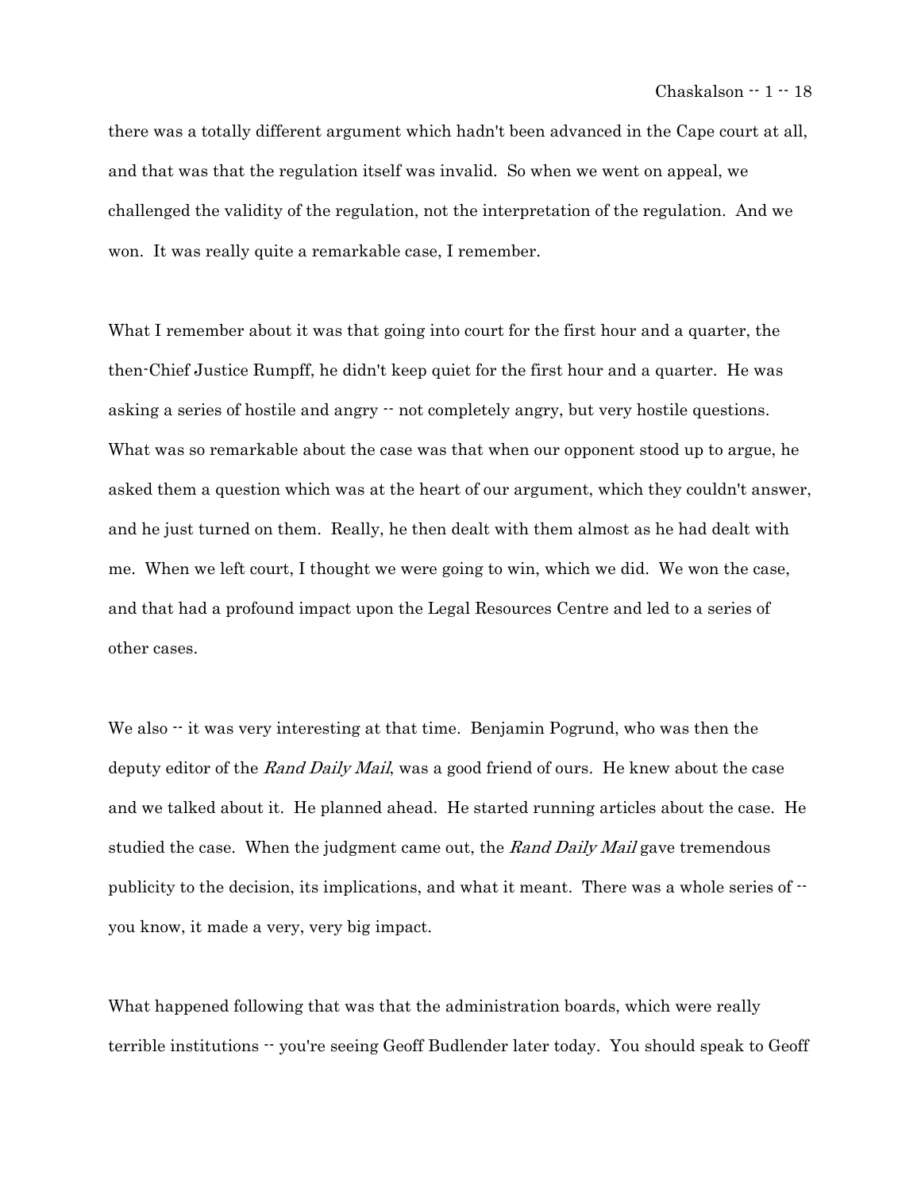there was a totally different argument which hadn't been advanced in the Cape court at all, and that was that the regulation itself was invalid. So when we went on appeal, we challenged the validity of the regulation, not the interpretation of the regulation. And we won. It was really quite a remarkable case, I remember.

What I remember about it was that going into court for the first hour and a quarter, the then-Chief Justice Rumpff, he didn't keep quiet for the first hour and a quarter. He was asking a series of hostile and angry -- not completely angry, but very hostile questions. What was so remarkable about the case was that when our opponent stood up to argue, he asked them a question which was at the heart of our argument, which they couldn't answer, and he just turned on them. Really, he then dealt with them almost as he had dealt with me. When we left court, I thought we were going to win, which we did. We won the case, and that had a profound impact upon the Legal Resources Centre and led to a series of other cases.

We also -- it was very interesting at that time. Benjamin Pogrund, who was then the deputy editor of the *Rand Daily Mail*, was a good friend of ours. He knew about the case and we talked about it. He planned ahead. He started running articles about the case. He studied the case. When the judgment came out, the *Rand Daily Mail* gave tremendous publicity to the decision, its implications, and what it meant. There was a whole series of -- you know, it made a very, very big impact.

What happened following that was that the administration boards, which were really terrible institutions -- you're seeing Geoff Budlender later today. You should speak to Geoff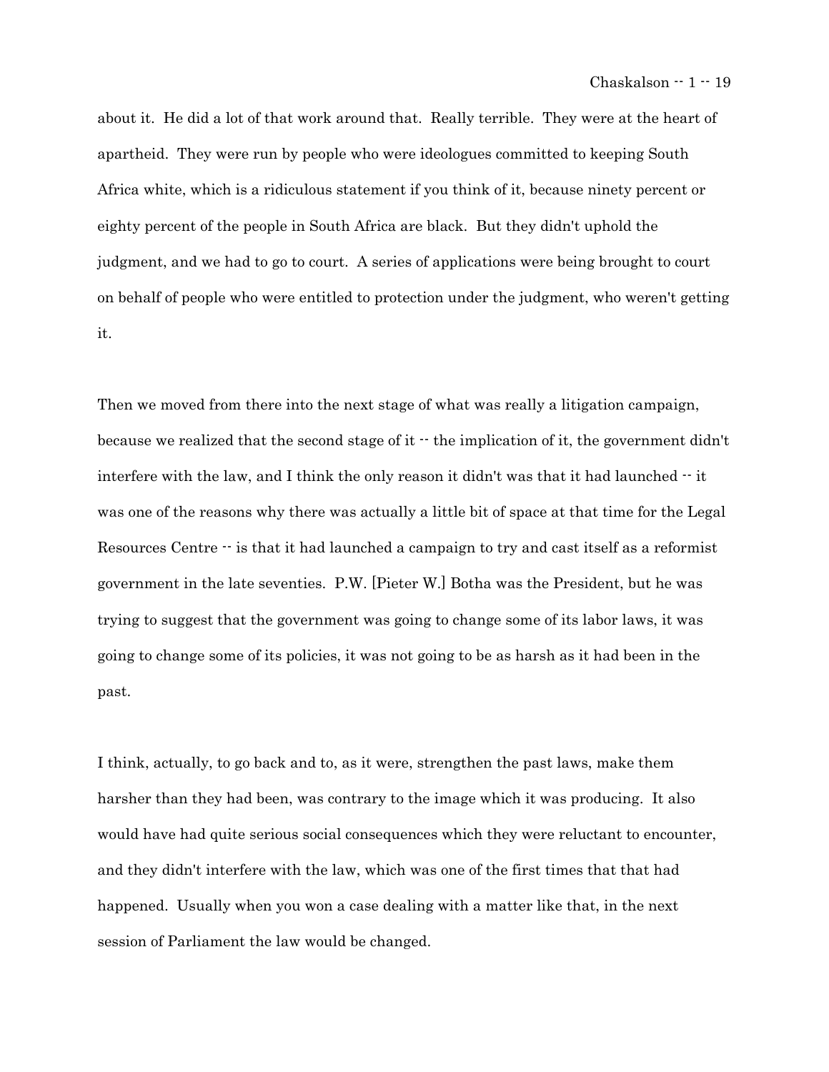about it. He did a lot of that work around that. Really terrible. They were at the heart of apartheid. They were run by people who were ideologues committed to keeping South Africa white, which is a ridiculous statement if you think of it, because ninety percent or eighty percent of the people in South Africa are black. But they didn't uphold the judgment, and we had to go to court. A series of applications were being brought to court on behalf of people who were entitled to protection under the judgment, who weren't getting it.

Then we moved from there into the next stage of what was really a litigation campaign, because we realized that the second stage of it -- the implication of it, the government didn't interfere with the law, and I think the only reason it didn't was that it had launched -- it was one of the reasons why there was actually a little bit of space at that time for the Legal Resources Centre -- is that it had launched a campaign to try and cast itself as a reformist government in the late seventies. P.W. [Pieter W.] Botha was the President, but he was trying to suggest that the government was going to change some of its labor laws, it was going to change some of its policies, it was not going to be as harsh as it had been in the past.

I think, actually, to go back and to, as it were, strengthen the past laws, make them harsher than they had been, was contrary to the image which it was producing. It also would have had quite serious social consequences which they were reluctant to encounter, and they didn't interfere with the law, which was one of the first times that that had happened. Usually when you won a case dealing with a matter like that, in the next session of Parliament the law would be changed.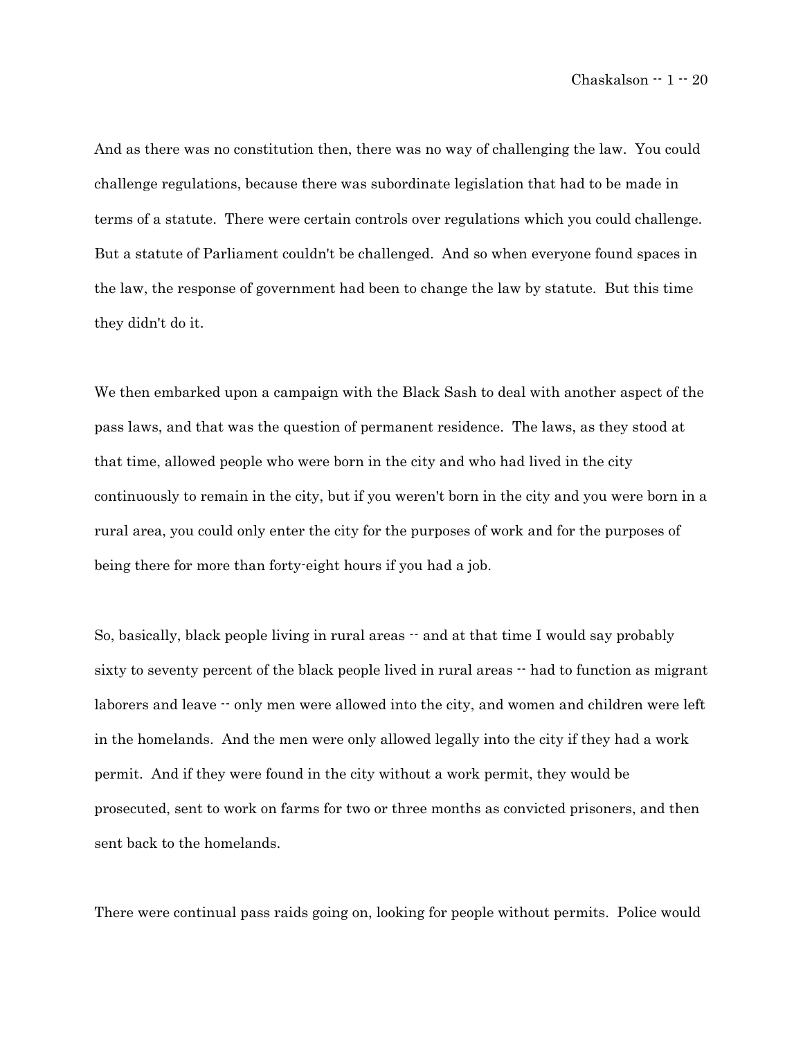And as there was no constitution then, there was no way of challenging the law. You could challenge regulations, because there was subordinate legislation that had to be made in terms of a statute. There were certain controls over regulations which you could challenge. But a statute of Parliament couldn't be challenged. And so when everyone found spaces in the law, the response of government had been to change the law by statute. But this time they didn't do it.

We then embarked upon a campaign with the Black Sash to deal with another aspect of the pass laws, and that was the question of permanent residence. The laws, as they stood at that time, allowed people who were born in the city and who had lived in the city continuously to remain in the city, but if you weren't born in the city and you were born in a rural area, you could only enter the city for the purposes of work and for the purposes of being there for more than forty-eight hours if you had a job.

So, basically, black people living in rural areas -- and at that time I would say probably sixty to seventy percent of the black people lived in rural areas -- had to function as migrant laborers and leave -- only men were allowed into the city, and women and children were left in the homelands. And the men were only allowed legally into the city if they had a work permit. And if they were found in the city without a work permit, they would be prosecuted, sent to work on farms for two or three months as convicted prisoners, and then sent back to the homelands.

There were continual pass raids going on, looking for people without permits. Police would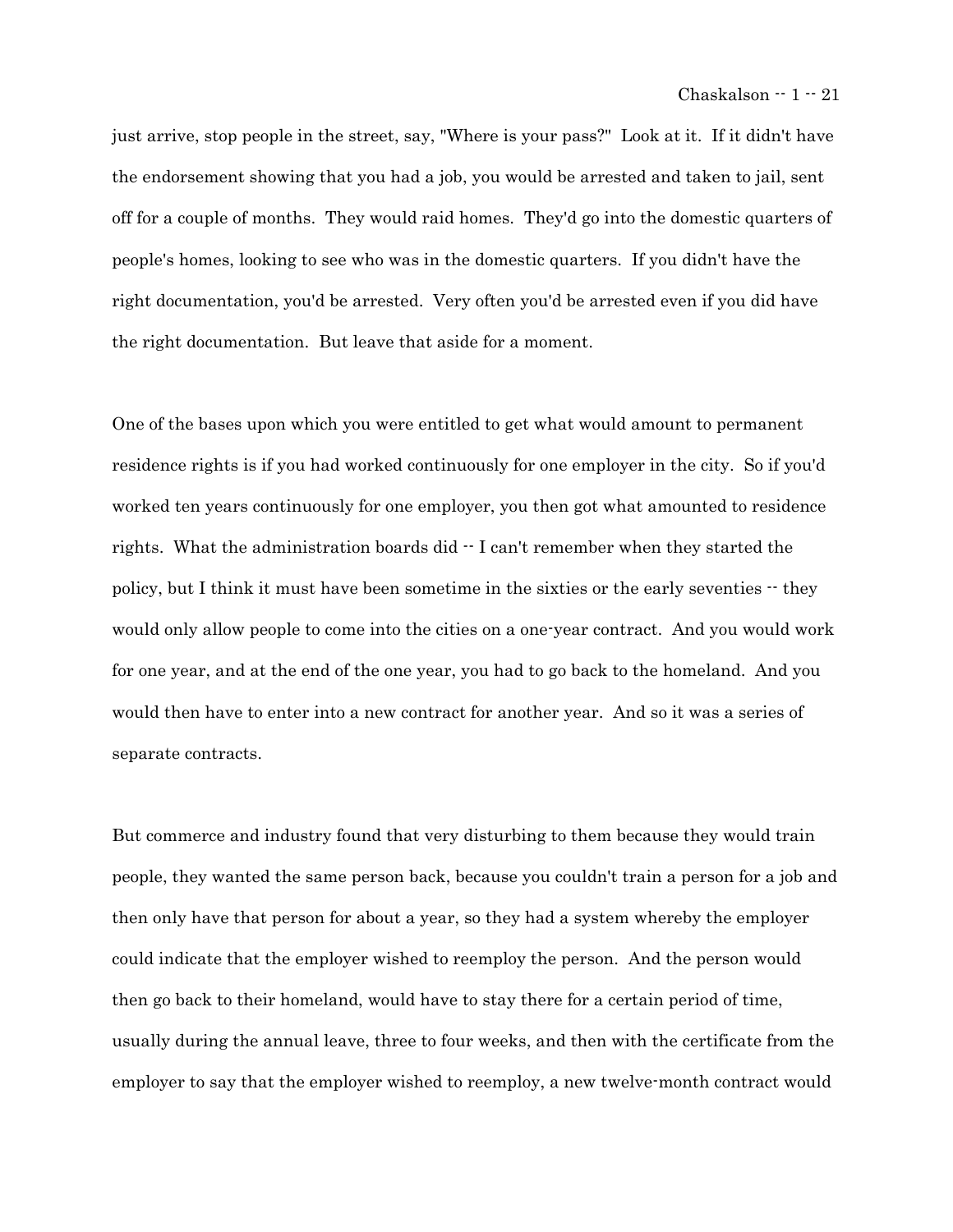just arrive, stop people in the street, say, "Where is your pass?" Look at it. If it didn't have the endorsement showing that you had a job, you would be arrested and taken to jail, sent off for a couple of months. They would raid homes. They'd go into the domestic quarters of people's homes, looking to see who was in the domestic quarters. If you didn't have the right documentation, you'd be arrested. Very often you'd be arrested even if you did have the right documentation. But leave that aside for a moment.

One of the bases upon which you were entitled to get what would amount to permanent residence rights is if you had worked continuously for one employer in the city. So if you'd worked ten years continuously for one employer, you then got what amounted to residence rights. What the administration boards did -- I can't remember when they started the policy, but I think it must have been sometime in the sixties or the early seventies -- they would only allow people to come into the cities on a one-year contract. And you would work for one year, and at the end of the one year, you had to go back to the homeland. And you would then have to enter into a new contract for another year. And so it was a series of separate contracts.

But commerce and industry found that very disturbing to them because they would train people, they wanted the same person back, because you couldn't train a person for a job and then only have that person for about a year, so they had a system whereby the employer could indicate that the employer wished to reemploy the person. And the person would then go back to their homeland, would have to stay there for a certain period of time, usually during the annual leave, three to four weeks, and then with the certificate from the employer to say that the employer wished to reemploy, a new twelve-month contract would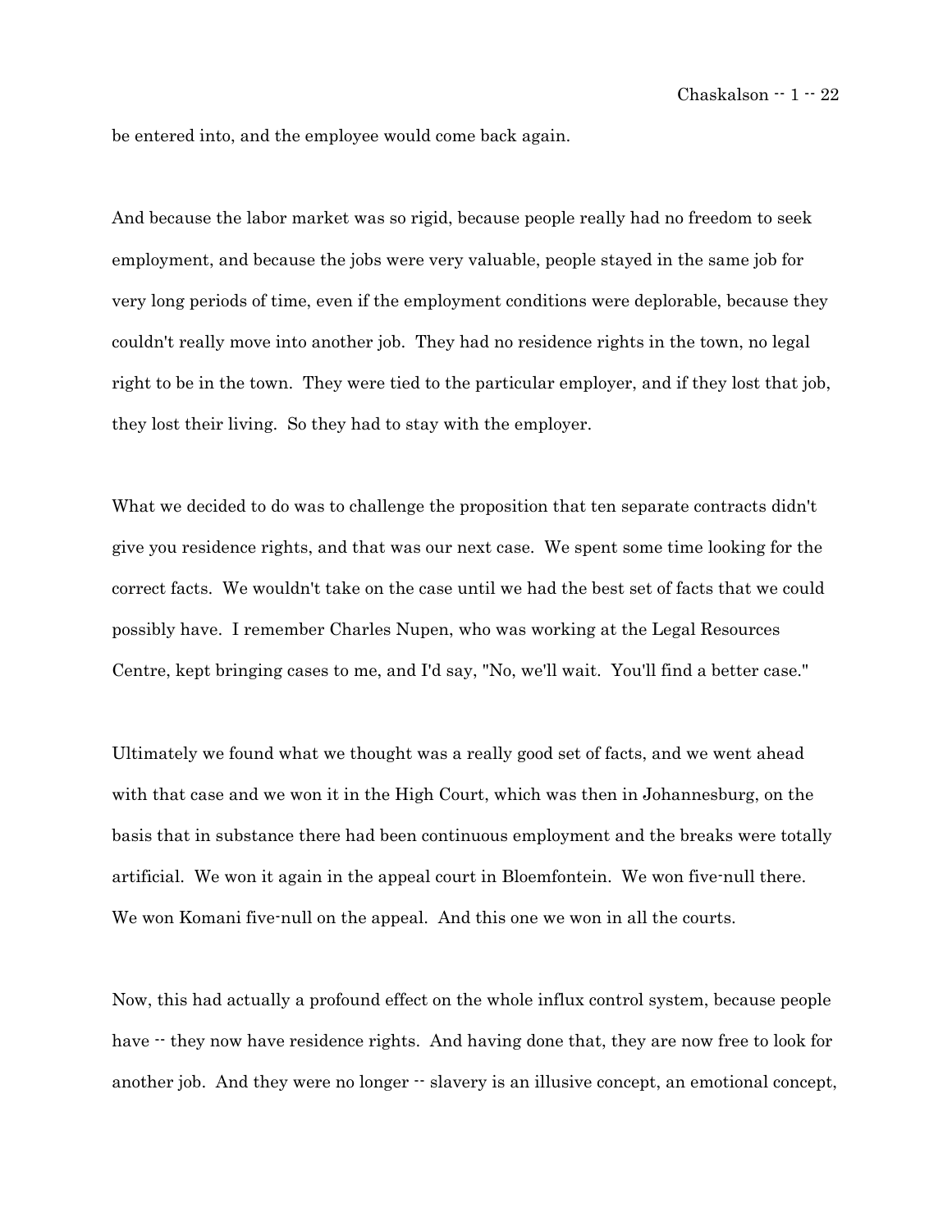be entered into, and the employee would come back again.

And because the labor market was so rigid, because people really had no freedom to seek employment, and because the jobs were very valuable, people stayed in the same job for very long periods of time, even if the employment conditions were deplorable, because they couldn't really move into another job. They had no residence rights in the town, no legal right to be in the town. They were tied to the particular employer, and if they lost that job, they lost their living. So they had to stay with the employer.

What we decided to do was to challenge the proposition that ten separate contracts didn't give you residence rights, and that was our next case. We spent some time looking for the correct facts. We wouldn't take on the case until we had the best set of facts that we could possibly have. I remember Charles Nupen, who was working at the Legal Resources Centre, kept bringing cases to me, and I'd say, "No, we'll wait. You'll find a better case."

Ultimately we found what we thought was a really good set of facts, and we went ahead with that case and we won it in the High Court, which was then in Johannesburg, on the basis that in substance there had been continuous employment and the breaks were totally artificial. We won it again in the appeal court in Bloemfontein. We won five-null there. We won Komani five-null on the appeal. And this one we won in all the courts.

Now, this had actually a profound effect on the whole influx control system, because people have -- they now have residence rights. And having done that, they are now free to look for another job. And they were no longer -- slavery is an illusive concept, an emotional concept,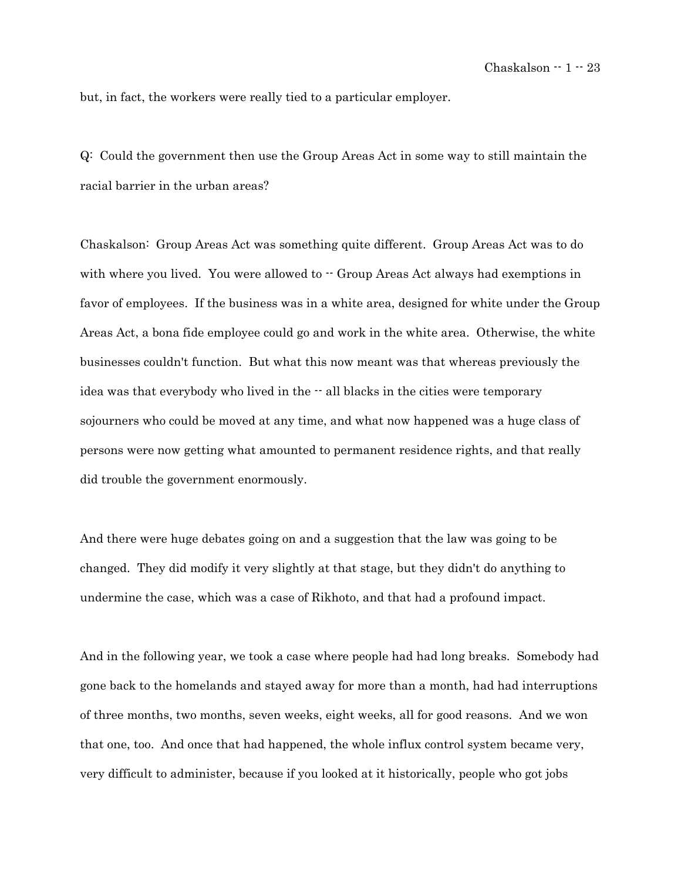but, in fact, the workers were really tied to a particular employer.

Q: Could the government then use the Group Areas Act in some way to still maintain the racial barrier in the urban areas?

Chaskalson: Group Areas Act was something quite different. Group Areas Act was to do with where you lived. You were allowed to -- Group Areas Act always had exemptions in favor of employees. If the business was in a white area, designed for white under the Group Areas Act, a bona fide employee could go and work in the white area. Otherwise, the white businesses couldn't function. But what this now meant was that whereas previously the idea was that everybody who lived in the -- all blacks in the cities were temporary sojourners who could be moved at any time, and what now happened was a huge class of persons were now getting what amounted to permanent residence rights, and that really did trouble the government enormously.

And there were huge debates going on and a suggestion that the law was going to be changed. They did modify it very slightly at that stage, but they didn't do anything to undermine the case, which was a case of Rikhoto, and that had a profound impact.

And in the following year, we took a case where people had had long breaks. Somebody had gone back to the homelands and stayed away for more than a month, had had interruptions of three months, two months, seven weeks, eight weeks, all for good reasons. And we won that one, too. And once that had happened, the whole influx control system became very, very difficult to administer, because if you looked at it historically, people who got jobs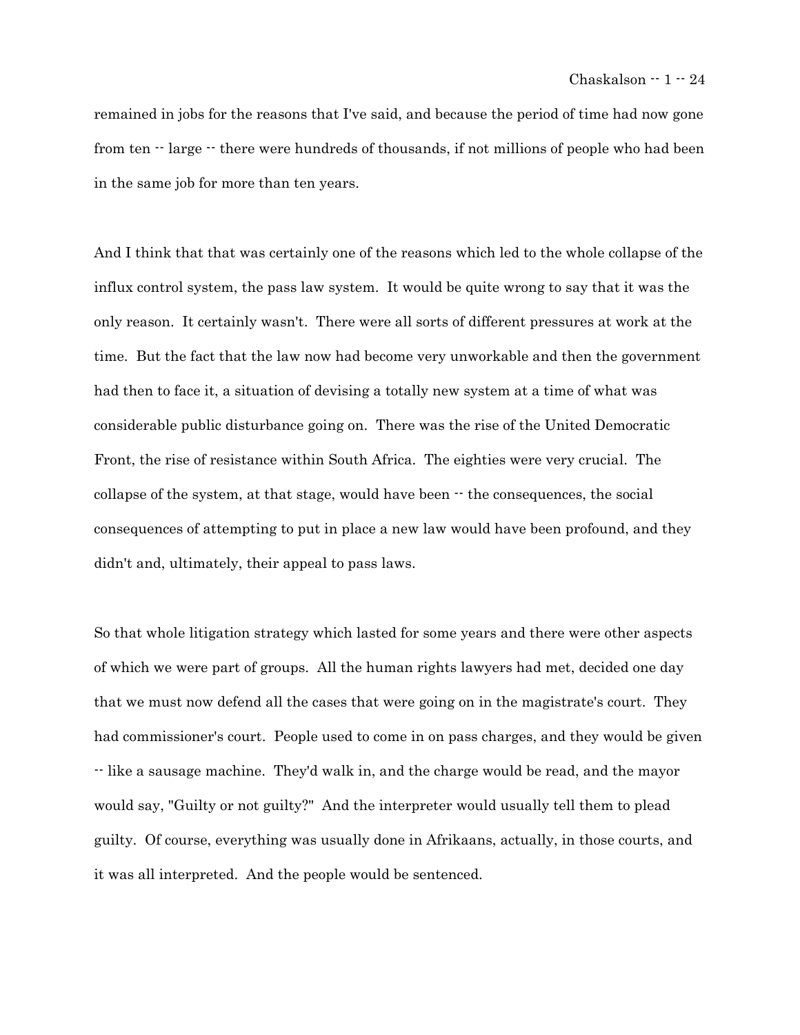remained in jobs for the reasons that I've said, and because the period of time had now gone from ten -- large -- there were hundreds of thousands, if not millions of people who had been in the same job for more than ten years.

And I think that that was certainly one of the reasons which led to the whole collapse of the influx control system, the pass law system. It would be quite wrong to say that it was the only reason. It certainly wasn't. There were all sorts of different pressures at work at the time. But the fact that the law now had become very unworkable and then the government had then to face it, a situation of devising a totally new system at a time of what was considerable public disturbance going on. There was the rise of the United Democratic Front, the rise of resistance within South Africa. The eighties were very crucial. The collapse of the system, at that stage, would have been -- the consequences, the social consequences of attempting to put in place a new law would have been profound, and they didn't and, ultimately, their appeal to pass laws.

So that whole litigation strategy which lasted for some years and there were other aspects of which we were part of groups. All the human rights lawyers had met, decided one day that we must now defend all the cases that were going on in the magistrate's court. They had commissioner's court. People used to come in on pass charges, and they would be given -- like a sausage machine. They'd walk in, and the charge would be read, and the mayor would say, "Guilty or not guilty?" And the interpreter would usually tell them to plead guilty. Of course, everything was usually done in Afrikaans, actually, in those courts, and it was all interpreted. And the people would be sentenced.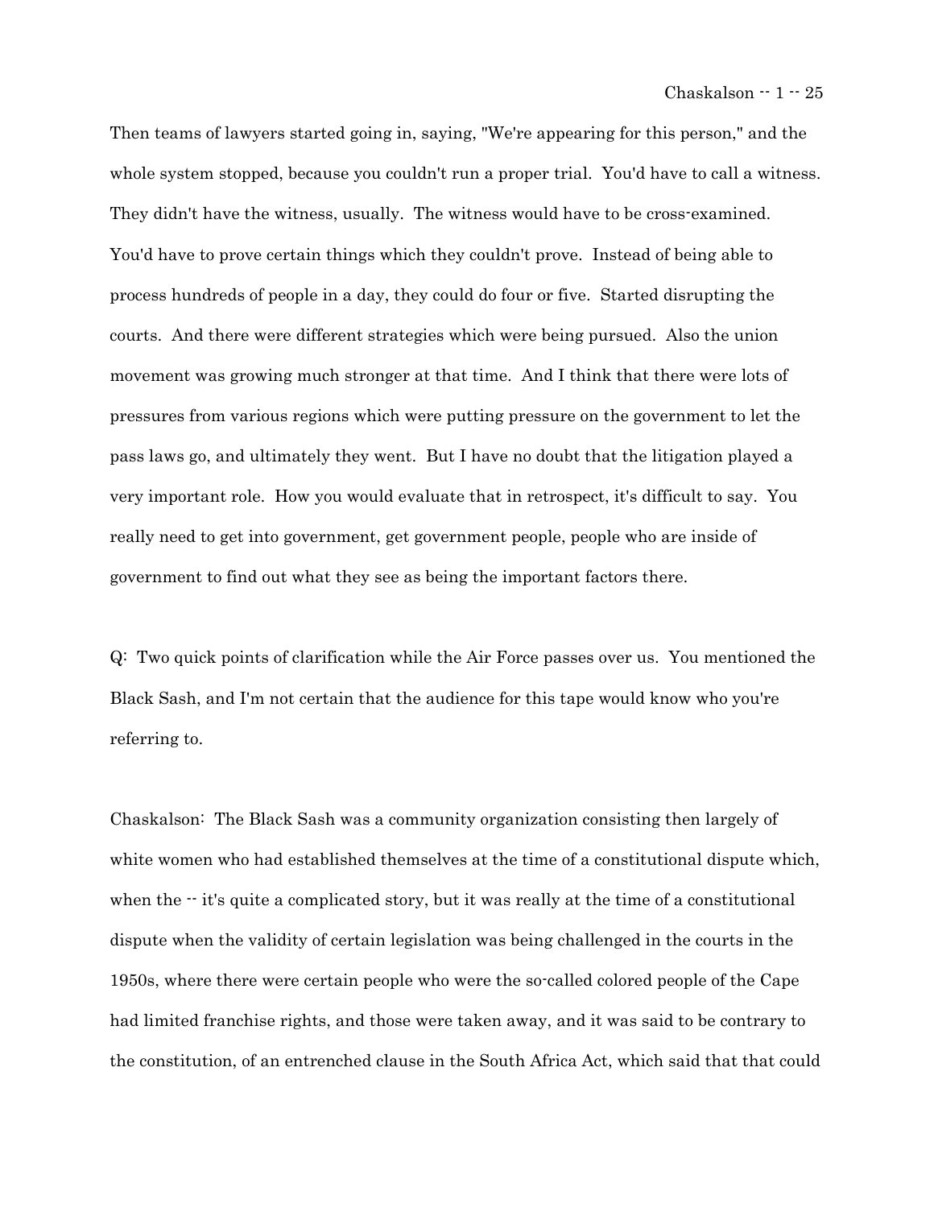Then teams of lawyers started going in, saying, "We're appearing for this person," and the whole system stopped, because you couldn't run a proper trial. You'd have to call a witness. They didn't have the witness, usually. The witness would have to be cross-examined. You'd have to prove certain things which they couldn't prove. Instead of being able to process hundreds of people in a day, they could do four or five. Started disrupting the courts. And there were different strategies which were being pursued. Also the union movement was growing much stronger at that time. And I think that there were lots of pressures from various regions which were putting pressure on the government to let the pass laws go, and ultimately they went. But I have no doubt that the litigation played a very important role. How you would evaluate that in retrospect, it's difficult to say. You really need to get into government, get government people, people who are inside of government to find out what they see as being the important factors there.

Q: Two quick points of clarification while the Air Force passes over us. You mentioned the Black Sash, and I'm not certain that the audience for this tape would know who you're referring to.

Chaskalson: The Black Sash was a community organization consisting then largely of white women who had established themselves at the time of a constitutional dispute which, when the -- it's quite a complicated story, but it was really at the time of a constitutional dispute when the validity of certain legislation was being challenged in the courts in the 1950s, where there were certain people who were the so-called colored people of the Cape had limited franchise rights, and those were taken away, and it was said to be contrary to the constitution, of an entrenched clause in the South Africa Act, which said that that could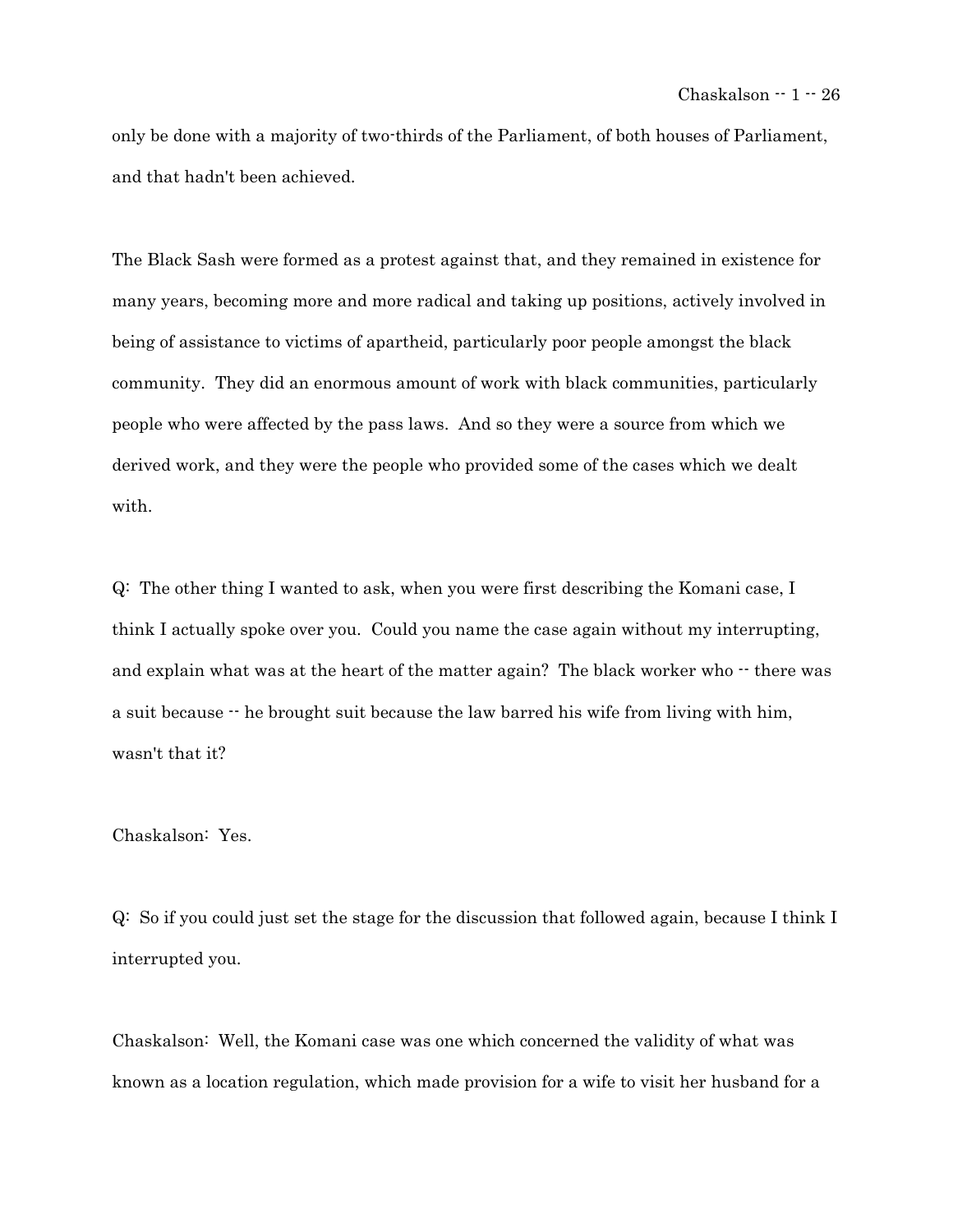only be done with a majority of two-thirds of the Parliament, of both houses of Parliament, and that hadn't been achieved.

The Black Sash were formed as a protest against that, and they remained in existence for many years, becoming more and more radical and taking up positions, actively involved in being of assistance to victims of apartheid, particularly poor people amongst the black community. They did an enormous amount of work with black communities, particularly people who were affected by the pass laws. And so they were a source from which we derived work, and they were the people who provided some of the cases which we dealt with.

Q: The other thing I wanted to ask, when you were first describing the Komani case, I think I actually spoke over you. Could you name the case again without my interrupting, and explain what was at the heart of the matter again? The black worker who -- there was a suit because -- he brought suit because the law barred his wife from living with him, wasn't that it?

Chaskalson: Yes.

Q: So if you could just set the stage for the discussion that followed again, because I think I interrupted you.

Chaskalson: Well, the Komani case was one which concerned the validity of what was known as a location regulation, which made provision for a wife to visit her husband for a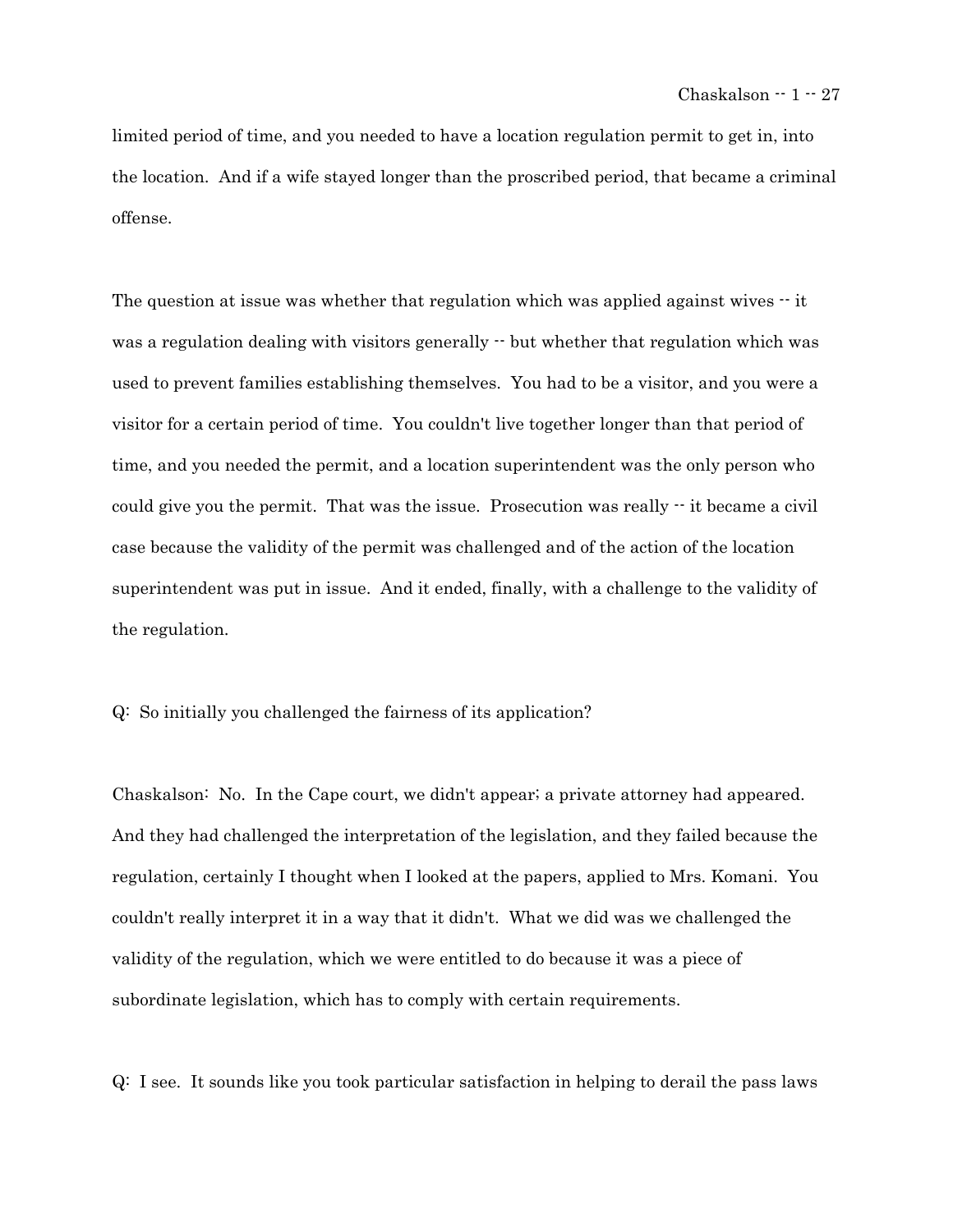limited period of time, and you needed to have a location regulation permit to get in, into the location. And if a wife stayed longer than the proscribed period, that became a criminal offense.

The question at issue was whether that regulation which was applied against wives -- it was a regulation dealing with visitors generally -- but whether that regulation which was used to prevent families establishing themselves. You had to be a visitor, and you were a visitor for a certain period of time. You couldn't live together longer than that period of time, and you needed the permit, and a location superintendent was the only person who could give you the permit. That was the issue. Prosecution was really -- it became a civil case because the validity of the permit was challenged and of the action of the location superintendent was put in issue. And it ended, finally, with a challenge to the validity of the regulation.

Q: So initially you challenged the fairness of its application?

Chaskalson: No. In the Cape court, we didn't appear; a private attorney had appeared. And they had challenged the interpretation of the legislation, and they failed because the regulation, certainly I thought when I looked at the papers, applied to Mrs. Komani. You couldn't really interpret it in a way that it didn't. What we did was we challenged the validity of the regulation, which we were entitled to do because it was a piece of subordinate legislation, which has to comply with certain requirements.

Q: I see. It sounds like you took particular satisfaction in helping to derail the pass laws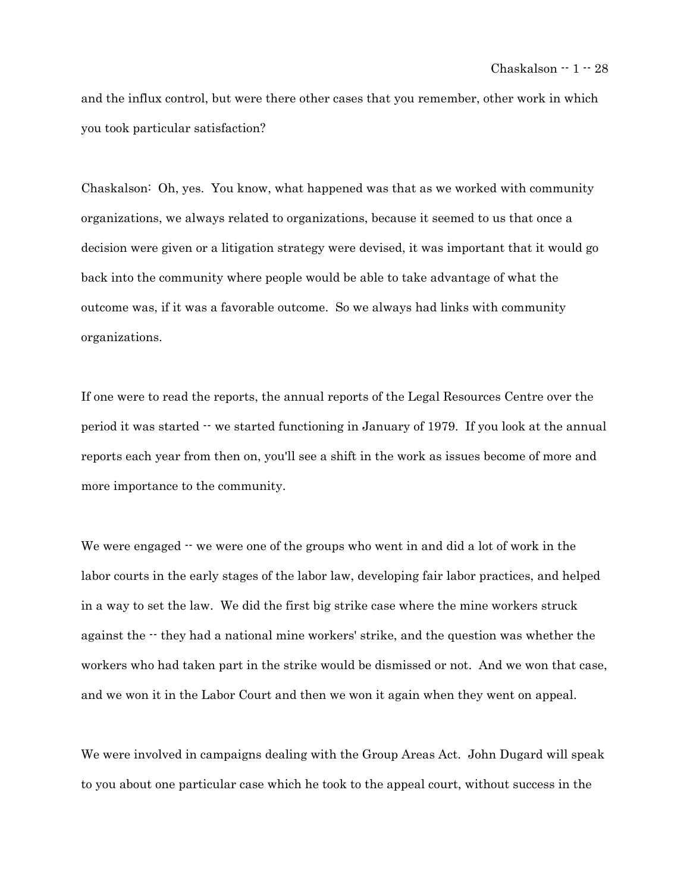and the influx control, but were there other cases that you remember, other work in which you took particular satisfaction?

Chaskalson: Oh, yes. You know, what happened was that as we worked with community organizations, we always related to organizations, because it seemed to us that once a decision were given or a litigation strategy were devised, it was important that it would go back into the community where people would be able to take advantage of what the outcome was, if it was a favorable outcome. So we always had links with community organizations.

If one were to read the reports, the annual reports of the Legal Resources Centre over the period it was started -- we started functioning in January of 1979. If you look at the annual reports each year from then on, you'll see a shift in the work as issues become of more and more importance to the community.

We were engaged -- we were one of the groups who went in and did a lot of work in the labor courts in the early stages of the labor law, developing fair labor practices, and helped in a way to set the law. We did the first big strike case where the mine workers struck against the -- they had a national mine workers' strike, and the question was whether the workers who had taken part in the strike would be dismissed or not. And we won that case, and we won it in the Labor Court and then we won it again when they went on appeal.

We were involved in campaigns dealing with the Group Areas Act. John Dugard will speak to you about one particular case which he took to the appeal court, without success in the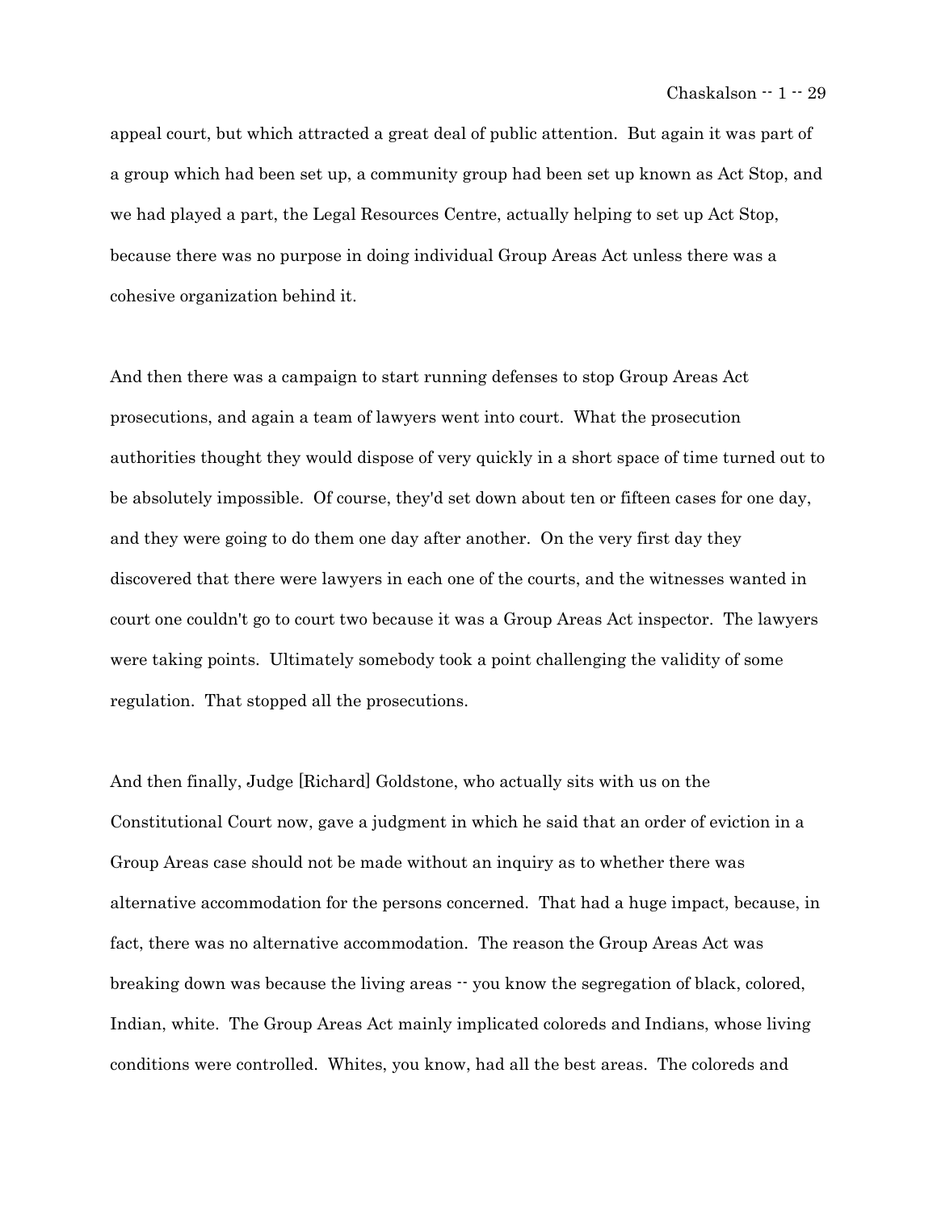appeal court, but which attracted a great deal of public attention. But again it was part of a group which had been set up, a community group had been set up known as Act Stop, and we had played a part, the Legal Resources Centre, actually helping to set up Act Stop, because there was no purpose in doing individual Group Areas Act unless there was a cohesive organization behind it.

And then there was a campaign to start running defenses to stop Group Areas Act prosecutions, and again a team of lawyers went into court. What the prosecution authorities thought they would dispose of very quickly in a short space of time turned out to be absolutely impossible. Of course, they'd set down about ten or fifteen cases for one day, and they were going to do them one day after another. On the very first day they discovered that there were lawyers in each one of the courts, and the witnesses wanted in court one couldn't go to court two because it was a Group Areas Act inspector. The lawyers were taking points. Ultimately somebody took a point challenging the validity of some regulation. That stopped all the prosecutions.

And then finally, Judge [Richard] Goldstone, who actually sits with us on the Constitutional Court now, gave a judgment in which he said that an order of eviction in a Group Areas case should not be made without an inquiry as to whether there was alternative accommodation for the persons concerned. That had a huge impact, because, in fact, there was no alternative accommodation. The reason the Group Areas Act was breaking down was because the living areas -- you know the segregation of black, colored, Indian, white. The Group Areas Act mainly implicated coloreds and Indians, whose living conditions were controlled. Whites, you know, had all the best areas. The coloreds and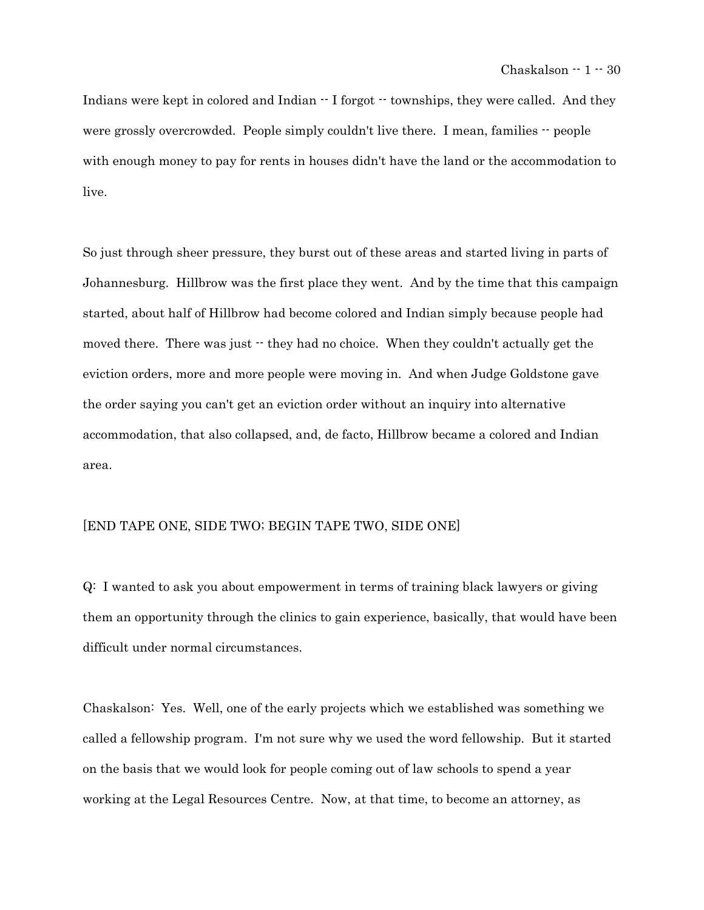Indians were kept in colored and Indian -- I forgot -- townships, they were called. And they were grossly overcrowded. People simply couldn't live there. I mean, families -- people with enough money to pay for rents in houses didn't have the land or the accommodation to live.

So just through sheer pressure, they burst out of these areas and started living in parts of Johannesburg. Hillbrow was the first place they went. And by the time that this campaign started, about half of Hillbrow had become colored and Indian simply because people had moved there. There was just -- they had no choice. When they couldn't actually get the eviction orders, more and more people were moving in. And when Judge Goldstone gave the order saying you can't get an eviction order without an inquiry into alternative accommodation, that also collapsed, and, de facto, Hillbrow became a colored and Indian area.

[END TAPE ONE, SIDE TWO; BEGIN TAPE TWO, SIDE ONE]

Q: I wanted to ask you about empowerment in terms of training black lawyers or giving them an opportunity through the clinics to gain experience, basically, that would have been difficult under normal circumstances.

Chaskalson: Yes. Well, one of the early projects which we established was something we called a fellowship program. I'm not sure why we used the word fellowship. But it started on the basis that we would look for people coming out of law schools to spend a year working at the Legal Resources Centre. Now, at that time, to become an attorney, as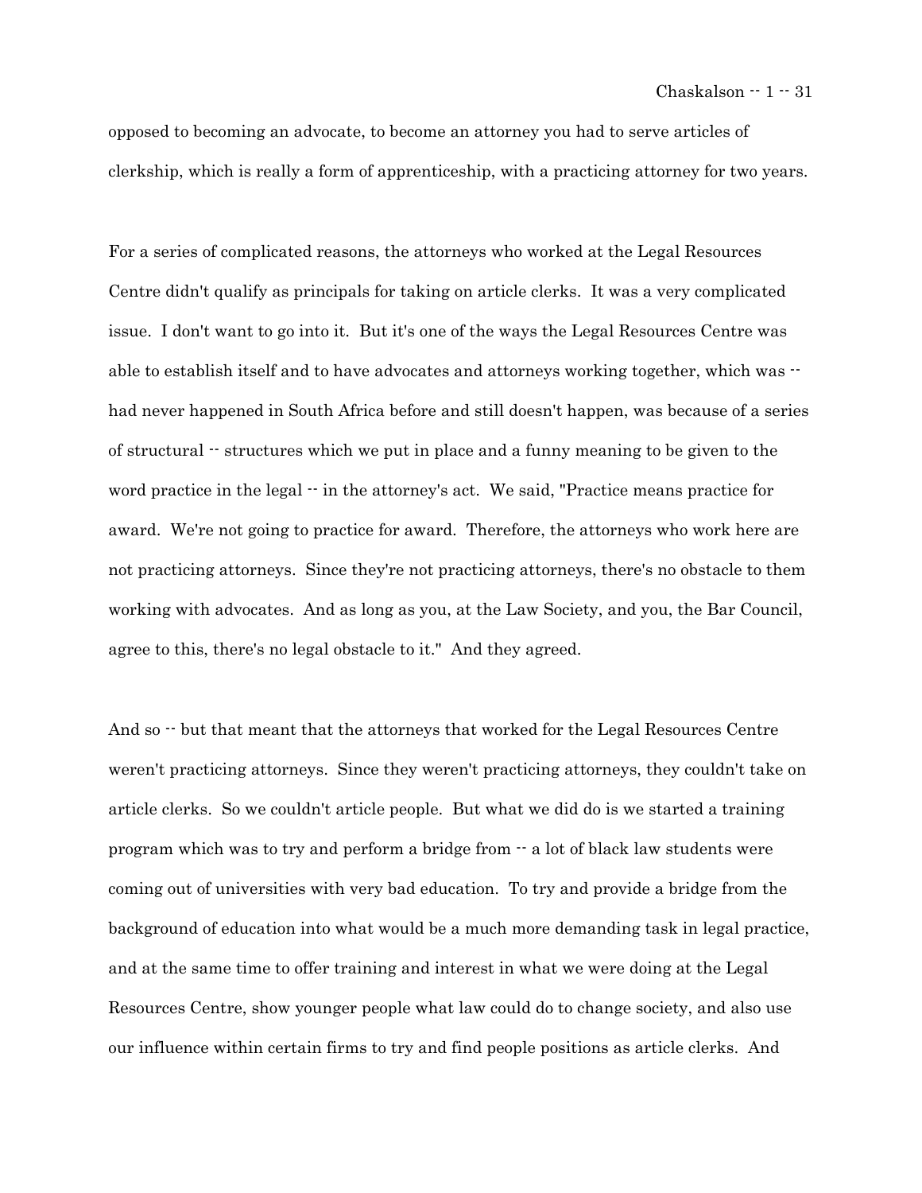opposed to becoming an advocate, to become an attorney you had to serve articles of clerkship, which is really a form of apprenticeship, with a practicing attorney for two years.

For a series of complicated reasons, the attorneys who worked at the Legal Resources Centre didn't qualify as principals for taking on article clerks. It was a very complicated issue. I don't want to go into it. But it's one of the ways the Legal Resources Centre was able to establish itself and to have advocates and attorneys working together, which was -- had never happened in South Africa before and still doesn't happen, was because of a series of structural -- structures which we put in place and a funny meaning to be given to the word practice in the legal -- in the attorney's act. We said, "Practice means practice for award. We're not going to practice for award. Therefore, the attorneys who work here are not practicing attorneys. Since they're not practicing attorneys, there's no obstacle to them working with advocates. And as long as you, at the Law Society, and you, the Bar Council, agree to this, there's no legal obstacle to it." And they agreed.

And so -- but that meant that the attorneys that worked for the Legal Resources Centre weren't practicing attorneys. Since they weren't practicing attorneys, they couldn't take on article clerks. So we couldn't article people. But what we did do is we started a training program which was to try and perform a bridge from -- a lot of black law students were coming out of universities with very bad education. To try and provide a bridge from the background of education into what would be a much more demanding task in legal practice, and at the same time to offer training and interest in what we were doing at the Legal Resources Centre, show younger people what law could do to change society, and also use our influence within certain firms to try and find people positions as article clerks. And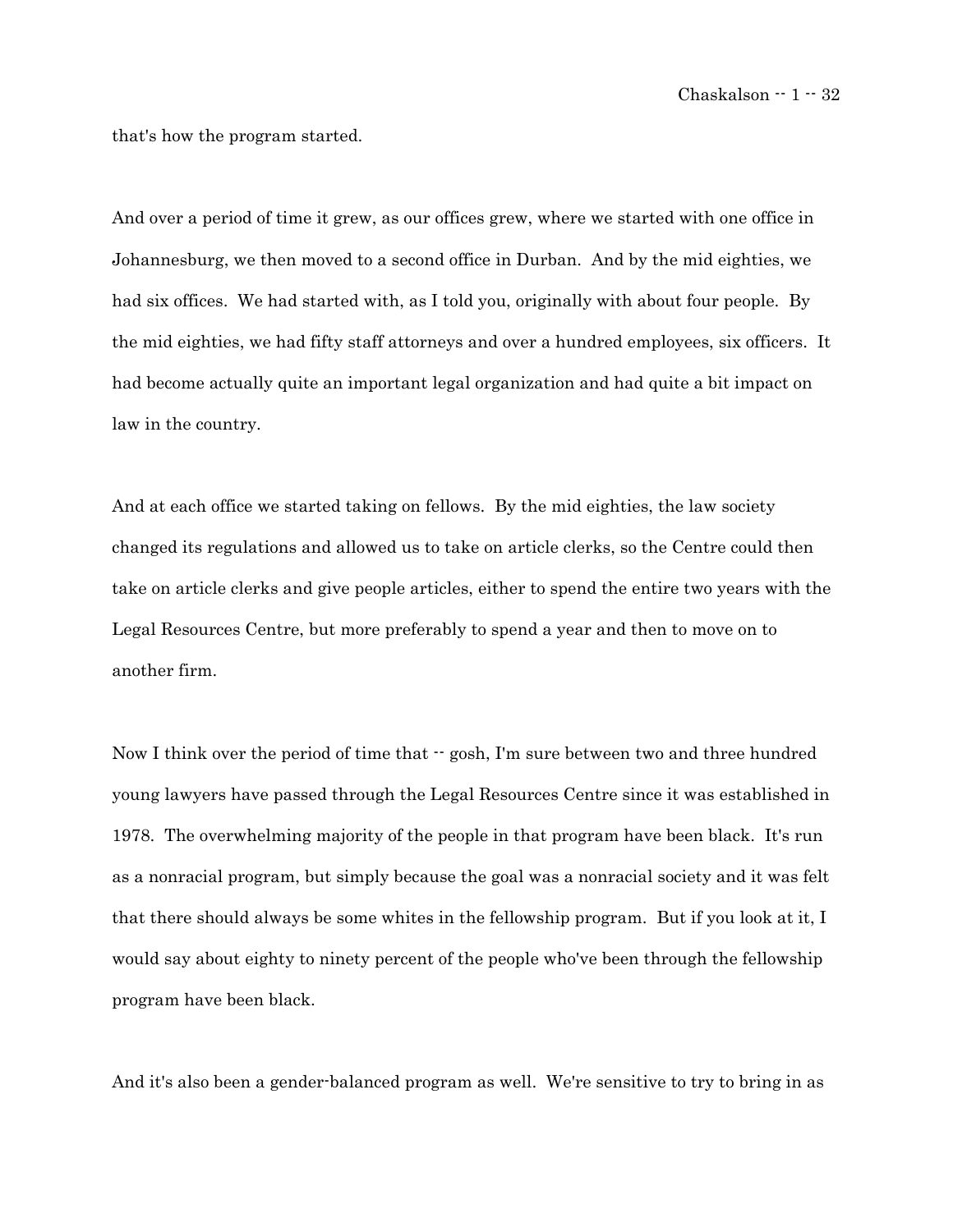that's how the program started.

And over a period of time it grew, as our offices grew, where we started with one office in Johannesburg, we then moved to a second office in Durban. And by the mid eighties, we had six offices. We had started with, as I told you, originally with about four people. By the mid eighties, we had fifty staff attorneys and over a hundred employees, six officers. It had become actually quite an important legal organization and had quite a bit impact on law in the country.

And at each office we started taking on fellows. By the mid eighties, the law society changed its regulations and allowed us to take on article clerks, so the Centre could then take on article clerks and give people articles, either to spend the entire two years with the Legal Resources Centre, but more preferably to spend a year and then to move on to another firm.

Now I think over the period of time that -- gosh, I'm sure between two and three hundred young lawyers have passed through the Legal Resources Centre since it was established in 1978. The overwhelming majority of the people in that program have been black. It's run as a nonracial program, but simply because the goal was a nonracial society and it was felt that there should always be some whites in the fellowship program. But if you look at it, I would say about eighty to ninety percent of the people who've been through the fellowship program have been black.

And it's also been a gender-balanced program as well. We're sensitive to try to bring in as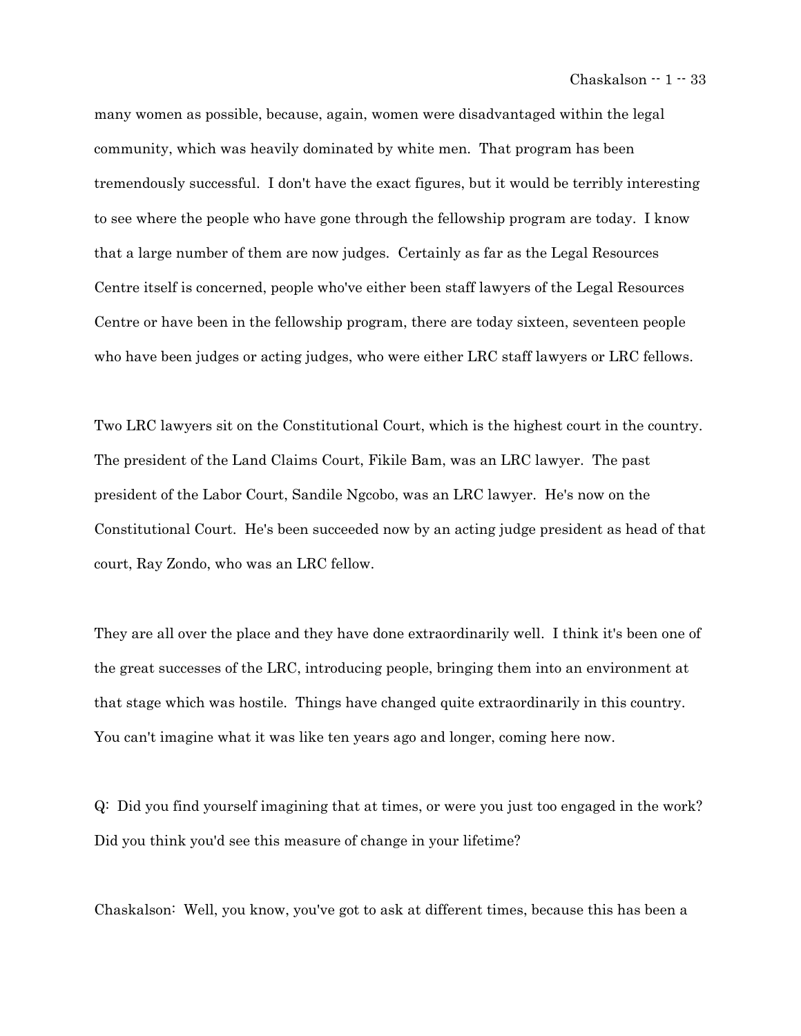many women as possible, because, again, women were disadvantaged within the legal community, which was heavily dominated by white men. That program has been tremendously successful. I don't have the exact figures, but it would be terribly interesting to see where the people who have gone through the fellowship program are today. I know that a large number of them are now judges. Certainly as far as the Legal Resources Centre itself is concerned, people who've either been staff lawyers of the Legal Resources Centre or have been in the fellowship program, there are today sixteen, seventeen people who have been judges or acting judges, who were either LRC staff lawyers or LRC fellows.

Two LRC lawyers sit on the Constitutional Court, which is the highest court in the country. The president of the Land Claims Court, Fikile Bam, was an LRC lawyer. The past president of the Labor Court, Sandile Ngcobo, was an LRC lawyer. He's now on the Constitutional Court. He's been succeeded now by an acting judge president as head of that court, Ray Zondo, who was an LRC fellow.

They are all over the place and they have done extraordinarily well. I think it's been one of the great successes of the LRC, introducing people, bringing them into an environment at that stage which was hostile. Things have changed quite extraordinarily in this country. You can't imagine what it was like ten years ago and longer, coming here now.

Q: Did you find yourself imagining that at times, or were you just too engaged in the work? Did you think you'd see this measure of change in your lifetime?

Chaskalson: Well, you know, you've got to ask at different times, because this has been a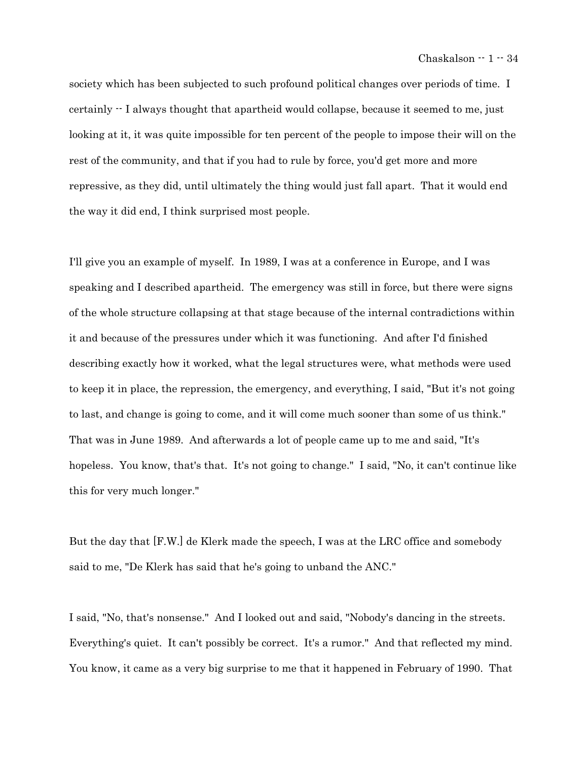society which has been subjected to such profound political changes over periods of time. I certainly -- I always thought that apartheid would collapse, because it seemed to me, just looking at it, it was quite impossible for ten percent of the people to impose their will on the rest of the community, and that if you had to rule by force, you'd get more and more repressive, as they did, until ultimately the thing would just fall apart. That it would end the way it did end, I think surprised most people.

I'll give you an example of myself. In 1989, I was at a conference in Europe, and I was speaking and I described apartheid. The emergency was still in force, but there were signs of the whole structure collapsing at that stage because of the internal contradictions within it and because of the pressures under which it was functioning. And after I'd finished describing exactly how it worked, what the legal structures were, what methods were used to keep it in place, the repression, the emergency, and everything, I said, "But it's not going to last, and change is going to come, and it will come much sooner than some of us think." That was in June 1989. And afterwards a lot of people came up to me and said, "It's hopeless. You know, that's that. It's not going to change." I said, "No, it can't continue like this for very much longer."

But the day that [F.W.] de Klerk made the speech, I was at the LRC office and somebody said to me, "De Klerk has said that he's going to unband the ANC."

I said, "No, that's nonsense." And I looked out and said, "Nobody's dancing in the streets. Everything's quiet. It can't possibly be correct. It's a rumor." And that reflected my mind. You know, it came as a very big surprise to me that it happened in February of 1990. That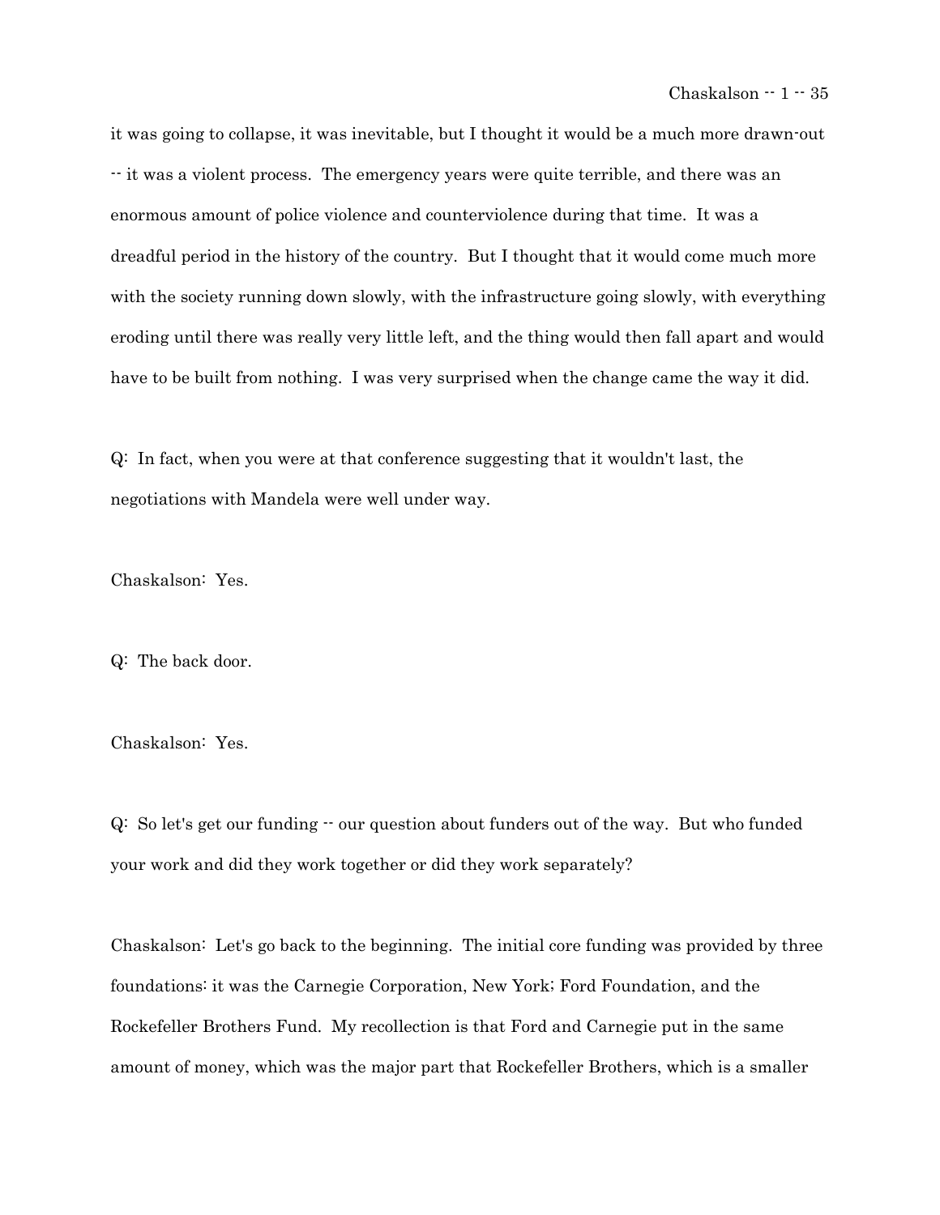it was going to collapse, it was inevitable, but I thought it would be a much more drawn-out -- it was a violent process. The emergency years were quite terrible, and there was an enormous amount of police violence and counterviolence during that time. It was a dreadful period in the history of the country. But I thought that it would come much more with the society running down slowly, with the infrastructure going slowly, with everything eroding until there was really very little left, and the thing would then fall apart and would have to be built from nothing. I was very surprised when the change came the way it did.

Q: In fact, when you were at that conference suggesting that it wouldn't last, the negotiations with Mandela were well under way.

Chaskalson: Yes.

Q: The back door.

Chaskalson: Yes.

Q: So let's get our funding -- our question about funders out of the way. But who funded your work and did they work together or did they work separately?

Chaskalson: Let's go back to the beginning. The initial core funding was provided by three foundations: it was the Carnegie Corporation, New York; Ford Foundation, and the Rockefeller Brothers Fund. My recollection is that Ford and Carnegie put in the same amount of money, which was the major part that Rockefeller Brothers, which is a smaller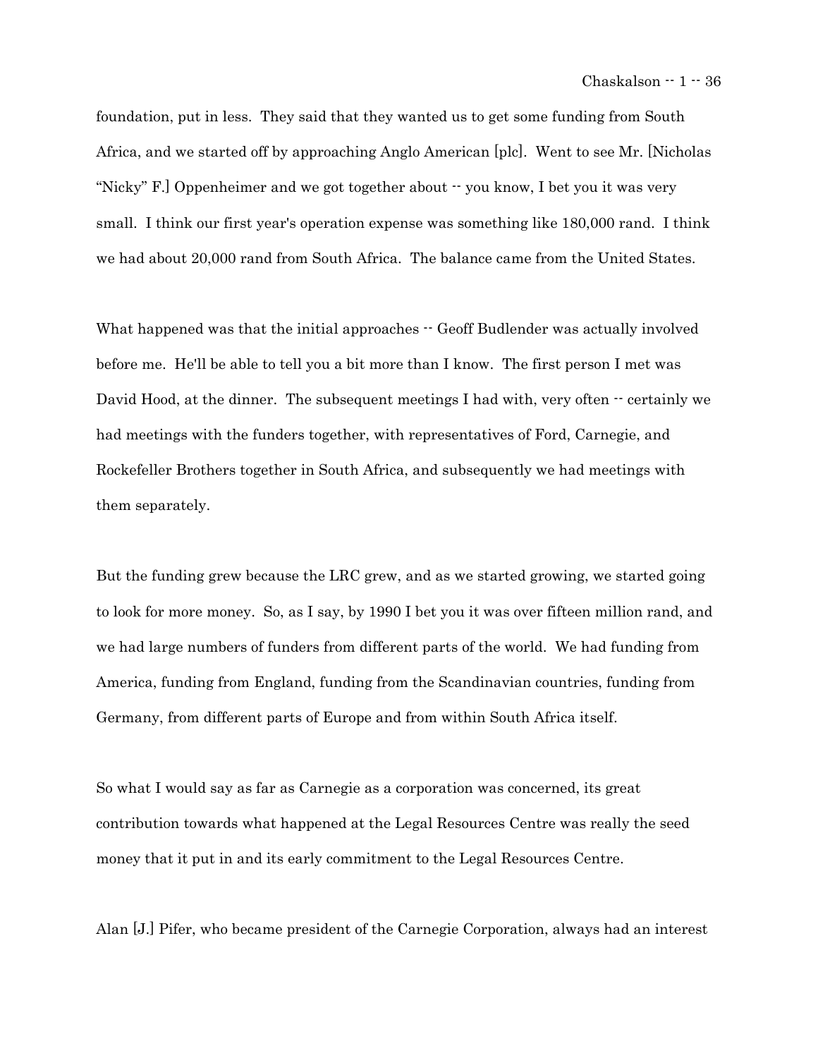foundation, put in less. They said that they wanted us to get some funding from South Africa, and we started off by approaching Anglo American [plc]. Went to see Mr. [Nicholas "Nicky" F.] Oppenheimer and we got together about -- you know, I bet you it was very small. I think our first year's operation expense was something like 180,000 rand. I think we had about 20,000 rand from South Africa. The balance came from the United States.

What happened was that the initial approaches -- Geoff Budlender was actually involved before me. He'll be able to tell you a bit more than I know. The first person I met was David Hood, at the dinner. The subsequent meetings I had with, very often -- certainly we had meetings with the funders together, with representatives of Ford, Carnegie, and Rockefeller Brothers together in South Africa, and subsequently we had meetings with them separately.

But the funding grew because the LRC grew, and as we started growing, we started going to look for more money. So, as I say, by 1990 I bet you it was over fifteen million rand, and we had large numbers of funders from different parts of the world. We had funding from America, funding from England, funding from the Scandinavian countries, funding from Germany, from different parts of Europe and from within South Africa itself.

So what I would say as far as Carnegie as a corporation was concerned, its great contribution towards what happened at the Legal Resources Centre was really the seed money that it put in and its early commitment to the Legal Resources Centre.

Alan [J.] Pifer, who became president of the Carnegie Corporation, always had an interest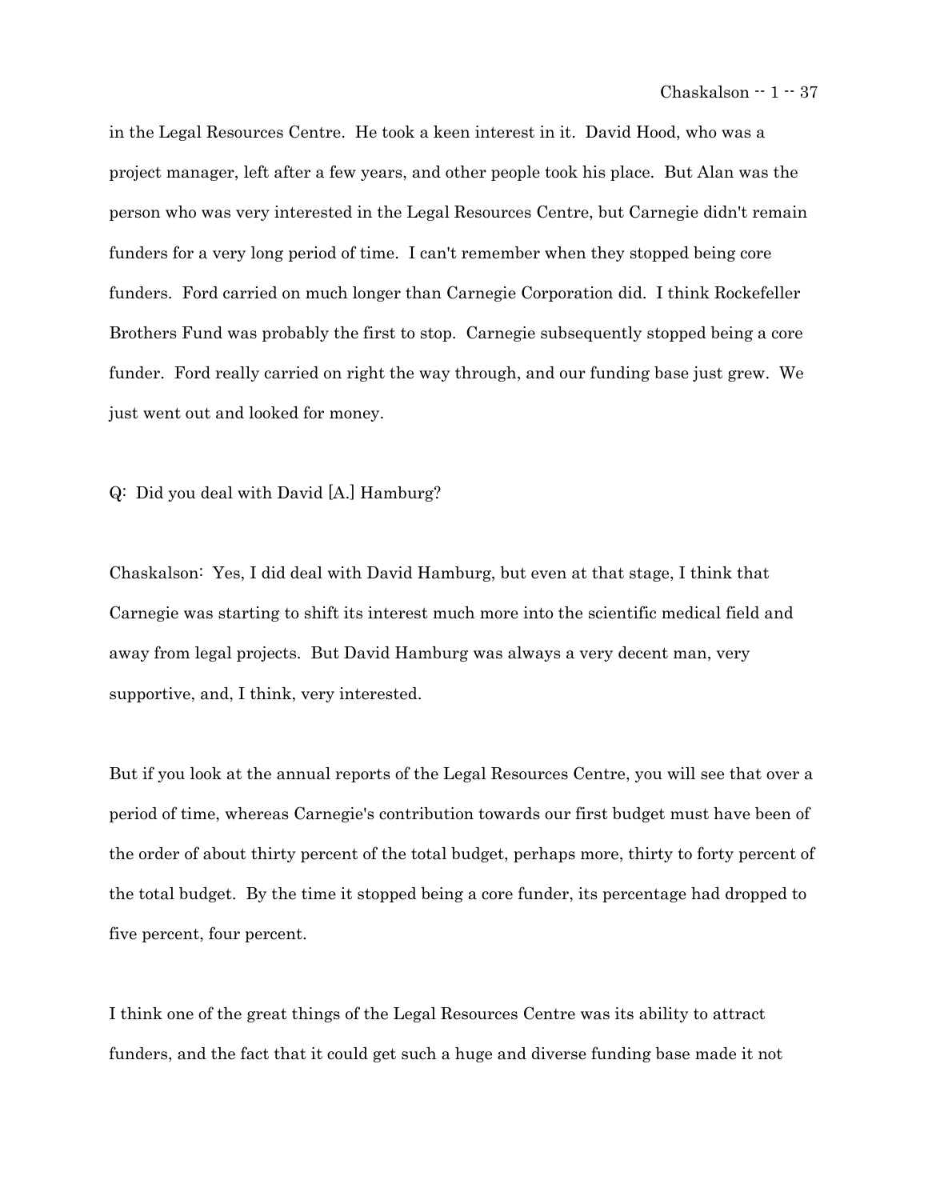in the Legal Resources Centre. He took a keen interest in it. David Hood, who was a project manager, left after a few years, and other people took his place. But Alan was the person who was very interested in the Legal Resources Centre, but Carnegie didn't remain funders for a very long period of time. I can't remember when they stopped being core funders. Ford carried on much longer than Carnegie Corporation did. I think Rockefeller Brothers Fund was probably the first to stop. Carnegie subsequently stopped being a core funder. Ford really carried on right the way through, and our funding base just grew. We just went out and looked for money.

Q: Did you deal with David [A.] Hamburg?

Chaskalson: Yes, I did deal with David Hamburg, but even at that stage, I think that Carnegie was starting to shift its interest much more into the scientific medical field and away from legal projects. But David Hamburg was always a very decent man, very supportive, and, I think, very interested.

But if you look at the annual reports of the Legal Resources Centre, you will see that over a period of time, whereas Carnegie's contribution towards our first budget must have been of the order of about thirty percent of the total budget, perhaps more, thirty to forty percent of the total budget. By the time it stopped being a core funder, its percentage had dropped to five percent, four percent.

I think one of the great things of the Legal Resources Centre was its ability to attract funders, and the fact that it could get such a huge and diverse funding base made it not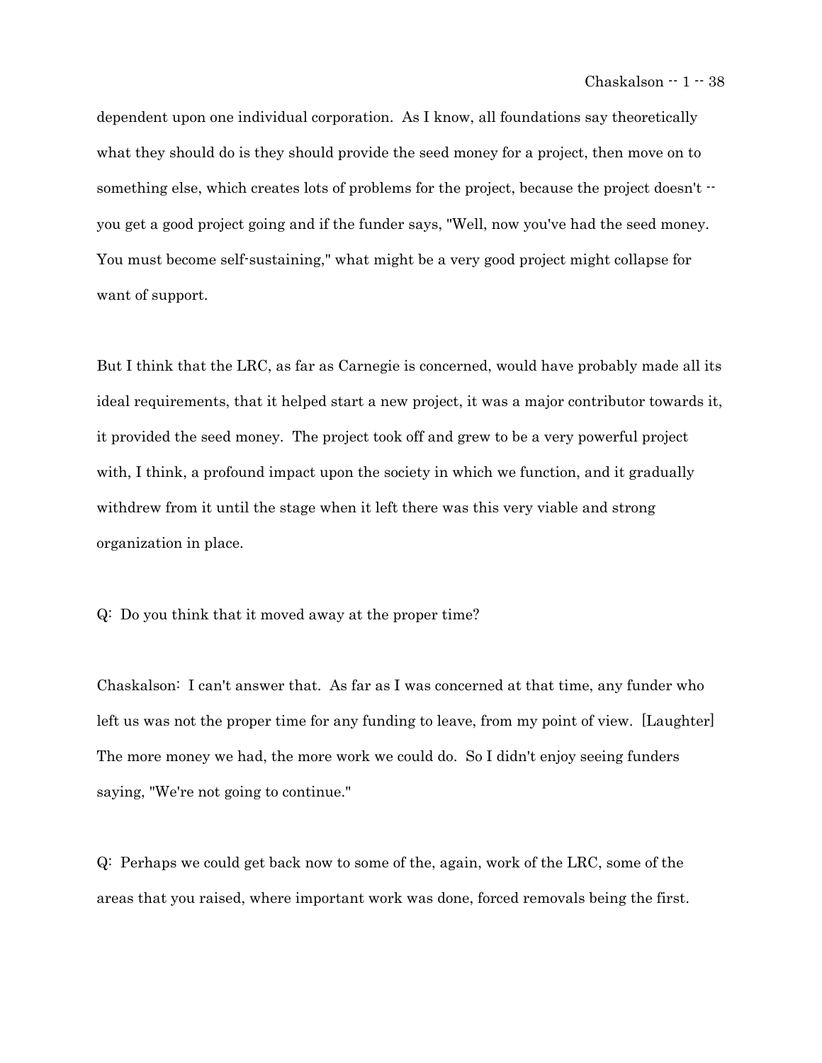dependent upon one individual corporation. As I know, all foundations say theoretically what they should do is they should provide the seed money for a project, then move on to something else, which creates lots of problems for the project, because the project doesn't -- you get a good project going and if the funder says, "Well, now you've had the seed money. You must become self-sustaining," what might be a very good project might collapse for want of support.

But I think that the LRC, as far as Carnegie is concerned, would have probably made all its ideal requirements, that it helped start a new project, it was a major contributor towards it, it provided the seed money. The project took off and grew to be a very powerful project with, I think, a profound impact upon the society in which we function, and it gradually withdrew from it until the stage when it left there was this very viable and strong organization in place.

Q: Do you think that it moved away at the proper time?

Chaskalson: I can't answer that. As far as I was concerned at that time, any funder who left us was not the proper time for any funding to leave, from my point of view. [Laughter] The more money we had, the more work we could do. So I didn't enjoy seeing funders saying, "We're not going to continue."

Q: Perhaps we could get back now to some of the, again, work of the LRC, some of the areas that you raised, where important work was done, forced removals being the first.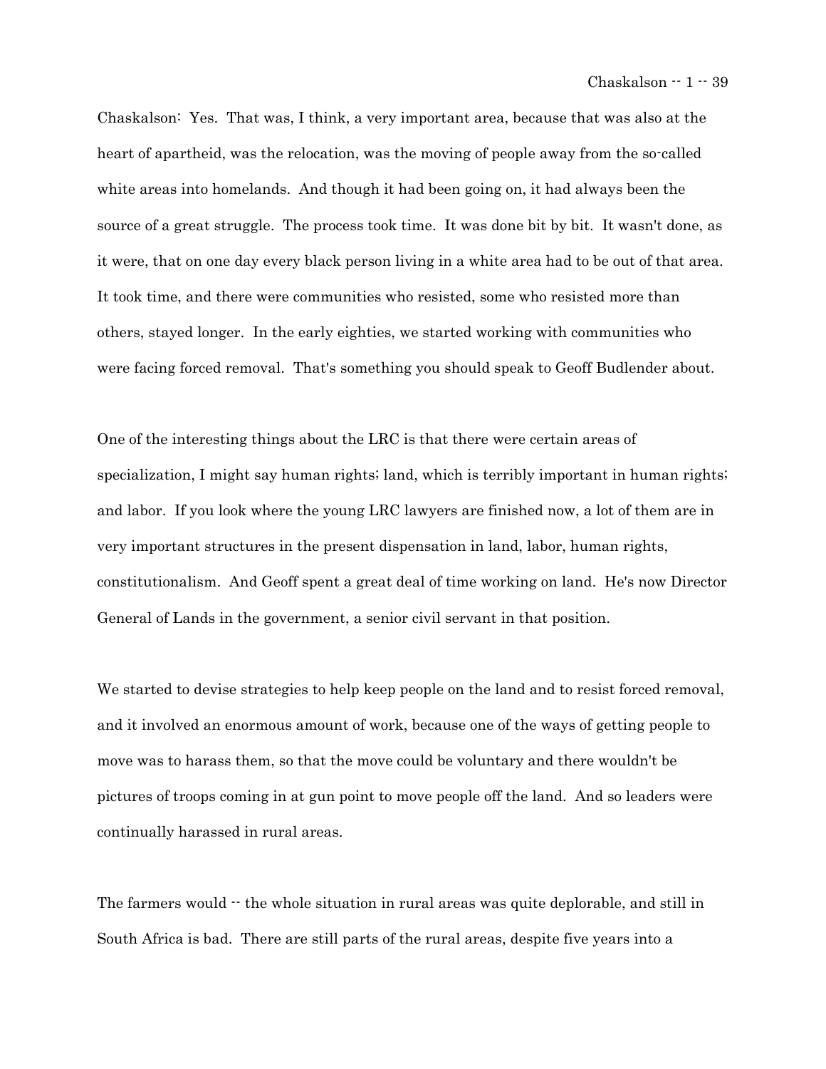Chaskalson: Yes. That was, I think, a very important area, because that was also at the heart of apartheid, was the relocation, was the moving of people away from the so-called white areas into homelands. And though it had been going on, it had always been the source of a great struggle. The process took time. It was done bit by bit. It wasn't done, as it were, that on one day every black person living in a white area had to be out of that area. It took time, and there were communities who resisted, some who resisted more than others, stayed longer. In the early eighties, we started working with communities who were facing forced removal. That's something you should speak to Geoff Budlender about.

One of the interesting things about the LRC is that there were certain areas of specialization, I might say human rights; land, which is terribly important in human rights; and labor. If you look where the young LRC lawyers are finished now, a lot of them are in very important structures in the present dispensation in land, labor, human rights, constitutionalism. And Geoff spent a great deal of time working on land. He's now Director General of Lands in the government, a senior civil servant in that position.

We started to devise strategies to help keep people on the land and to resist forced removal, and it involved an enormous amount of work, because one of the ways of getting people to move was to harass them, so that the move could be voluntary and there wouldn't be pictures of troops coming in at gun point to move people off the land. And so leaders were continually harassed in rural areas.

The farmers would -- the whole situation in rural areas was quite deplorable, and still in South Africa is bad. There are still parts of the rural areas, despite five years into a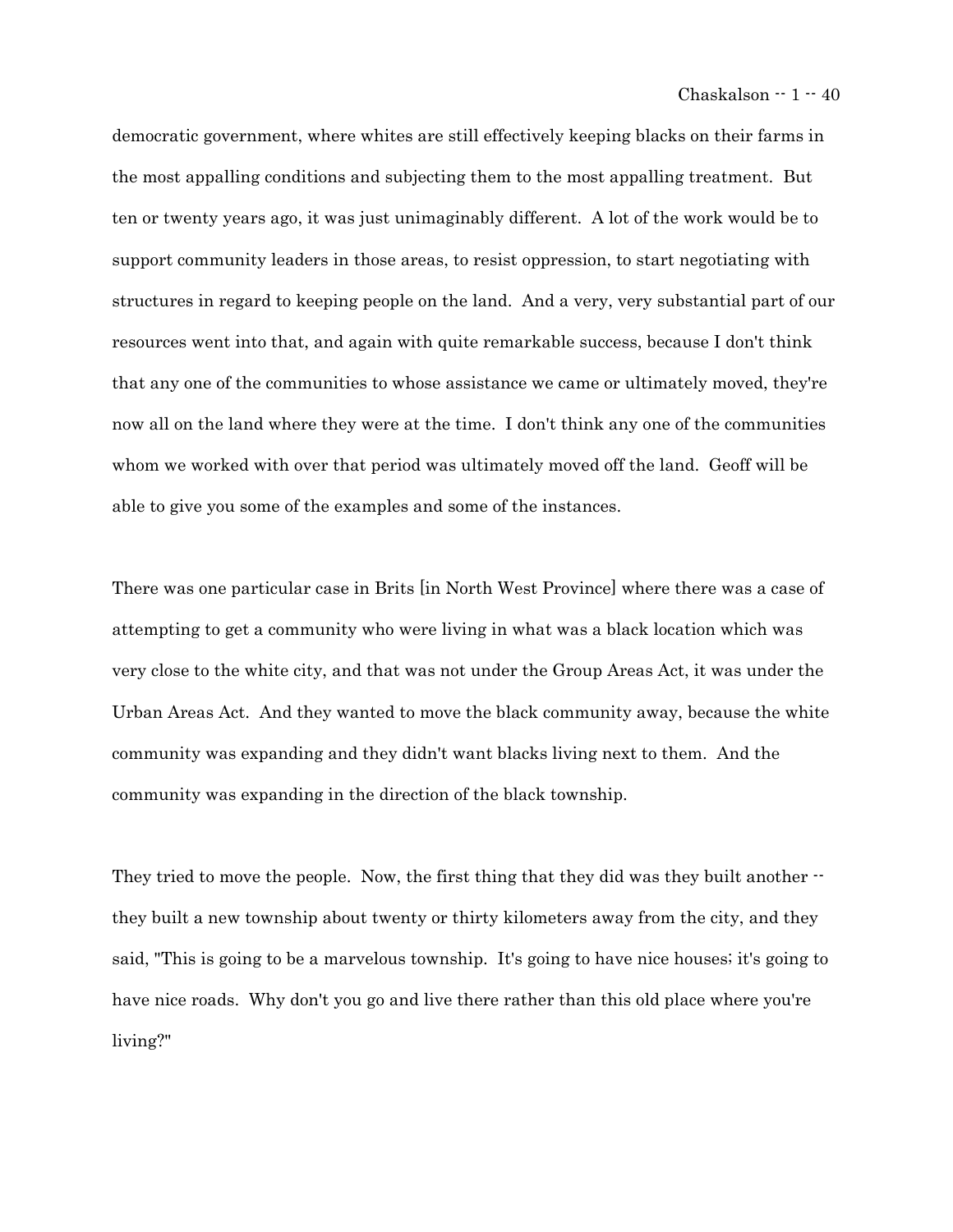democratic government, where whites are still effectively keeping blacks on their farms in the most appalling conditions and subjecting them to the most appalling treatment. But ten or twenty years ago, it was just unimaginably different. A lot of the work would be to support community leaders in those areas, to resist oppression, to start negotiating with structures in regard to keeping people on the land. And a very, very substantial part of our resources went into that, and again with quite remarkable success, because I don't think that any one of the communities to whose assistance we came or ultimately moved, they're now all on the land where they were at the time. I don't think any one of the communities whom we worked with over that period was ultimately moved off the land. Geoff will be able to give you some of the examples and some of the instances.

There was one particular case in Brits [in North West Province] where there was a case of attempting to get a community who were living in what was a black location which was very close to the white city, and that was not under the Group Areas Act, it was under the Urban Areas Act. And they wanted to move the black community away, because the white community was expanding and they didn't want blacks living next to them. And the community was expanding in the direction of the black township.

They tried to move the people. Now, the first thing that they did was they built another -- they built a new township about twenty or thirty kilometers away from the city, and they said, "This is going to be a marvelous township. It's going to have nice houses; it's going to have nice roads. Why don't you go and live there rather than this old place where you're living?"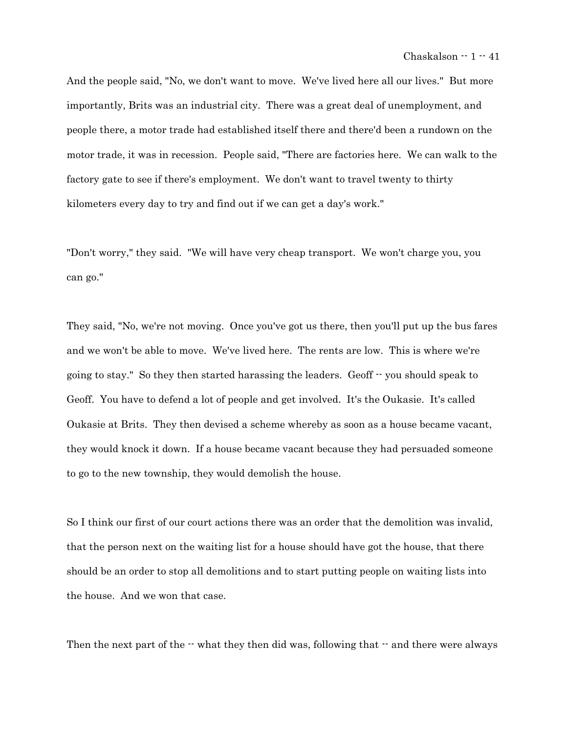And the people said, "No, we don't want to move. We've lived here all our lives." But more importantly, Brits was an industrial city. There was a great deal of unemployment, and people there, a motor trade had established itself there and there'd been a rundown on the motor trade, it was in recession. People said, "There are factories here. We can walk to the factory gate to see if there's employment. We don't want to travel twenty to thirty kilometers every day to try and find out if we can get a day's work."

"Don't worry," they said. "We will have very cheap transport. We won't charge you, you can go."

They said, "No, we're not moving. Once you've got us there, then you'll put up the bus fares and we won't be able to move. We've lived here. The rents are low. This is where we're going to stay." So they then started harassing the leaders. Geoff -- you should speak to Geoff. You have to defend a lot of people and get involved. It's the Oukasie. It's called Oukasie at Brits. They then devised a scheme whereby as soon as a house became vacant, they would knock it down. If a house became vacant because they had persuaded someone to go to the new township, they would demolish the house.

So I think our first of our court actions there was an order that the demolition was invalid, that the person next on the waiting list for a house should have got the house, that there should be an order to stop all demolitions and to start putting people on waiting lists into the house. And we won that case.

Then the next part of the -- what they then did was, following that -- and there were always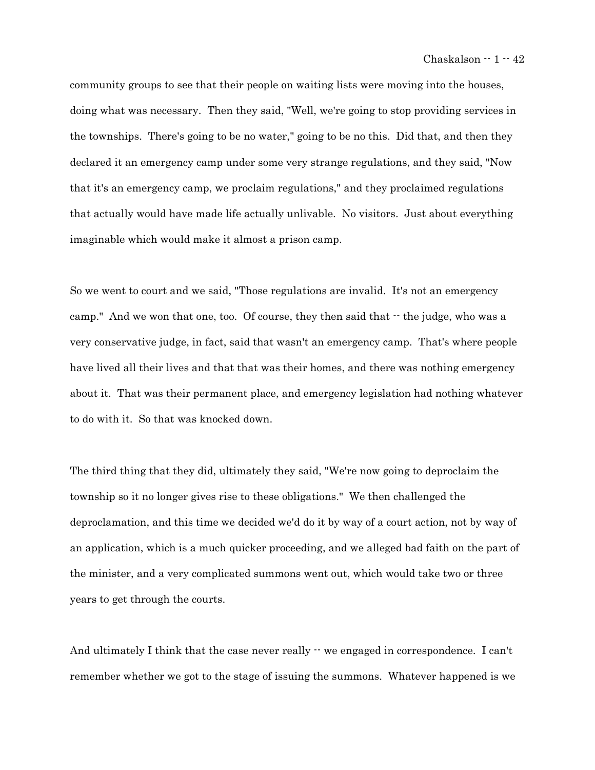community groups to see that their people on waiting lists were moving into the houses, doing what was necessary. Then they said, "Well, we're going to stop providing services in the townships. There's going to be no water," going to be no this. Did that, and then they declared it an emergency camp under some very strange regulations, and they said, "Now that it's an emergency camp, we proclaim regulations," and they proclaimed regulations that actually would have made life actually unlivable. No visitors. Just about everything imaginable which would make it almost a prison camp.

So we went to court and we said, "Those regulations are invalid. It's not an emergency camp." And we won that one, too. Of course, they then said that -- the judge, who was a very conservative judge, in fact, said that wasn't an emergency camp. That's where people have lived all their lives and that that was their homes, and there was nothing emergency about it. That was their permanent place, and emergency legislation had nothing whatever to do with it. So that was knocked down.

The third thing that they did, ultimately they said, "We're now going to deproclaim the township so it no longer gives rise to these obligations." We then challenged the deproclamation, and this time we decided we'd do it by way of a court action, not by way of an application, which is a much quicker proceeding, and we alleged bad faith on the part of the minister, and a very complicated summons went out, which would take two or three years to get through the courts.

And ultimately I think that the case never really -- we engaged in correspondence. I can't remember whether we got to the stage of issuing the summons. Whatever happened is we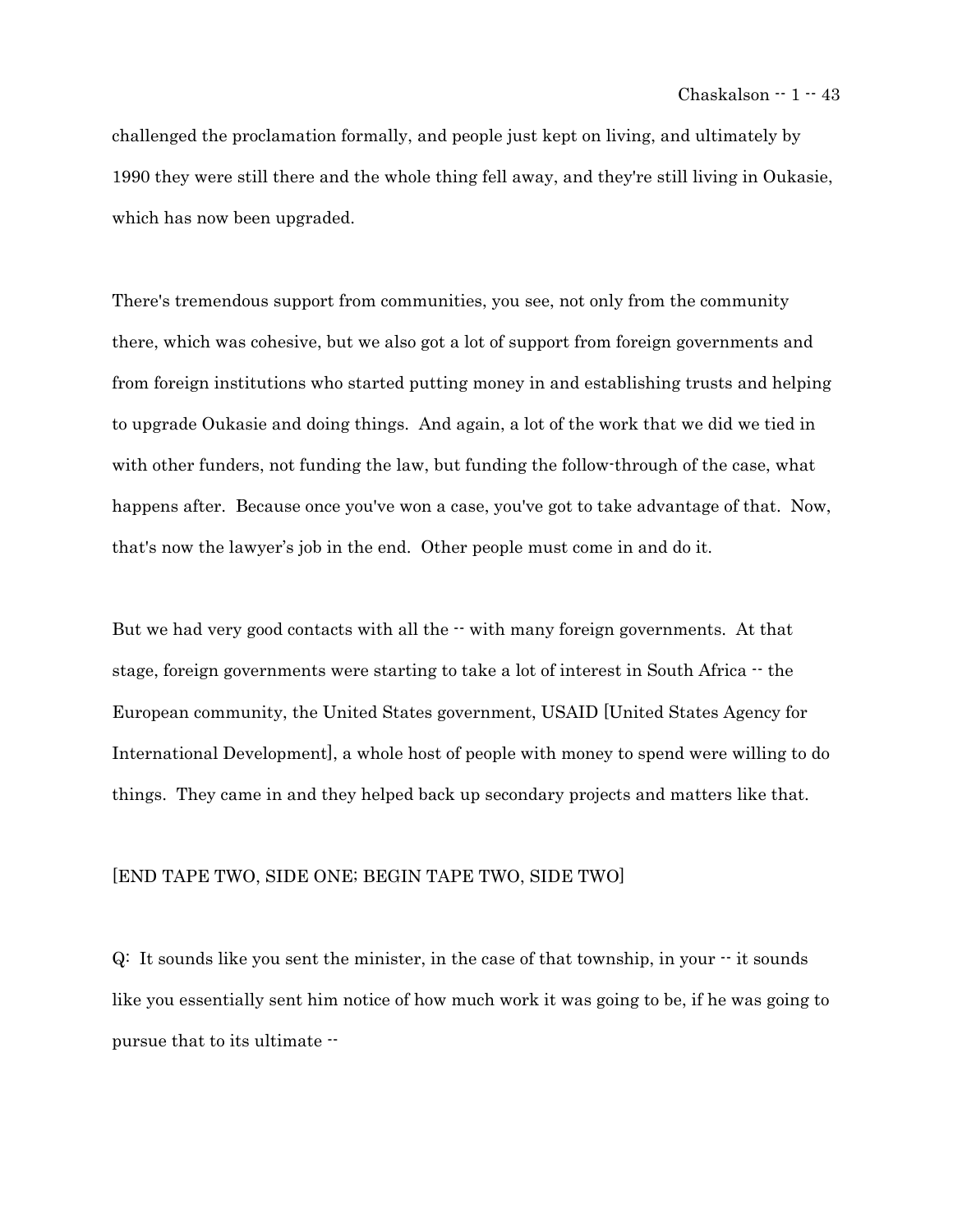challenged the proclamation formally, and people just kept on living, and ultimately by 1990 they were still there and the whole thing fell away, and they're still living in Oukasie, which has now been upgraded.

There's tremendous support from communities, you see, not only from the community there, which was cohesive, but we also got a lot of support from foreign governments and from foreign institutions who started putting money in and establishing trusts and helping to upgrade Oukasie and doing things. And again, a lot of the work that we did we tied in with other funders, not funding the law, but funding the follow-through of the case, what happens after. Because once you've won a case, you've got to take advantage of that. Now, that's now the lawyer's job in the end. Other people must come in and do it.

But we had very good contacts with all the -- with many foreign governments. At that stage, foreign governments were starting to take a lot of interest in South Africa -- the European community, the United States government, USAID [United States Agency for International Development], a whole host of people with money to spend were willing to do things. They came in and they helped back up secondary projects and matters like that.

[END TAPE TWO, SIDE ONE; BEGIN TAPE TWO, SIDE TWO]

Q: It sounds like you sent the minister, in the case of that township, in your -- it sounds like you essentially sent him notice of how much work it was going to be, if he was going to pursue that to its ultimate --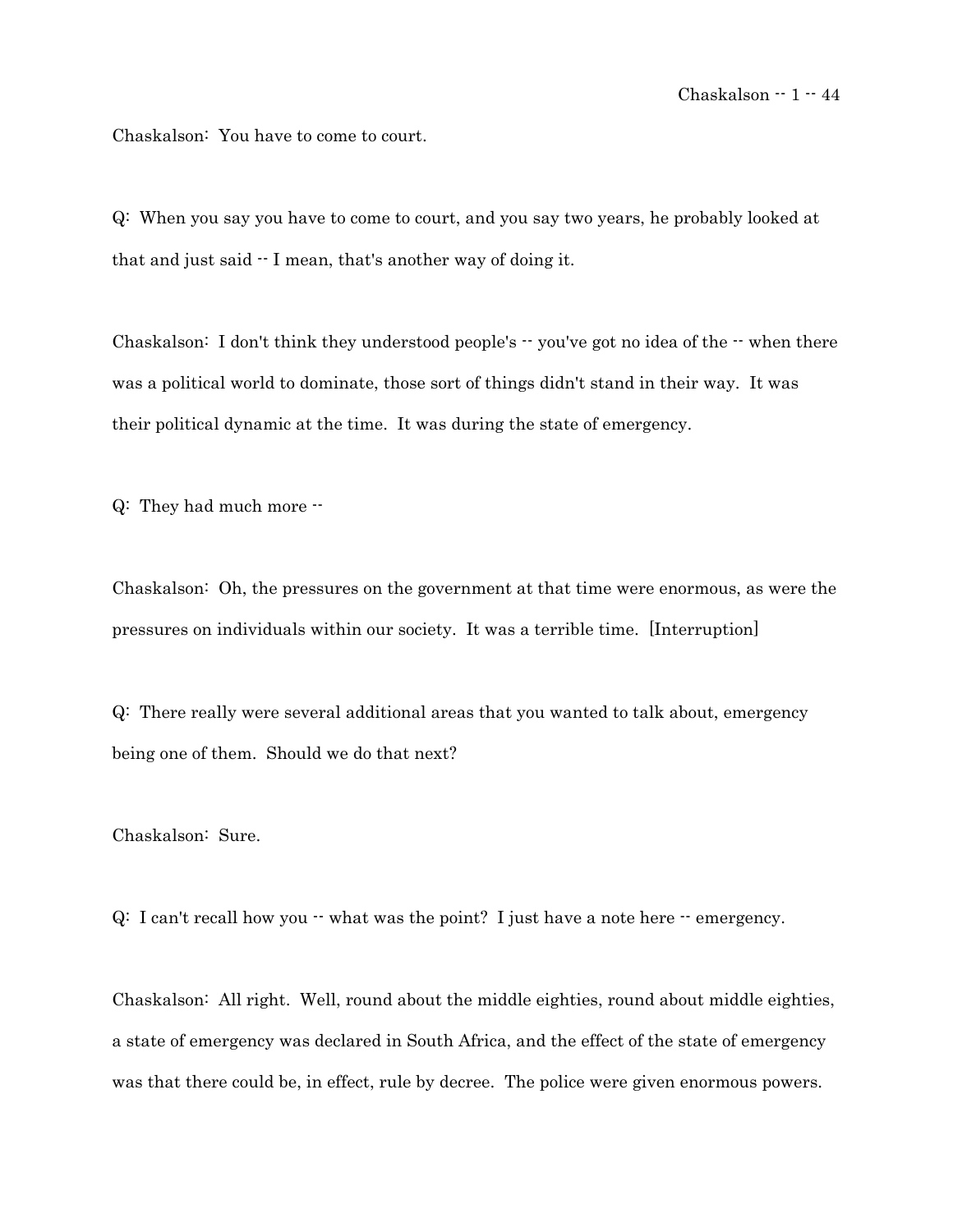Chaskalson: You have to come to court.

Q: When you say you have to come to court, and you say two years, he probably looked at that and just said -- I mean, that's another way of doing it.

Chaskalson: I don't think they understood people's -- you've got no idea of the -- when there was a political world to dominate, those sort of things didn't stand in their way. It was their political dynamic at the time. It was during the state of emergency.

Q: They had much more --

Chaskalson: Oh, the pressures on the government at that time were enormous, as were the pressures on individuals within our society. It was a terrible time. [Interruption]

Q: There really were several additional areas that you wanted to talk about, emergency being one of them. Should we do that next?

Chaskalson: Sure.

Q: I can't recall how you -- what was the point? I just have a note here -- emergency.

Chaskalson: All right. Well, round about the middle eighties, round about middle eighties, a state of emergency was declared in South Africa, and the effect of the state of emergency was that there could be, in effect, rule by decree. The police were given enormous powers.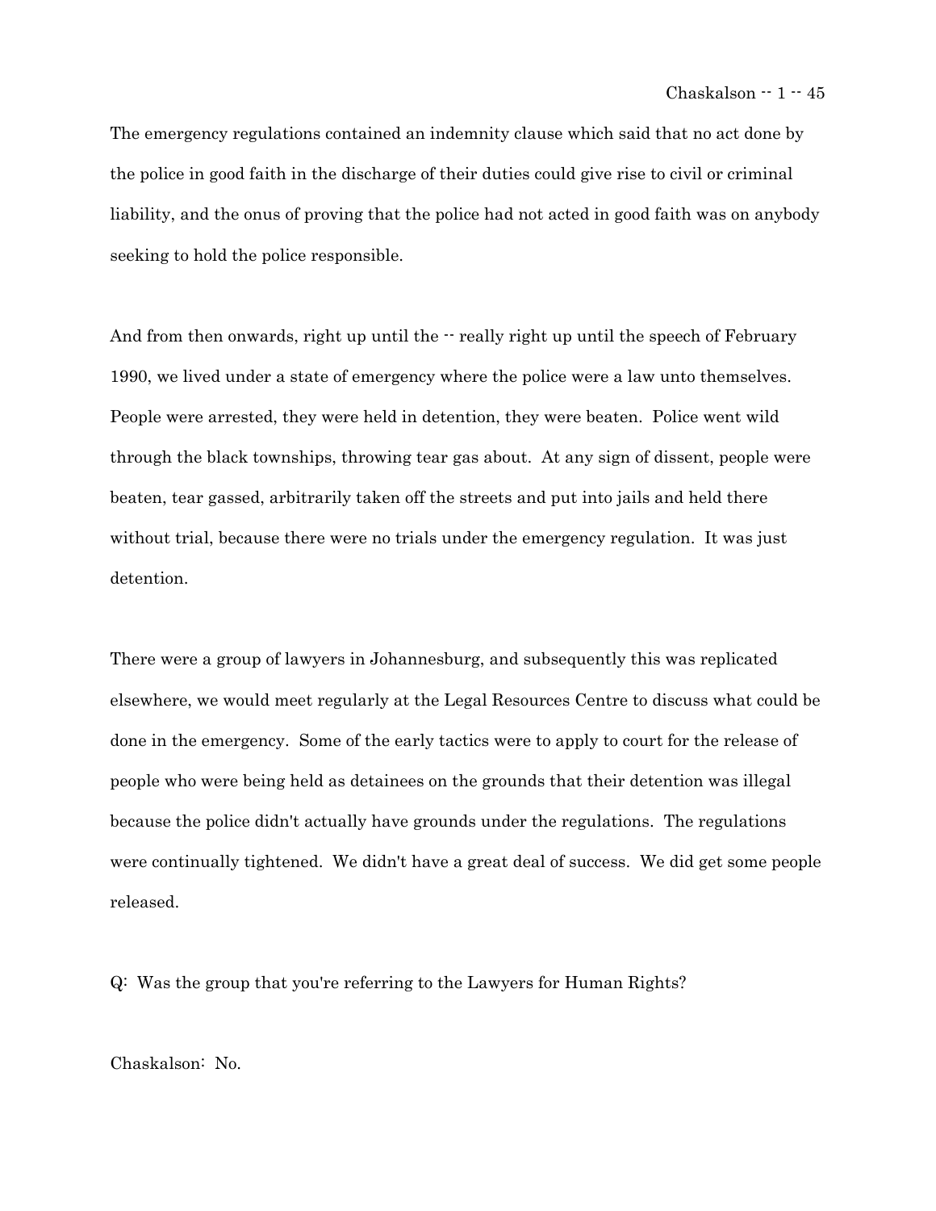The emergency regulations contained an indemnity clause which said that no act done by the police in good faith in the discharge of their duties could give rise to civil or criminal liability, and the onus of proving that the police had not acted in good faith was on anybody seeking to hold the police responsible.

And from then onwards, right up until the -- really right up until the speech of February 1990, we lived under a state of emergency where the police were a law unto themselves. People were arrested, they were held in detention, they were beaten. Police went wild through the black townships, throwing tear gas about. At any sign of dissent, people were beaten, tear gassed, arbitrarily taken off the streets and put into jails and held there without trial, because there were no trials under the emergency regulation. It was just detention.

There were a group of lawyers in Johannesburg, and subsequently this was replicated elsewhere, we would meet regularly at the Legal Resources Centre to discuss what could be done in the emergency. Some of the early tactics were to apply to court for the release of people who were being held as detainees on the grounds that their detention was illegal because the police didn't actually have grounds under the regulations. The regulations were continually tightened. We didn't have a great deal of success. We did get some people released.

Q: Was the group that you're referring to the Lawyers for Human Rights?

Chaskalson: No.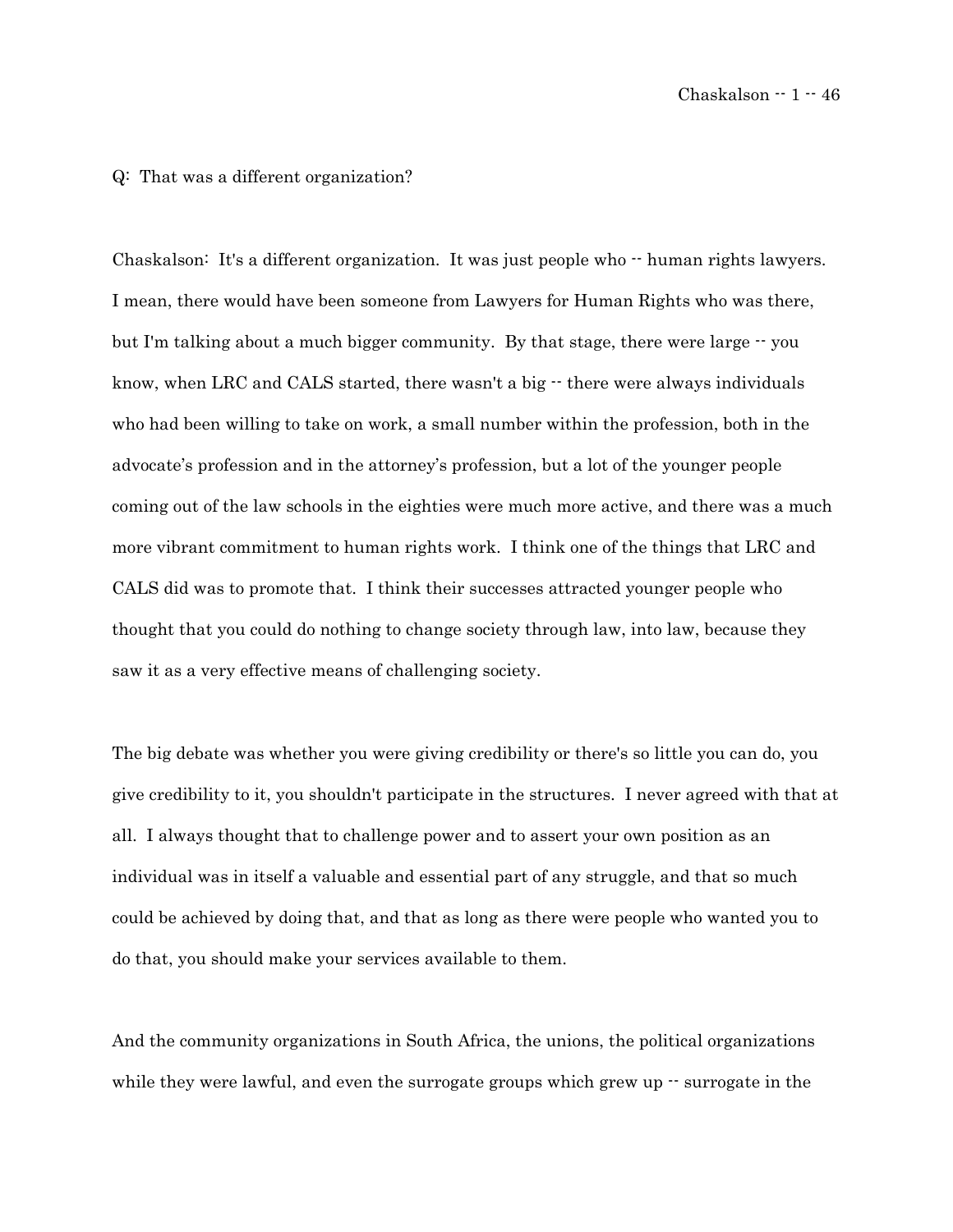Q: That was a different organization?

Chaskalson: It's a different organization. It was just people who -- human rights lawyers. I mean, there would have been someone from Lawyers for Human Rights who was there, but I'm talking about a much bigger community. By that stage, there were large -- you know, when LRC and CALS started, there wasn't a big -- there were always individuals who had been willing to take on work, a small number within the profession, both in the advocate's profession and in the attorney's profession, but a lot of the younger people coming out of the law schools in the eighties were much more active, and there was a much more vibrant commitment to human rights work. I think one of the things that LRC and CALS did was to promote that. I think their successes attracted younger people who thought that you could do nothing to change society through law, into law, because they saw it as a very effective means of challenging society.

The big debate was whether you were giving credibility or there's so little you can do, you give credibility to it, you shouldn't participate in the structures. I never agreed with that at all. I always thought that to challenge power and to assert your own position as an individual was in itself a valuable and essential part of any struggle, and that so much could be achieved by doing that, and that as long as there were people who wanted you to do that, you should make your services available to them.

And the community organizations in South Africa, the unions, the political organizations while they were lawful, and even the surrogate groups which grew up -- surrogate in the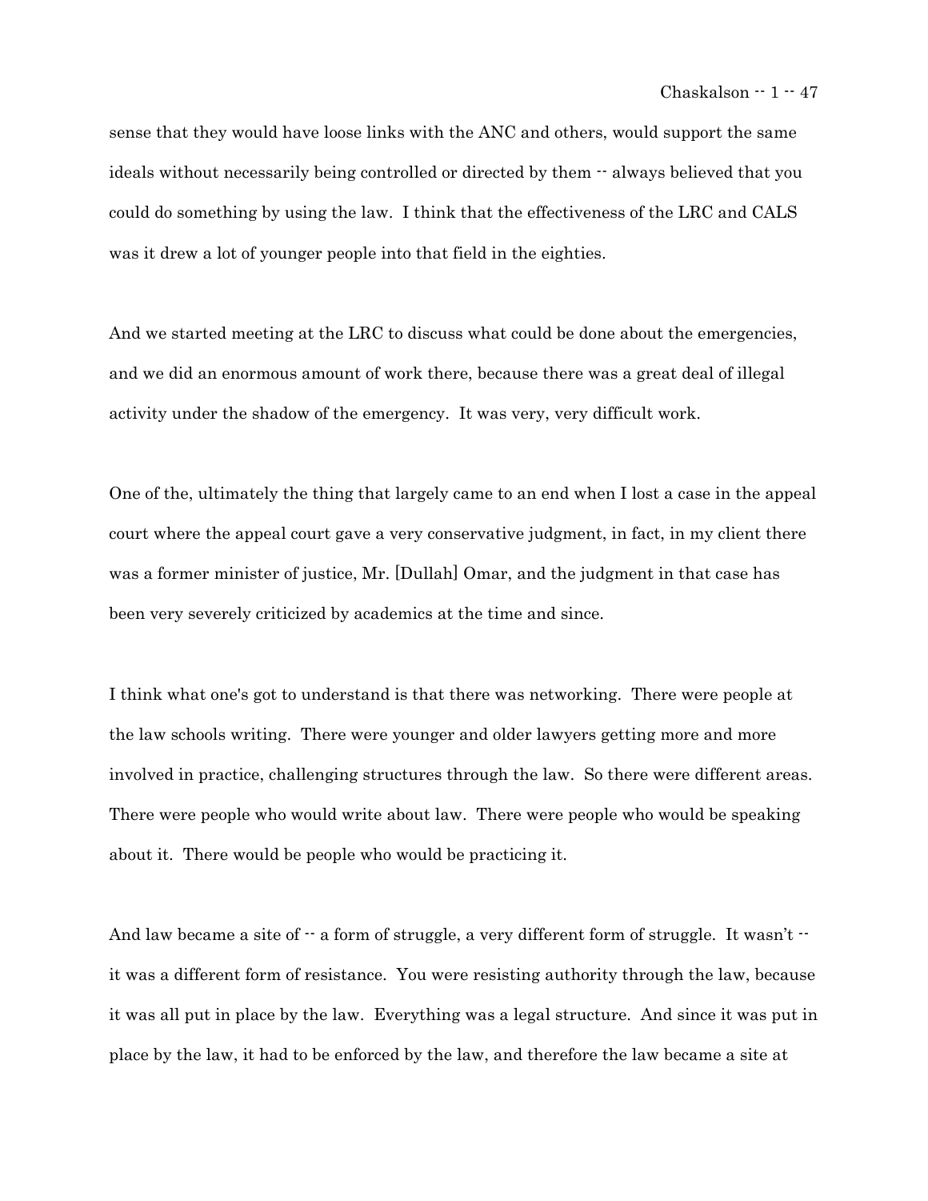sense that they would have loose links with the ANC and others, would support the same ideals without necessarily being controlled or directed by them -- always believed that you could do something by using the law. I think that the effectiveness of the LRC and CALS was it drew a lot of younger people into that field in the eighties.

And we started meeting at the LRC to discuss what could be done about the emergencies, and we did an enormous amount of work there, because there was a great deal of illegal activity under the shadow of the emergency. It was very, very difficult work.

One of the, ultimately the thing that largely came to an end when I lost a case in the appeal court where the appeal court gave a very conservative judgment, in fact, in my client there was a former minister of justice, Mr. [Dullah] Omar, and the judgment in that case has been very severely criticized by academics at the time and since.

I think what one's got to understand is that there was networking. There were people at the law schools writing. There were younger and older lawyers getting more and more involved in practice, challenging structures through the law. So there were different areas. There were people who would write about law. There were people who would be speaking about it. There would be people who would be practicing it.

And law became a site of -- a form of struggle, a very different form of struggle. It wasn't -- it was a different form of resistance. You were resisting authority through the law, because it was all put in place by the law. Everything was a legal structure. And since it was put in place by the law, it had to be enforced by the law, and therefore the law became a site at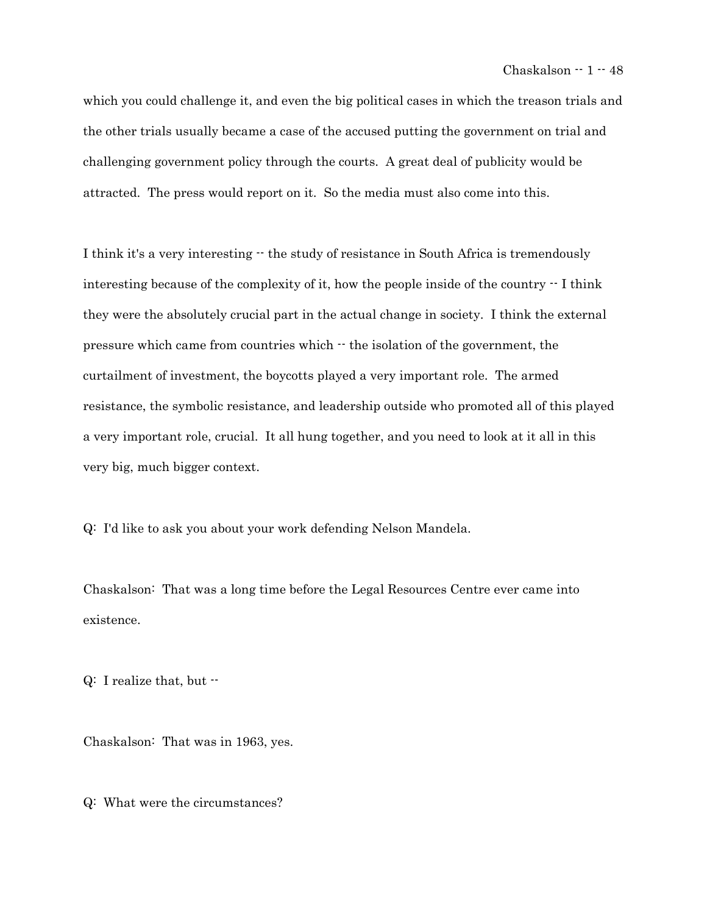which you could challenge it, and even the big political cases in which the treason trials and the other trials usually became a case of the accused putting the government on trial and challenging government policy through the courts. A great deal of publicity would be attracted. The press would report on it. So the media must also come into this.

I think it's a very interesting -- the study of resistance in South Africa is tremendously interesting because of the complexity of it, how the people inside of the country -- I think they were the absolutely crucial part in the actual change in society. I think the external pressure which came from countries which -- the isolation of the government, the curtailment of investment, the boycotts played a very important role. The armed resistance, the symbolic resistance, and leadership outside who promoted all of this played a very important role, crucial. It all hung together, and you need to look at it all in this very big, much bigger context.

Q: I'd like to ask you about your work defending Nelson Mandela.

Chaskalson: That was a long time before the Legal Resources Centre ever came into existence.

Q: I realize that, but --

Chaskalson: That was in 1963, yes.

Q: What were the circumstances?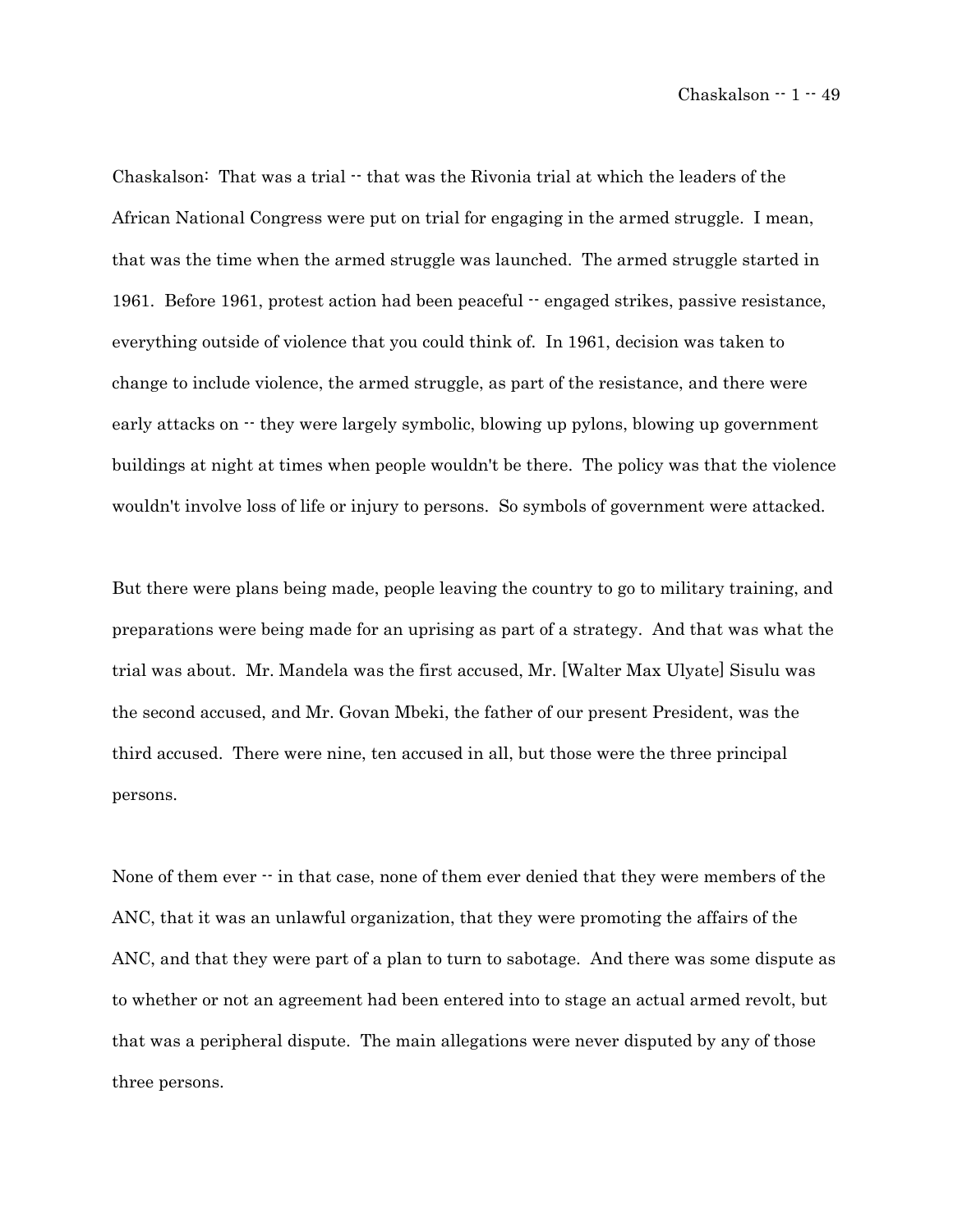Chaskalson: That was a trial -- that was the Rivonia trial at which the leaders of the African National Congress were put on trial for engaging in the armed struggle. I mean, that was the time when the armed struggle was launched. The armed struggle started in 1961. Before 1961, protest action had been peaceful -- engaged strikes, passive resistance, everything outside of violence that you could think of. In 1961, decision was taken to change to include violence, the armed struggle, as part of the resistance, and there were early attacks on -- they were largely symbolic, blowing up pylons, blowing up government buildings at night at times when people wouldn't be there. The policy was that the violence wouldn't involve loss of life or injury to persons. So symbols of government were attacked.

But there were plans being made, people leaving the country to go to military training, and preparations were being made for an uprising as part of a strategy. And that was what the trial was about. Mr. Mandela was the first accused, Mr. [Walter Max Ulyate] Sisulu was the second accused, and Mr. Govan Mbeki, the father of our present President, was the third accused. There were nine, ten accused in all, but those were the three principal persons.

None of them ever -- in that case, none of them ever denied that they were members of the ANC, that it was an unlawful organization, that they were promoting the affairs of the ANC, and that they were part of a plan to turn to sabotage. And there was some dispute as to whether or not an agreement had been entered into to stage an actual armed revolt, but that was a peripheral dispute. The main allegations were never disputed by any of those three persons.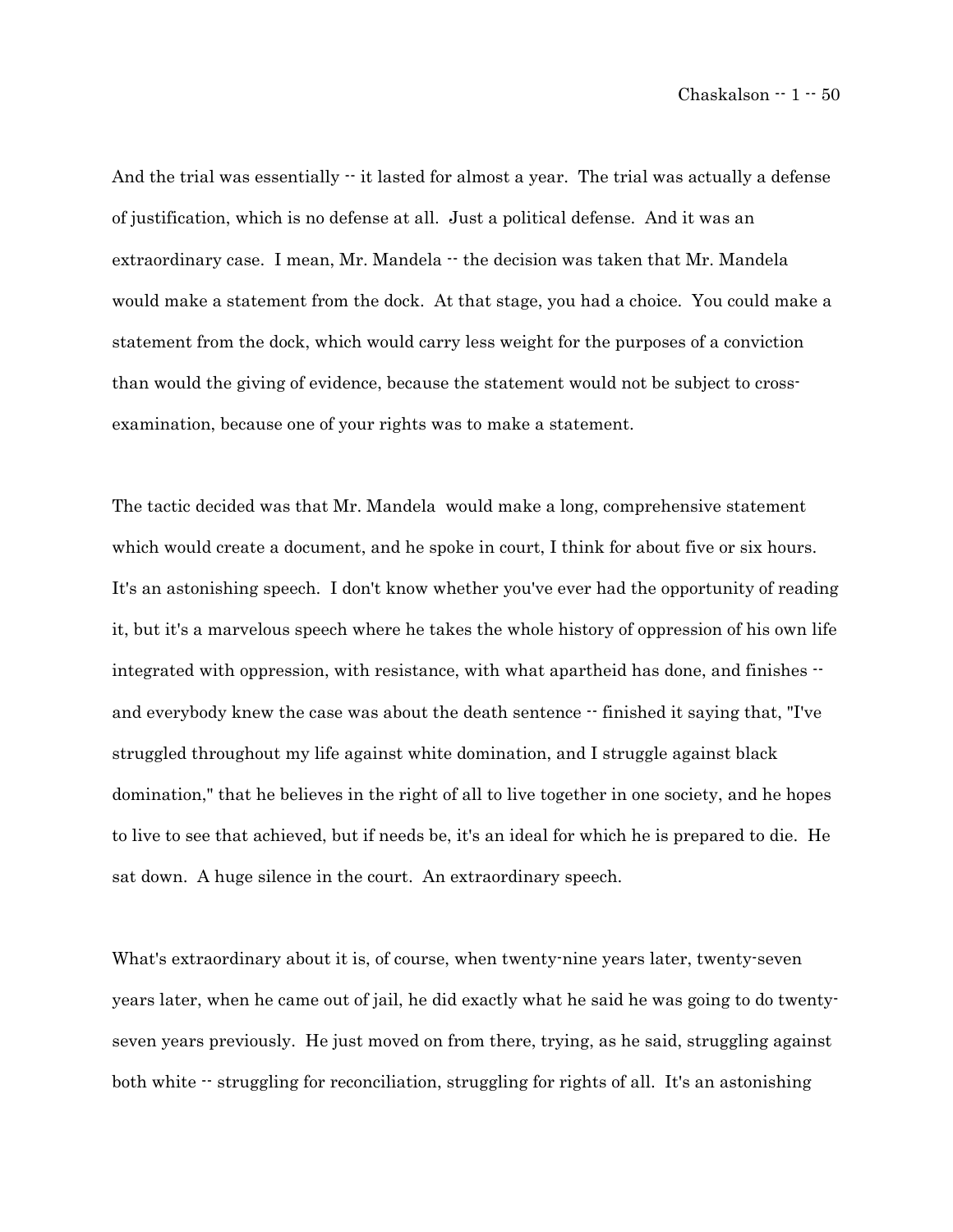And the trial was essentially -- it lasted for almost a year. The trial was actually a defense of justification, which is no defense at all. Just a political defense. And it was an extraordinary case. I mean, Mr. Mandela -- the decision was taken that Mr. Mandela would make a statement from the dock. At that stage, you had a choice. You could make a statement from the dock, which would carry less weight for the purposes of a conviction than would the giving of evidence, because the statement would not be subject to cross-examination, because one of your rights was to make a statement.

The tactic decided was that Mr. Mandela would make a long, comprehensive statement which would create a document, and he spoke in court, I think for about five or six hours. It's an astonishing speech. I don't know whether you've ever had the opportunity of reading it, but it's a marvelous speech where he takes the whole history of oppression of his own life integrated with oppression, with resistance, with what apartheid has done, and finishes -- and everybody knew the case was about the death sentence -- finished it saying that, "I've struggled throughout my life against white domination, and I struggle against black domination," that he believes in the right of all to live together in one society, and he hopes to live to see that achieved, but if needs be, it's an ideal for which he is prepared to die. He sat down. A huge silence in the court. An extraordinary speech.

What's extraordinary about it is, of course, when twenty-nine years later, twenty-seven years later, when he came out of jail, he did exactly what he said he was going to do twenty-seven years previously. He just moved on from there, trying, as he said, struggling against both white -- struggling for reconciliation, struggling for rights of all. It's an astonishing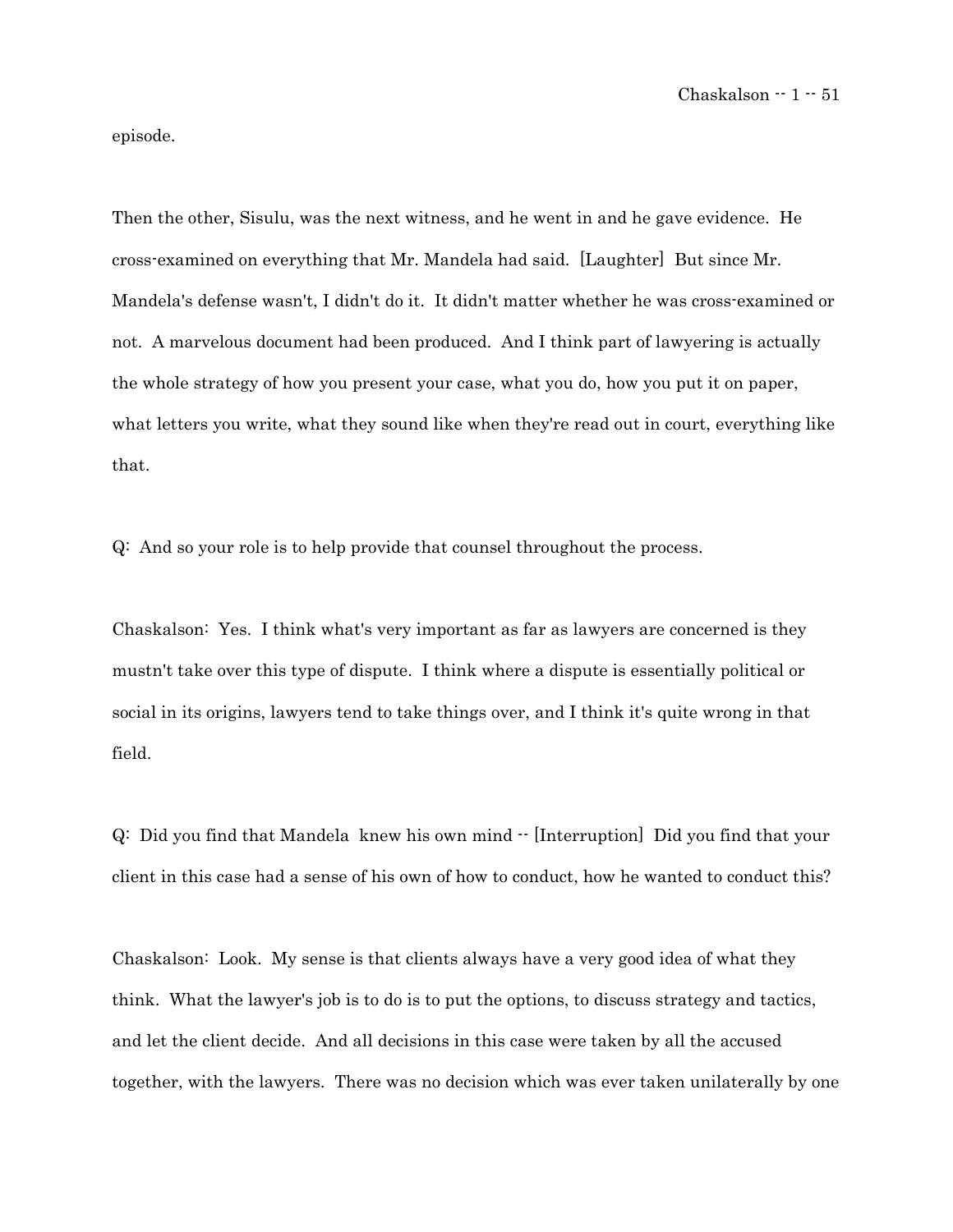episode.

Then the other, Sisulu, was the next witness, and he went in and he gave evidence. He cross-examined on everything that Mr. Mandela had said. [Laughter] But since Mr. Mandela's defense wasn't, I didn't do it. It didn't matter whether he was cross-examined or not. A marvelous document had been produced. And I think part of lawyering is actually the whole strategy of how you present your case, what you do, how you put it on paper, what letters you write, what they sound like when they're read out in court, everything like that.

Q: And so your role is to help provide that counsel throughout the process.

Chaskalson: Yes. I think what's very important as far as lawyers are concerned is they mustn't take over this type of dispute. I think where a dispute is essentially political or social in its origins, lawyers tend to take things over, and I think it's quite wrong in that field.

Q: Did you find that Mandela knew his own mind -- [Interruption] Did you find that your client in this case had a sense of his own of how to conduct, how he wanted to conduct this?

Chaskalson: Look. My sense is that clients always have a very good idea of what they think. What the lawyer's job is to do is to put the options, to discuss strategy and tactics, and let the client decide. And all decisions in this case were taken by all the accused together, with the lawyers. There was no decision which was ever taken unilaterally by one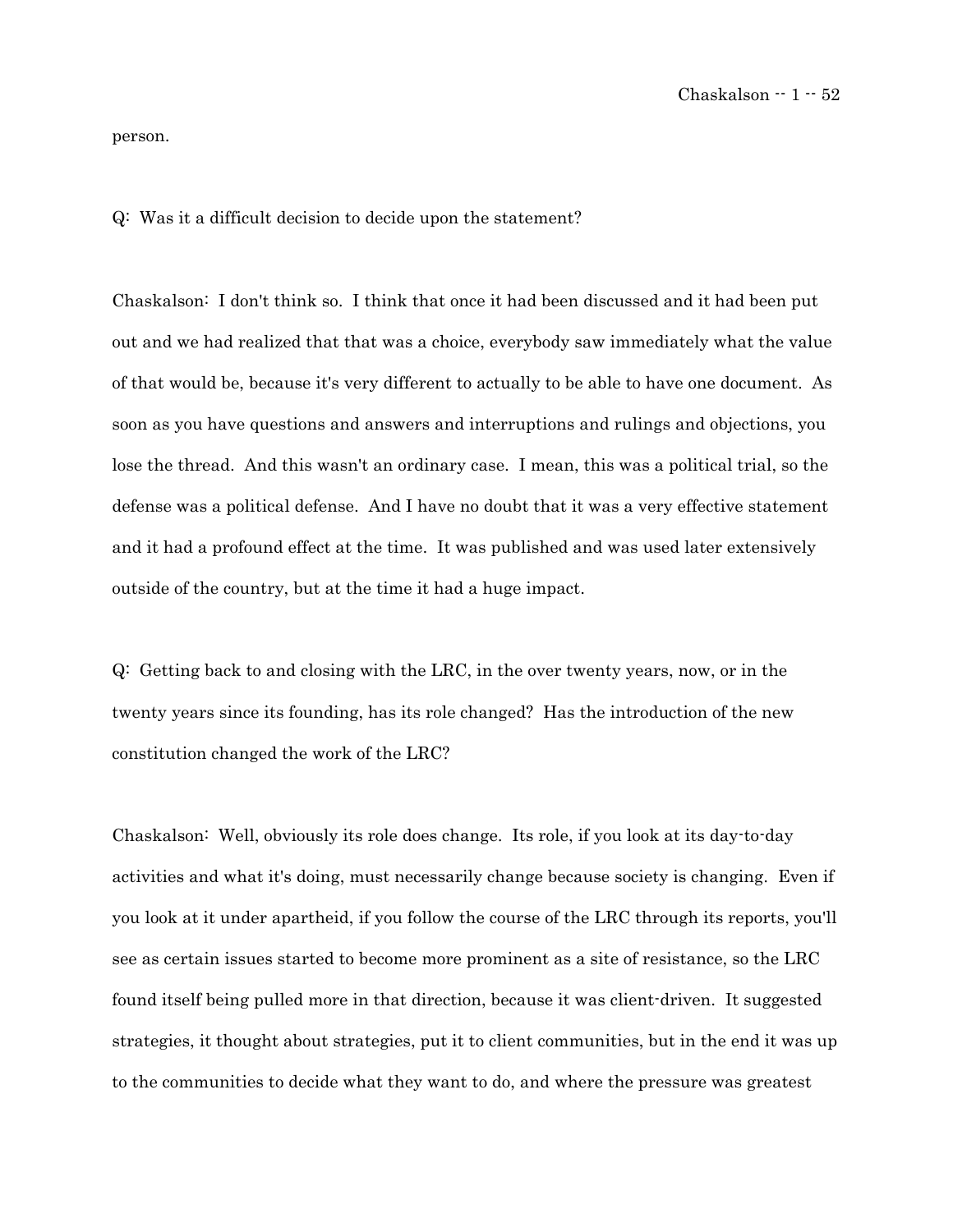person.

Q: Was it a difficult decision to decide upon the statement?

Chaskalson: I don't think so. I think that once it had been discussed and it had been put out and we had realized that that was a choice, everybody saw immediately what the value of that would be, because it's very different to actually to be able to have one document. As soon as you have questions and answers and interruptions and rulings and objections, you lose the thread. And this wasn't an ordinary case. I mean, this was a political trial, so the defense was a political defense. And I have no doubt that it was a very effective statement and it had a profound effect at the time. It was published and was used later extensively outside of the country, but at the time it had a huge impact.

Q: Getting back to and closing with the LRC, in the over twenty years, now, or in the twenty years since its founding, has its role changed? Has the introduction of the new constitution changed the work of the LRC?

Chaskalson: Well, obviously its role does change. Its role, if you look at its day-to-day activities and what it's doing, must necessarily change because society is changing. Even if you look at it under apartheid, if you follow the course of the LRC through its reports, you'll see as certain issues started to become more prominent as a site of resistance, so the LRC found itself being pulled more in that direction, because it was client-driven. It suggested strategies, it thought about strategies, put it to client communities, but in the end it was up to the communities to decide what they want to do, and where the pressure was greatest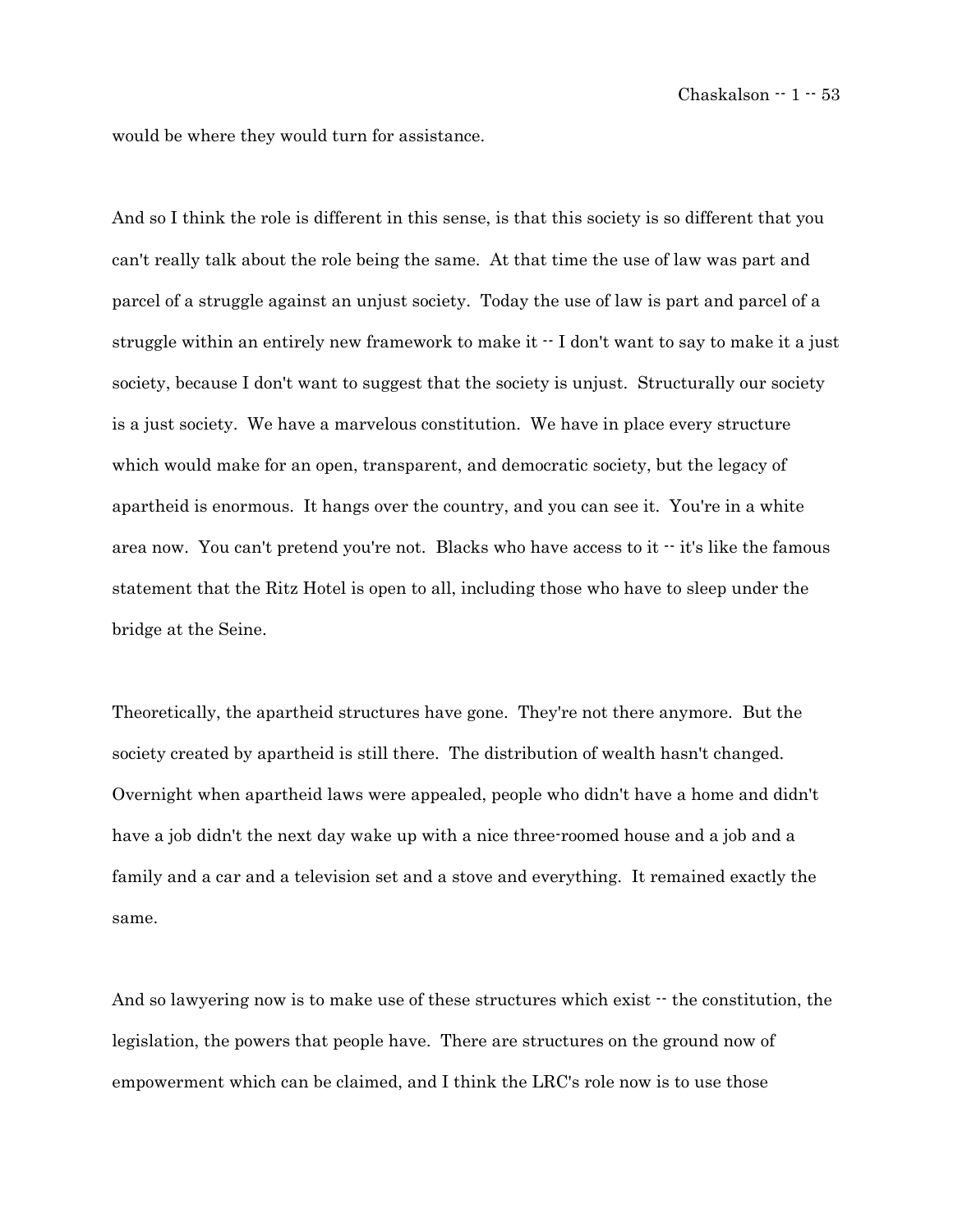would be where they would turn for assistance.

And so I think the role is different in this sense, is that this society is so different that you can't really talk about the role being the same. At that time the use of law was part and parcel of a struggle against an unjust society. Today the use of law is part and parcel of a struggle within an entirely new framework to make it -- I don't want to say to make it a just society, because I don't want to suggest that the society is unjust. Structurally our society is a just society. We have a marvelous constitution. We have in place every structure which would make for an open, transparent, and democratic society, but the legacy of apartheid is enormous. It hangs over the country, and you can see it. You're in a white area now. You can't pretend you're not. Blacks who have access to it -- it's like the famous statement that the Ritz Hotel is open to all, including those who have to sleep under the bridge at the Seine.

Theoretically, the apartheid structures have gone. They're not there anymore. But the society created by apartheid is still there. The distribution of wealth hasn't changed. Overnight when apartheid laws were appealed, people who didn't have a home and didn't have a job didn't the next day wake up with a nice three-roomed house and a job and a family and a car and a television set and a stove and everything. It remained exactly the same.

And so lawyering now is to make use of these structures which exist -- the constitution, the legislation, the powers that people have. There are structures on the ground now of empowerment which can be claimed, and I think the LRC's role now is to use those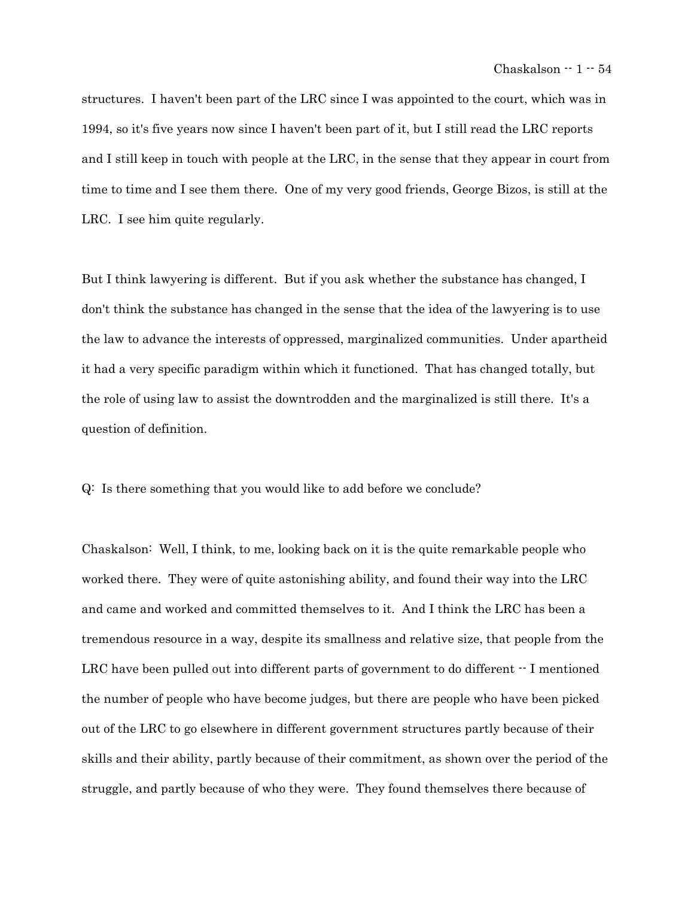structures. I haven't been part of the LRC since I was appointed to the court, which was in 1994, so it's five years now since I haven't been part of it, but I still read the LRC reports and I still keep in touch with people at the LRC, in the sense that they appear in court from time to time and I see them there. One of my very good friends, George Bizos, is still at the LRC. I see him quite regularly.

But I think lawyering is different. But if you ask whether the substance has changed, I don't think the substance has changed in the sense that the idea of the lawyering is to use the law to advance the interests of oppressed, marginalized communities. Under apartheid it had a very specific paradigm within which it functioned. That has changed totally, but the role of using law to assist the downtrodden and the marginalized is still there. It's a question of definition.

Q: Is there something that you would like to add before we conclude?

Chaskalson: Well, I think, to me, looking back on it is the quite remarkable people who worked there. They were of quite astonishing ability, and found their way into the LRC and came and worked and committed themselves to it. And I think the LRC has been a tremendous resource in a way, despite its smallness and relative size, that people from the LRC have been pulled out into different parts of government to do different -- I mentioned the number of people who have become judges, but there are people who have been picked out of the LRC to go elsewhere in different government structures partly because of their skills and their ability, partly because of their commitment, as shown over the period of the struggle, and partly because of who they were. They found themselves there because of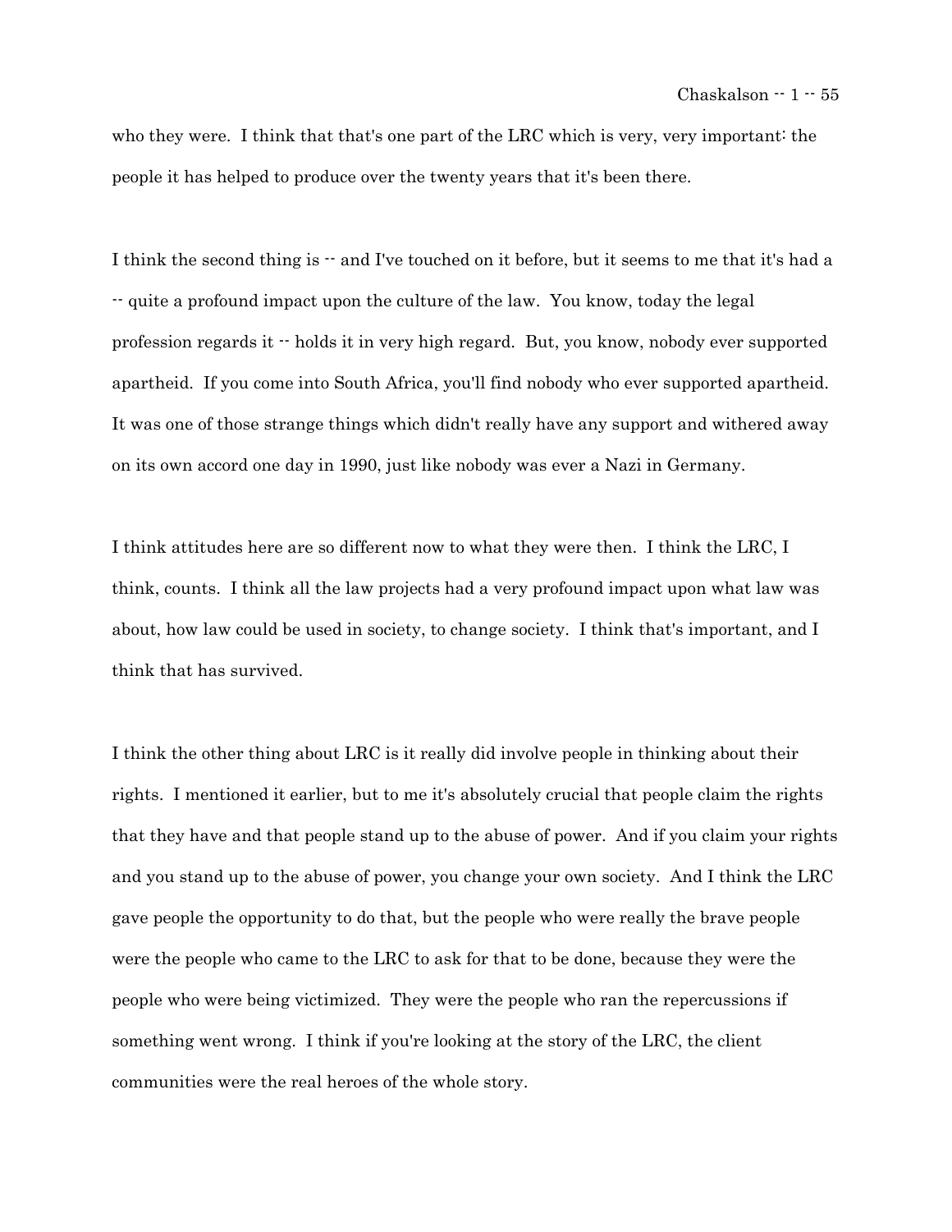who they were. I think that that's one part of the LRC which is very, very important: the people it has helped to produce over the twenty years that it's been there.

I think the second thing is -- and I've touched on it before, but it seems to me that it's had a -- quite a profound impact upon the culture of the law. You know, today the legal profession regards it -- holds it in very high regard. But, you know, nobody ever supported apartheid. If you come into South Africa, you'll find nobody who ever supported apartheid. It was one of those strange things which didn't really have any support and withered away on its own accord one day in 1990, just like nobody was ever a Nazi in Germany.

I think attitudes here are so different now to what they were then. I think the LRC, I think, counts. I think all the law projects had a very profound impact upon what law was about, how law could be used in society, to change society. I think that's important, and I think that has survived.

I think the other thing about LRC is it really did involve people in thinking about their rights. I mentioned it earlier, but to me it's absolutely crucial that people claim the rights that they have and that people stand up to the abuse of power. And if you claim your rights and you stand up to the abuse of power, you change your own society. And I think the LRC gave people the opportunity to do that, but the people who were really the brave people were the people who came to the LRC to ask for that to be done, because they were the people who were being victimized. They were the people who ran the repercussions if something went wrong. I think if you're looking at the story of the LRC, the client communities were the real heroes of the whole story.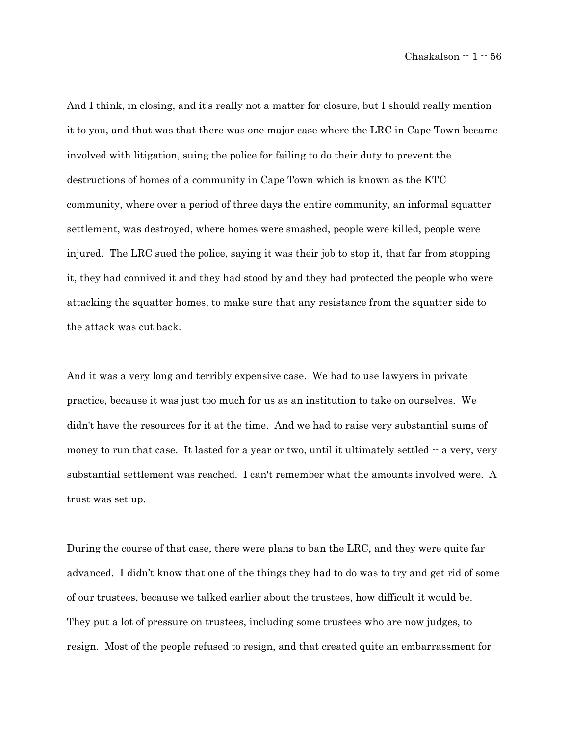And I think, in closing, and it's really not a matter for closure, but I should really mention it to you, and that was that there was one major case where the LRC in Cape Town became involved with litigation, suing the police for failing to do their duty to prevent the destructions of homes of a community in Cape Town which is known as the KTC community, where over a period of three days the entire community, an informal squatter settlement, was destroyed, where homes were smashed, people were killed, people were injured. The LRC sued the police, saying it was their job to stop it, that far from stopping it, they had connived it and they had stood by and they had protected the people who were attacking the squatter homes, to make sure that any resistance from the squatter side to the attack was cut back.

And it was a very long and terribly expensive case. We had to use lawyers in private practice, because it was just too much for us as an institution to take on ourselves. We didn't have the resources for it at the time. And we had to raise very substantial sums of money to run that case. It lasted for a year or two, until it ultimately settled -- a very, very substantial settlement was reached. I can't remember what the amounts involved were. A trust was set up.

During the course of that case, there were plans to ban the LRC, and they were quite far advanced. I didn't know that one of the things they had to do was to try and get rid of some of our trustees, because we talked earlier about the trustees, how difficult it would be. They put a lot of pressure on trustees, including some trustees who are now judges, to resign. Most of the people refused to resign, and that created quite an embarrassment for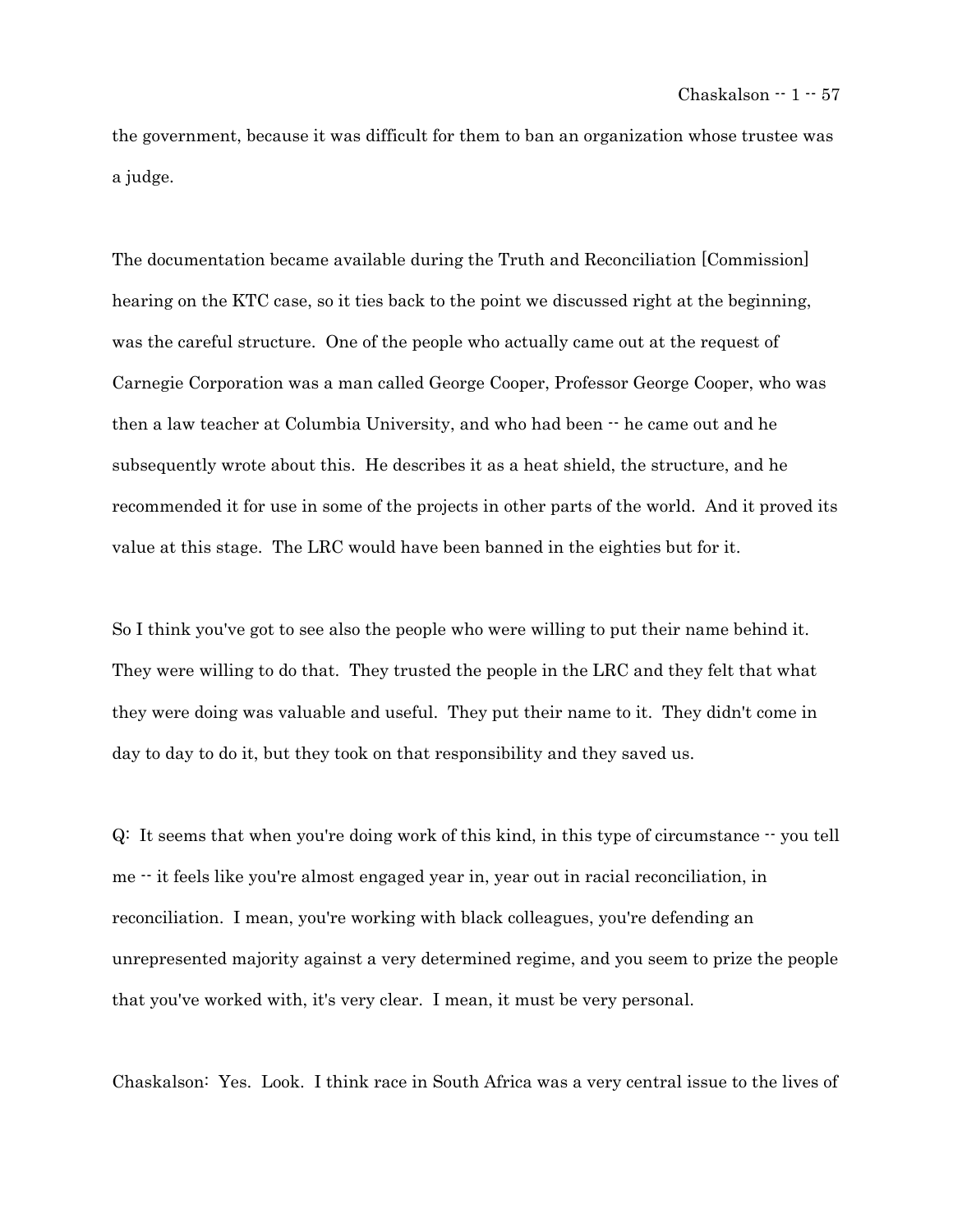the government, because it was difficult for them to ban an organization whose trustee was a judge.

The documentation became available during the Truth and Reconciliation [Commission] hearing on the KTC case, so it ties back to the point we discussed right at the beginning, was the careful structure. One of the people who actually came out at the request of Carnegie Corporation was a man called George Cooper, Professor George Cooper, who was then a law teacher at Columbia University, and who had been -- he came out and he subsequently wrote about this. He describes it as a heat shield, the structure, and he recommended it for use in some of the projects in other parts of the world. And it proved its value at this stage. The LRC would have been banned in the eighties but for it.

So I think you've got to see also the people who were willing to put their name behind it. They were willing to do that. They trusted the people in the LRC and they felt that what they were doing was valuable and useful. They put their name to it. They didn't come in day to day to do it, but they took on that responsibility and they saved us.

Q: It seems that when you're doing work of this kind, in this type of circumstance -- you tell me -- it feels like you're almost engaged year in, year out in racial reconciliation, in reconciliation. I mean, you're working with black colleagues, you're defending an unrepresented majority against a very determined regime, and you seem to prize the people that you've worked with, it's very clear. I mean, it must be very personal.

Chaskalson: Yes. Look. I think race in South Africa was a very central issue to the lives of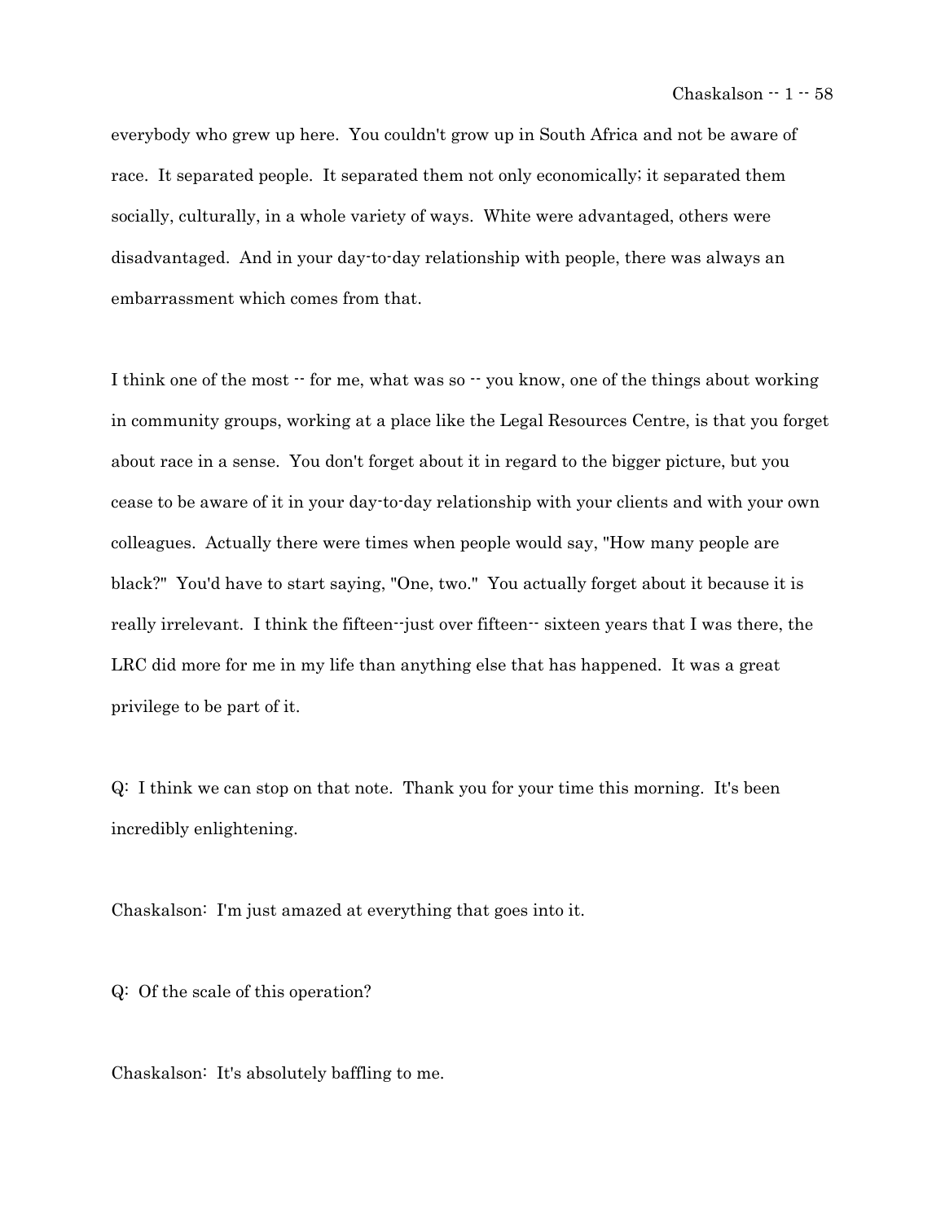everybody who grew up here. You couldn't grow up in South Africa and not be aware of race. It separated people. It separated them not only economically; it separated them socially, culturally, in a whole variety of ways. White were advantaged, others were disadvantaged. And in your day-to-day relationship with people, there was always an embarrassment which comes from that.

I think one of the most -- for me, what was so -- you know, one of the things about working in community groups, working at a place like the Legal Resources Centre, is that you forget about race in a sense. You don't forget about it in regard to the bigger picture, but you cease to be aware of it in your day-to-day relationship with your clients and with your own colleagues. Actually there were times when people would say, "How many people are black?" You'd have to start saying, "One, two." You actually forget about it because it is really irrelevant. I think the fifteen--just over fifteen-- sixteen years that I was there, the LRC did more for me in my life than anything else that has happened. It was a great privilege to be part of it.

Q: I think we can stop on that note. Thank you for your time this morning. It's been incredibly enlightening.

Chaskalson: I'm just amazed at everything that goes into it.

Q: Of the scale of this operation?

Chaskalson: It's absolutely baffling to me.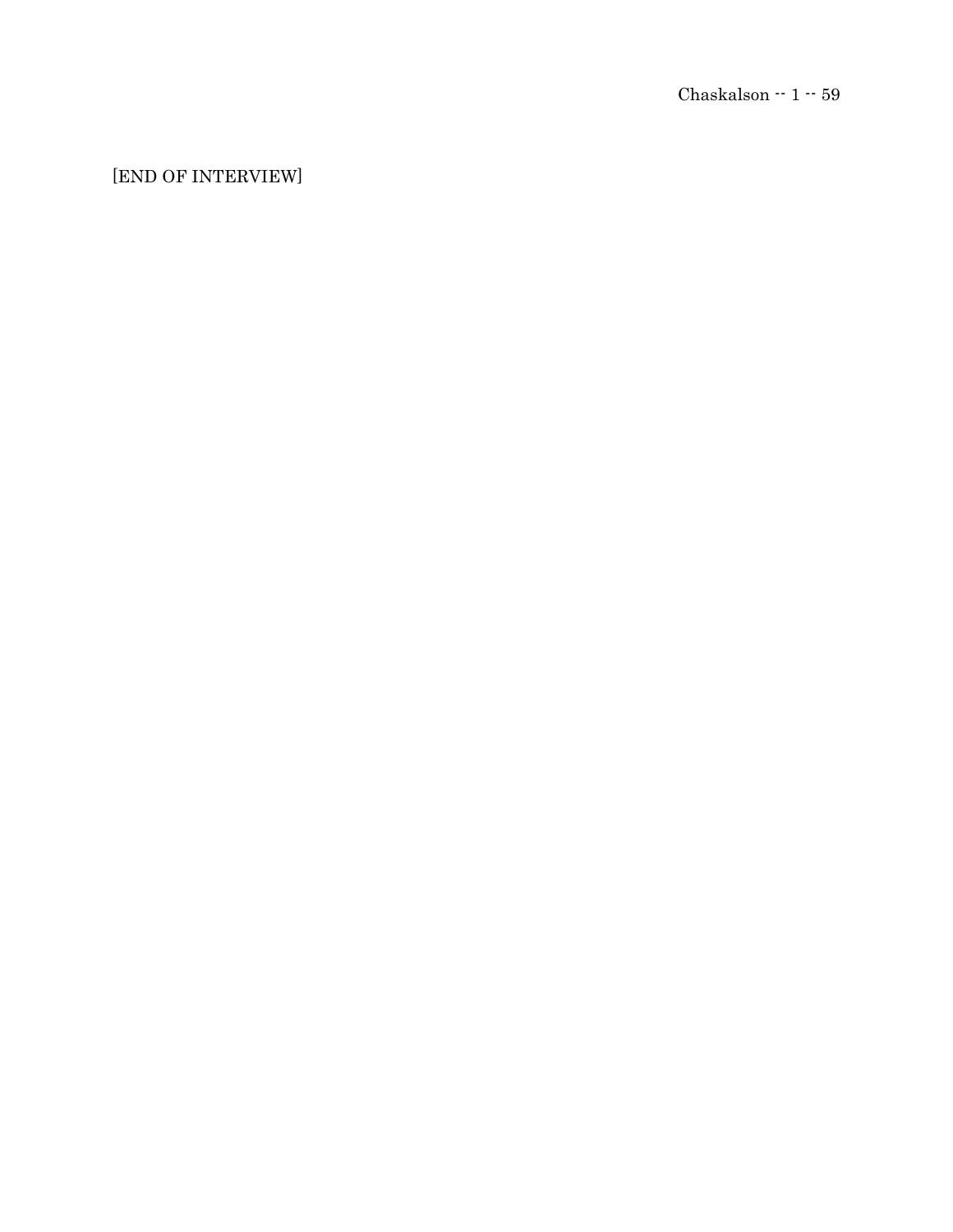[END OF INTERVIEW]